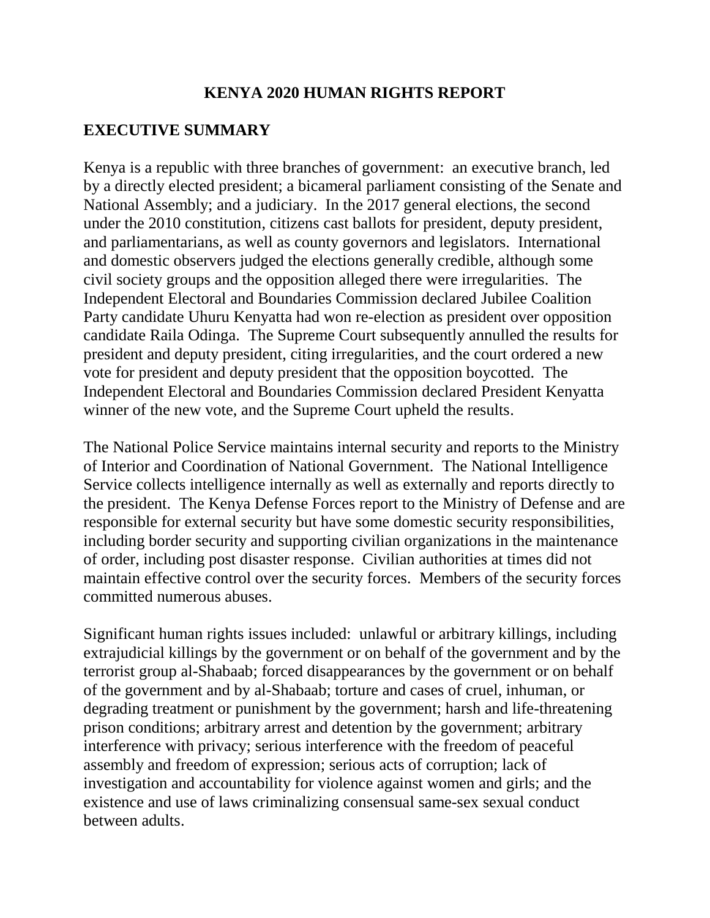# KENYA 2020 HUMAN RIGHTS REPORT

## EXECUTIVE SUMMARY

Kenya is a republic with three branches of government: an executive branch, led by a directly elected president; a bicameral parliament consisting of the Senate and National Assembly; and a judiciary. In the 2017 general elections, the second under the 2010 constitution, citizens cast ballots for president, deputy president, and parliamentarians, as well as county governors and legislators. International and domestic observers judged the elections generally credible, although some civil society groups and the opposition alleged there were irregularities. The Independent Electoral and Boundaries Commission declared Jubilee Coalition Party candidate Uhuru Kenyatta had won re-election as president over opposition candidate Raila Odinga. The Supreme Court subsequently annulled the results for president and deputy president, citing irregularities, and the court ordered a new vote for president and deputy president that the opposition boycotted. The Independent Electoral and Boundaries Commission declared President Kenyatta winner of the new vote, and the Supreme Court upheld the results.

The National Police Service maintains internal security and reports to the Ministry of Interior and Coordination of National Government. The National Intelligence Service collects intelligence internally as well as externally and reports directly to the president. The Kenya Defense Forces report to the Ministry of Defense and are responsible for external security but have some domestic security responsibilities, including border security and supporting civilian organizations in the maintenance of order, including post disaster response. Civilian authorities at times did not maintain effective control over the security forces. Members of the security forces committed numerous abuses.

Significant human rights issues included: unlawful or arbitrary killings, including extrajudicial killings by the government or on behalf of the government and by the terrorist group al-Shabaab; forced disappearances by the government or on behalf of the government and by al-Shabaab; torture and cases of cruel, inhuman, or degrading treatment or punishment by the government; harsh and life-threatening prison conditions; arbitrary arrest and detention by the government; arbitrary interference with privacy; serious interference with the freedom of peaceful assembly and freedom of expression; serious acts of corruption; lack of investigation and accountability for violence against women and girls; and the existence and use of laws criminalizing consensual same-sex sexual conduct between adults.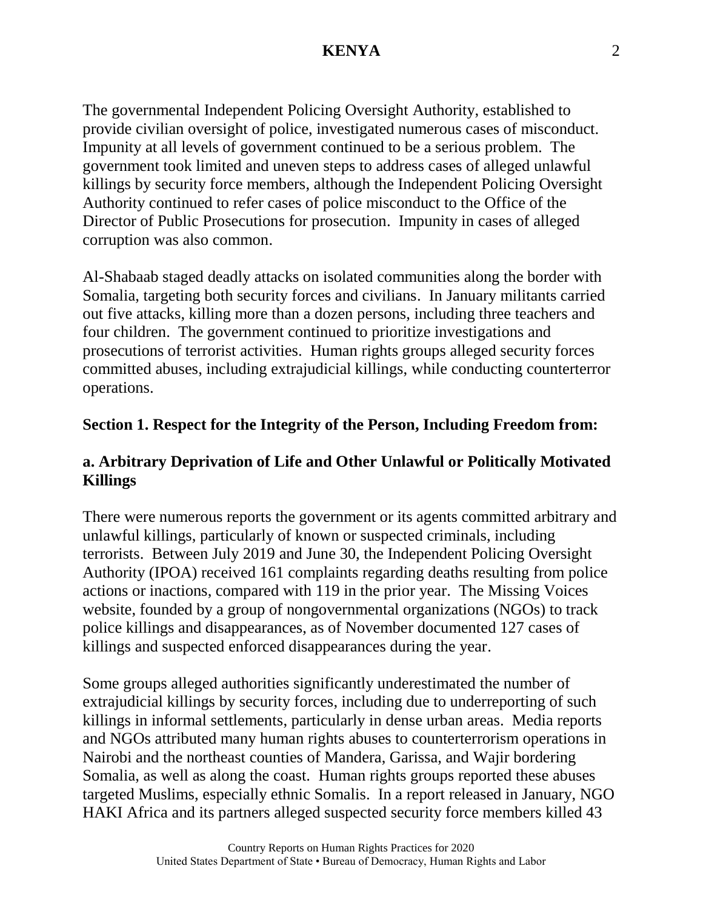The governmental Independent Policing Oversight Authority, established to provide civilian oversight of police, investigated numerous cases of misconduct. Impunity at all levels of government continued to be a serious problem. The government took limited and uneven steps to address cases of alleged unlawful killings by security force members, although the Independent Policing Oversight Authority continued to refer cases of police misconduct to the Office of the Director of Public Prosecutions for prosecution. Impunity in cases of alleged corruption was also common.

Al-Shabaab staged deadly attacks on isolated communities along the border with Somalia, targeting both security forces and civilians. In January militants carried out five attacks, killing more than a dozen persons, including three teachers and four children. The government continued to prioritize investigations and prosecutions of terrorist activities. Human rights groups alleged security forces committed abuses, including extrajudicial killings, while conducting counterterror operations.

## Section 1. Respect for the Integrity of the Person, Including Freedom from:

### a. Arbitrary Deprivation of Life and Other Unlawful or Politically Motivated Killings

There were numerous reports the government or its agents committed arbitrary and unlawful killings, particularly of known or suspected criminals, including terrorists. Between July 2019 and June 30, the Independent Policing Oversight Authority (IPOA) received 161 complaints regarding deaths resulting from police actions or inactions, compared with 119 in the prior year. The Missing Voices website, founded by a group of nongovernmental organizations (NGOs) to track police killings and disappearances, as of November documented 127 cases of killings and suspected enforced disappearances during the year.

Some groups alleged authorities significantly underestimated the number of extrajudicial killings by security forces, including due to underreporting of such killings in informal settlements, particularly in dense urban areas. Media reports and NGOs attributed many human rights abuses to counterterrorism operations in Nairobi and the northeast counties of Mandera, Garissa, and Wajir bordering Somalia, as well as along the coast. Human rights groups reported these abuses targeted Muslims, especially ethnic Somalis. In a report released in January, NGO HAKI Africa and its partners alleged suspected security force members killed 43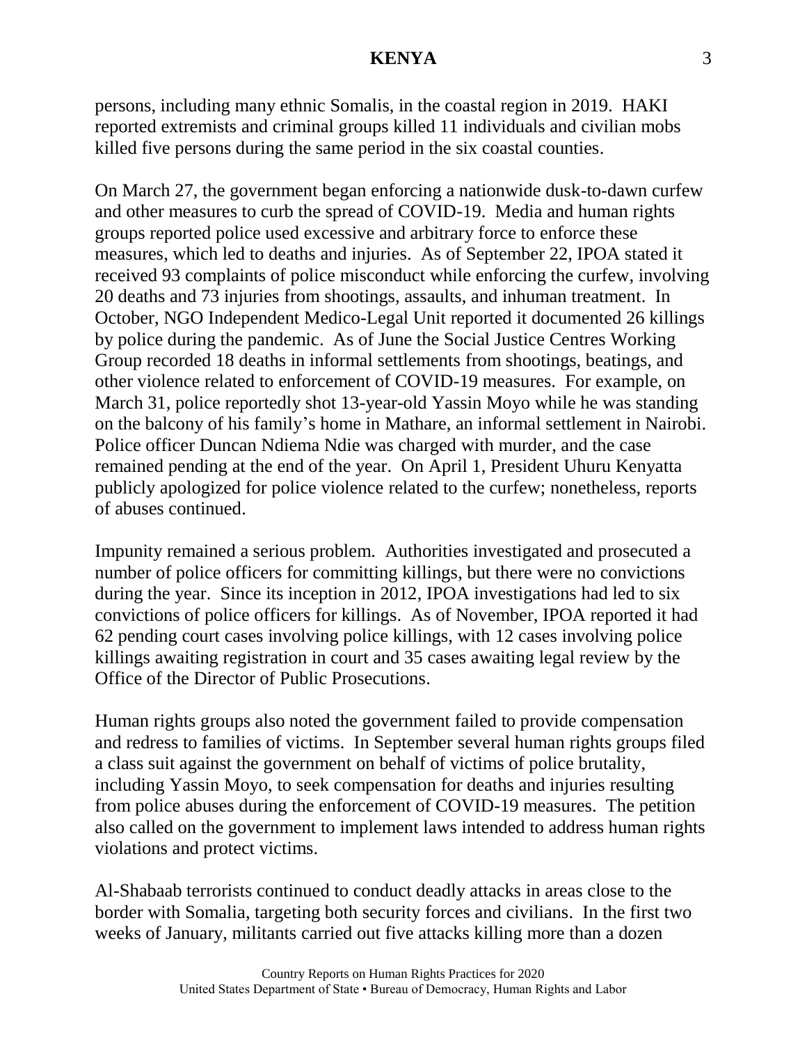persons, including many ethnic Somalis, in the coastal region in 2019. HAKI reported extremists and criminal groups killed 11 individuals and civilian mobs killed five persons during the same period in the six coastal counties.

On March 27, the government began enforcing a nationwide dusk-to-dawn curfew and other measures to curb the spread of COVID-19. Media and human rights groups reported police used excessive and arbitrary force to enforce these measures, which led to deaths and injuries. As of September 22, IPOA stated it received 93 complaints of police misconduct while enforcing the curfew, involving 20 deaths and 73 injuries from shootings, assaults, and inhuman treatment. In October, NGO Independent Medico-Legal Unit reported it documented 26 killings by police during the pandemic. As of June the Social Justice Centres Working Group recorded 18 deaths in informal settlements from shootings, beatings, and other violence related to enforcement of COVID-19 measures. For example, on March 31, police reportedly shot 13-year-old Yassin Moyo while he was standing on the balcony of his family's home in Mathare, an informal settlement in Nairobi. Police officer Duncan Ndiema Ndie was charged with murder, and the case remained pending at the end of the year. On April 1, President Uhuru Kenyatta publicly apologized for police violence related to the curfew; nonetheless, reports of abuses continued.

Impunity remained a serious problem. Authorities investigated and prosecuted a number of police officers for committing killings, but there were no convictions during the year. Since its inception in 2012, IPOA investigations had led to six convictions of police officers for killings. As of November, IPOA reported it had 62 pending court cases involving police killings, with 12 cases involving police killings awaiting registration in court and 35 cases awaiting legal review by the Office of the Director of Public Prosecutions.

Human rights groups also noted the government failed to provide compensation and redress to families of victims. In September several human rights groups filed a class suit against the government on behalf of victims of police brutality, including Yassin Moyo, to seek compensation for deaths and injuries resulting from police abuses during the enforcement of COVID-19 measures. The petition also called on the government to implement laws intended to address human rights violations and protect victims.

Al-Shabaab terrorists continued to conduct deadly attacks in areas close to the border with Somalia, targeting both security forces and civilians. In the first two weeks of January, militants carried out five attacks killing more than a dozen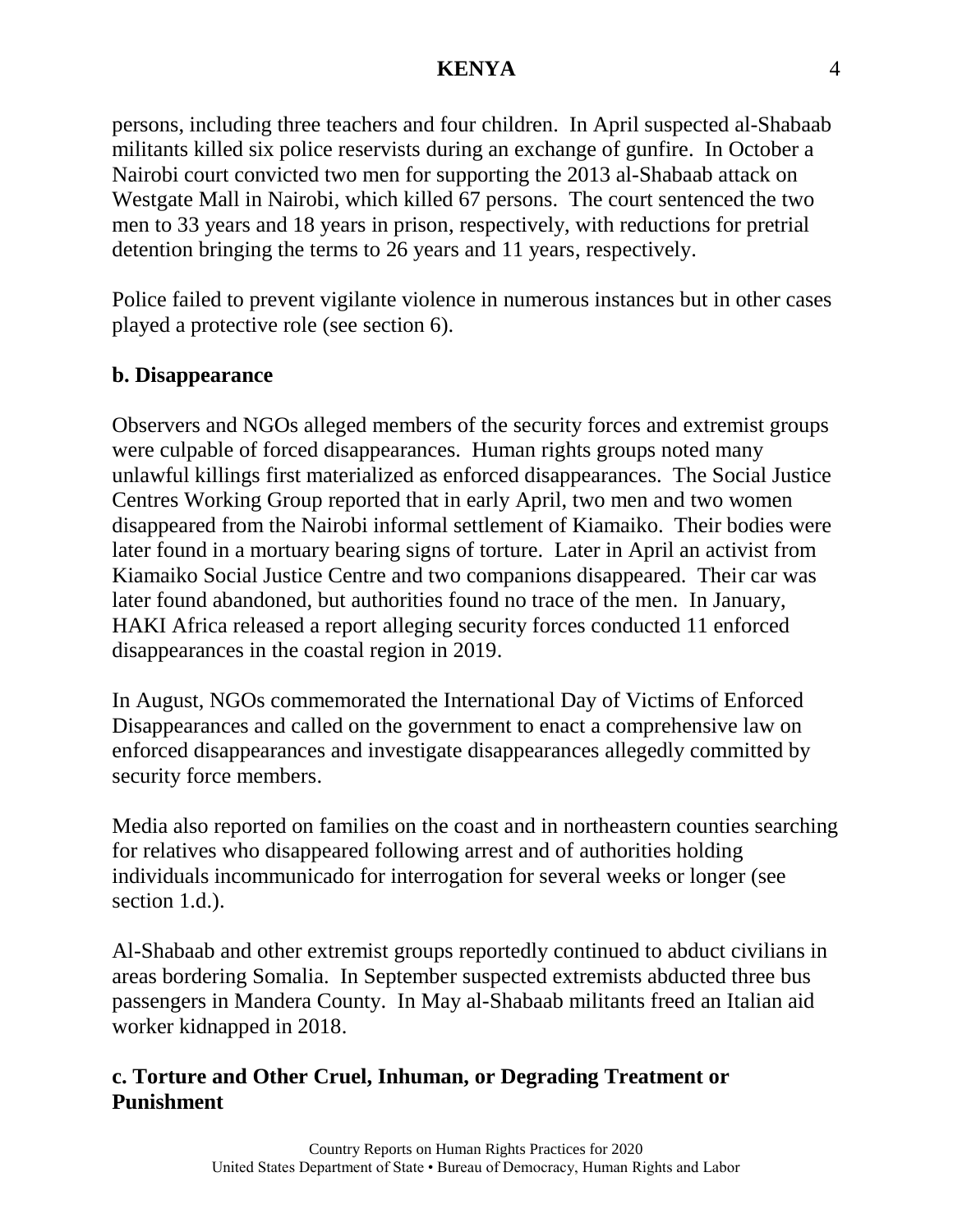persons, including three teachers and four children. In April suspected al-Shabaab militants killed six police reservists during an exchange of gunfire. In October a Nairobi court convicted two men for supporting the 2013 al-Shabaab attack on Westgate Mall in Nairobi, which killed 67 persons. The court sentenced the two men to 33 years and 18 years in prison, respectively, with reductions for pretrial detention bringing the terms to 26 years and 11 years, respectively.

Police failed to prevent vigilante violence in numerous instances but in other cases played a protective role (see section 6).

### b. Disappearance

Observers and NGOs alleged members of the security forces and extremist groups were culpable of forced disappearances. Human rights groups noted many unlawful killings first materialized as enforced disappearances. The Social Justice Centres Working Group reported that in early April, two men and two women disappeared from the Nairobi informal settlement of Kiamaiko. Their bodies were later found in a mortuary bearing signs of torture. Later in April an activist from Kiamaiko Social Justice Centre and two companions disappeared. Their car was later found abandoned, but authorities found no trace of the men. In January, HAKI Africa released a report alleging security forces conducted 11 enforced disappearances in the coastal region in 2019.

In August, NGOs commemorated the International Day of Victims of Enforced Disappearances and called on the government to enact a comprehensive law on enforced disappearances and investigate disappearances allegedly committed by security force members.

Media also reported on families on the coast and in northeastern counties searching for relatives who disappeared following arrest and of authorities holding individuals incommunicado for interrogation for several weeks or longer (see section 1.d.).

Al-Shabaab and other extremist groups reportedly continued to abduct civilians in areas bordering Somalia. In September suspected extremists abducted three bus passengers in Mandera County. In May al-Shabaab militants freed an Italian aid worker kidnapped in 2018.

### c. Torture and Other Cruel, Inhuman, or Degrading Treatment or Punishment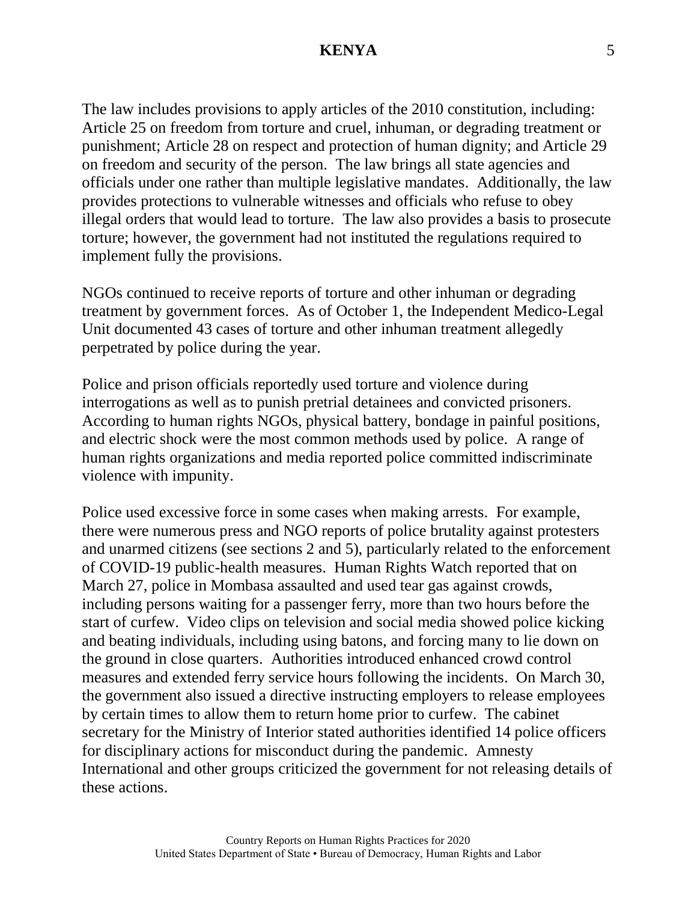The law includes provisions to apply articles of the 2010 constitution, including: Article 25 on freedom from torture and cruel, inhuman, or degrading treatment or punishment; Article 28 on respect and protection of human dignity; and Article 29 on freedom and security of the person. The law brings all state agencies and officials under one rather than multiple legislative mandates. Additionally, the law provides protections to vulnerable witnesses and officials who refuse to obey illegal orders that would lead to torture. The law also provides a basis to prosecute torture; however, the government had not instituted the regulations required to implement fully the provisions.

NGOs continued to receive reports of torture and other inhuman or degrading treatment by government forces. As of October 1, the Independent Medico-Legal Unit documented 43 cases of torture and other inhuman treatment allegedly perpetrated by police during the year.

Police and prison officials reportedly used torture and violence during interrogations as well as to punish pretrial detainees and convicted prisoners. According to human rights NGOs, physical battery, bondage in painful positions, and electric shock were the most common methods used by police. A range of human rights organizations and media reported police committed indiscriminate violence with impunity.

Police used excessive force in some cases when making arrests. For example, there were numerous press and NGO reports of police brutality against protesters and unarmed citizens (see sections 2 and 5), particularly related to the enforcement of COVID-19 public-health measures. Human Rights Watch reported that on March 27, police in Mombasa assaulted and used tear gas against crowds, including persons waiting for a passenger ferry, more than two hours before the start of curfew. Video clips on television and social media showed police kicking and beating individuals, including using batons, and forcing many to lie down on the ground in close quarters. Authorities introduced enhanced crowd control measures and extended ferry service hours following the incidents. On March 30, the government also issued a directive instructing employers to release employees by certain times to allow them to return home prior to curfew. The cabinet secretary for the Ministry of Interior stated authorities identified 14 police officers for disciplinary actions for misconduct during the pandemic. Amnesty International and other groups criticized the government for not releasing details of these actions.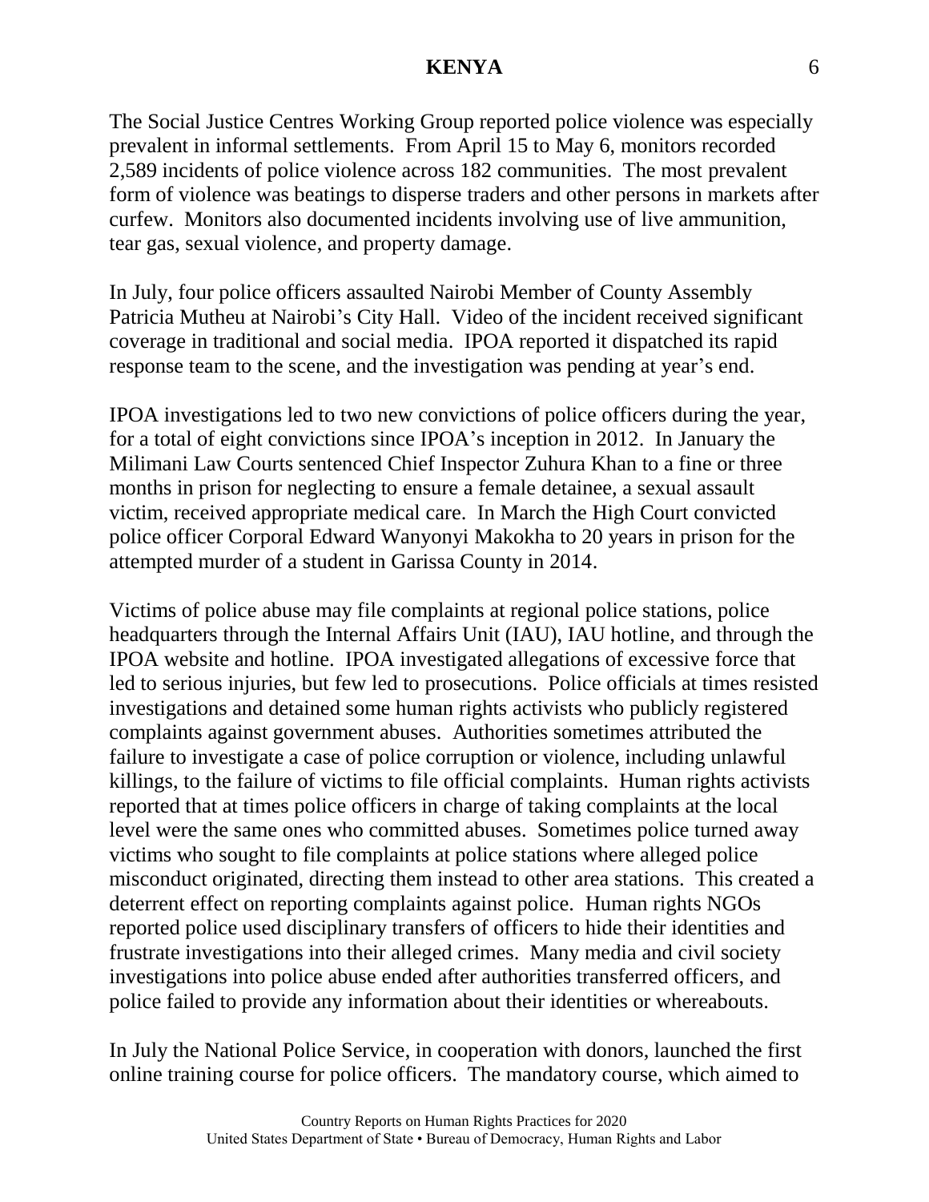The Social Justice Centres Working Group reported police violence was especially prevalent in informal settlements. From April 15 to May 6, monitors recorded 2,589 incidents of police violence across 182 communities. The most prevalent form of violence was beatings to disperse traders and other persons in markets after curfew. Monitors also documented incidents involving use of live ammunition, tear gas, sexual violence, and property damage.

In July, four police officers assaulted Nairobi Member of County Assembly Patricia Mutheu at Nairobi's City Hall. Video of the incident received significant coverage in traditional and social media. IPOA reported it dispatched its rapid response team to the scene, and the investigation was pending at year's end.

IPOA investigations led to two new convictions of police officers during the year, for a total of eight convictions since IPOA's inception in 2012. In January the Milimani Law Courts sentenced Chief Inspector Zuhura Khan to a fine or three months in prison for neglecting to ensure a female detainee, a sexual assault victim, received appropriate medical care. In March the High Court convicted police officer Corporal Edward Wanyonyi Makokha to 20 years in prison for the attempted murder of a student in Garissa County in 2014.

Victims of police abuse may file complaints at regional police stations, police headquarters through the Internal Affairs Unit (IAU), IAU hotline, and through the IPOA website and hotline. IPOA investigated allegations of excessive force that led to serious injuries, but few led to prosecutions. Police officials at times resisted investigations and detained some human rights activists who publicly registered complaints against government abuses. Authorities sometimes attributed the failure to investigate a case of police corruption or violence, including unlawful killings, to the failure of victims to file official complaints. Human rights activists reported that at times police officers in charge of taking complaints at the local level were the same ones who committed abuses. Sometimes police turned away victims who sought to file complaints at police stations where alleged police misconduct originated, directing them instead to other area stations. This created a deterrent effect on reporting complaints against police. Human rights NGOs reported police used disciplinary transfers of officers to hide their identities and frustrate investigations into their alleged crimes. Many media and civil society investigations into police abuse ended after authorities transferred officers, and police failed to provide any information about their identities or whereabouts.

In July the National Police Service, in cooperation with donors, launched the first online training course for police officers. The mandatory course, which aimed to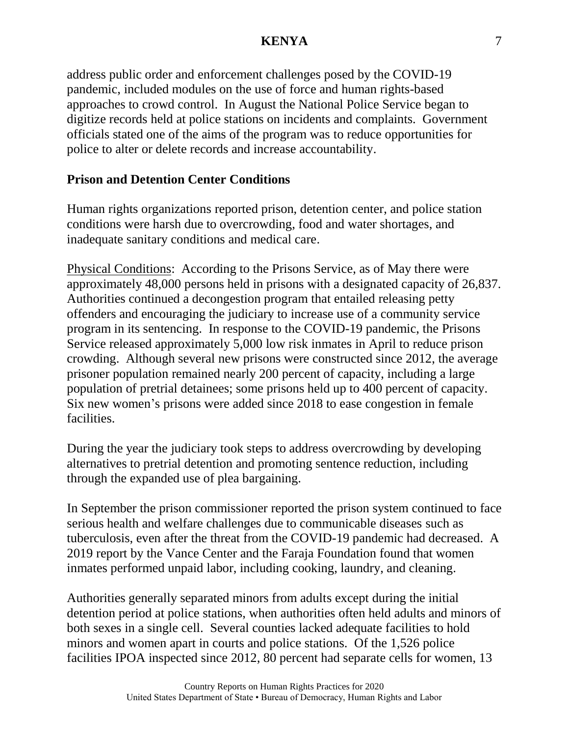address public order and enforcement challenges posed by the COVID-19 pandemic, included modules on the use of force and human rights-based approaches to crowd control. In August the National Police Service began to digitize records held at police stations on incidents and complaints. Government officials stated one of the aims of the program was to reduce opportunities for police to alter or delete records and increase accountability.

**Prison and Detention Center Conditions**

Human rights organizations reported prison, detention center, and police station conditions were harsh due to overcrowding, food and water shortages, and inadequate sanitary conditions and medical care.

Physical Conditions: According to the Prisons Service, as of May there were approximately 48,000 persons held in prisons with a designated capacity of 26,837. Authorities continued a decongestion program that entailed releasing petty offenders and encouraging the judiciary to increase use of a community service program in its sentencing. In response to the COVID-19 pandemic, the Prisons Service released approximately 5,000 low risk inmates in April to reduce prison crowding. Although several new prisons were constructed since 2012, the average prisoner population remained nearly 200 percent of capacity, including a large population of pretrial detainees; some prisons held up to 400 percent of capacity. Six new women's prisons were added since 2018 to ease congestion in female facilities.

During the year the judiciary took steps to address overcrowding by developing alternatives to pretrial detention and promoting sentence reduction, including through the expanded use of plea bargaining.

In September the prison commissioner reported the prison system continued to face serious health and welfare challenges due to communicable diseases such as tuberculosis, even after the threat from the COVID-19 pandemic had decreased. A 2019 report by the Vance Center and the Faraja Foundation found that women inmates performed unpaid labor, including cooking, laundry, and cleaning.

Authorities generally separated minors from adults except during the initial detention period at police stations, when authorities often held adults and minors of both sexes in a single cell. Several counties lacked adequate facilities to hold minors and women apart in courts and police stations. Of the 1,526 police facilities IPOA inspected since 2012, 80 percent had separate cells for women, 13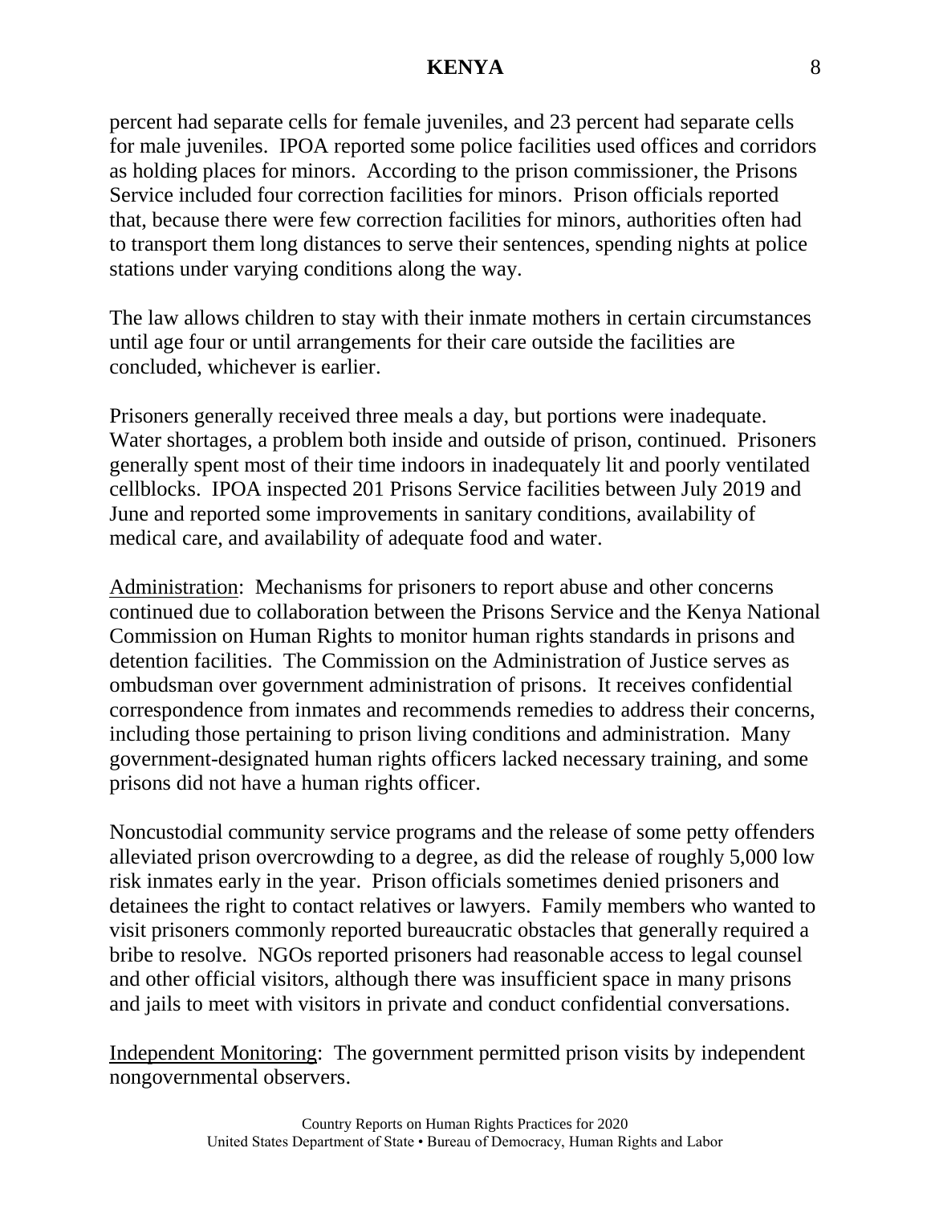percent had separate cells for female juveniles, and 23 percent had separate cells for male juveniles. IPOA reported some police facilities used offices and corridors as holding places for minors. According to the prison commissioner, the Prisons Service included four correction facilities for minors. Prison officials reported that, because there were few correction facilities for minors, authorities often had to transport them long distances to serve their sentences, spending nights at police stations under varying conditions along the way.

The law allows children to stay with their inmate mothers in certain circumstances until age four or until arrangements for their care outside the facilities are concluded, whichever is earlier.

Prisoners generally received three meals a day, but portions were inadequate. Water shortages, a problem both inside and outside of prison, continued. Prisoners generally spent most of their time indoors in inadequately lit and poorly ventilated cellblocks. IPOA inspected 201 Prisons Service facilities between July 2019 and June and reported some improvements in sanitary conditions, availability of medical care, and availability of adequate food and water.

Administration: Mechanisms for prisoners to report abuse and other concerns continued due to collaboration between the Prisons Service and the Kenya National Commission on Human Rights to monitor human rights standards in prisons and detention facilities. The Commission on the Administration of Justice serves as ombudsman over government administration of prisons. It receives confidential correspondence from inmates and recommends remedies to address their concerns, including those pertaining to prison living conditions and administration. Many government-designated human rights officers lacked necessary training, and some prisons did not have a human rights officer.

Noncustodial community service programs and the release of some petty offenders alleviated prison overcrowding to a degree, as did the release of roughly 5,000 low risk inmates early in the year. Prison officials sometimes denied prisoners and detainees the right to contact relatives or lawyers. Family members who wanted to visit prisoners commonly reported bureaucratic obstacles that generally required a bribe to resolve. NGOs reported prisoners had reasonable access to legal counsel and other official visitors, although there was insufficient space in many prisons and jails to meet with visitors in private and conduct confidential conversations.

Independent Monitoring: The government permitted prison visits by independent nongovernmental observers.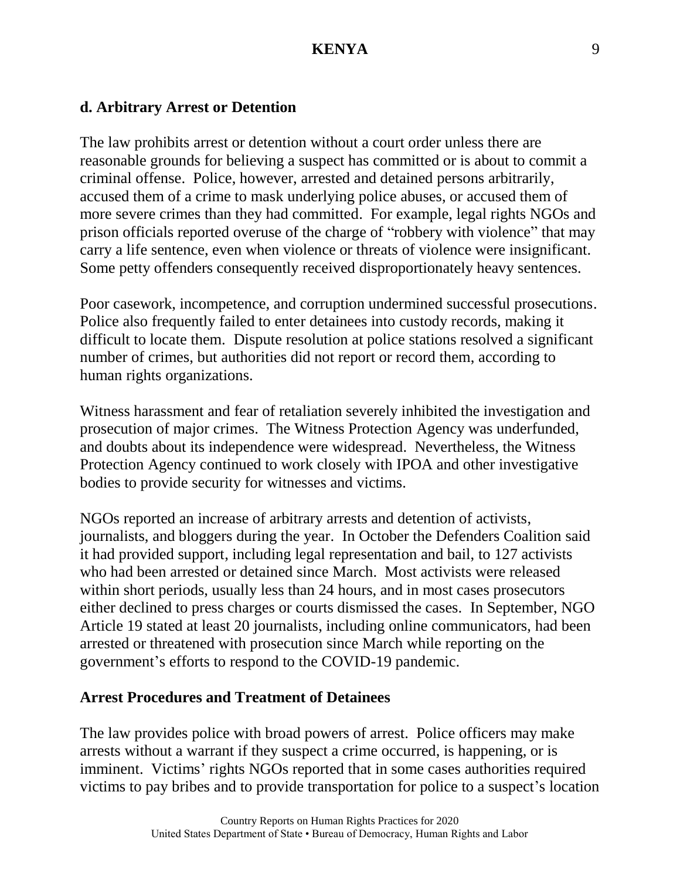### d. Arbitrary Arrest or Detention

The law prohibits arrest or detention without a court order unless there are reasonable grounds for believing a suspect has committed or is about to commit a criminal offense. Police, however, arrested and detained persons arbitrarily, accused them of a crime to mask underlying police abuses, or accused them of more severe crimes than they had committed. For example, legal rights NGOs and prison officials reported overuse of the charge of "robbery with violence" that may carry a life sentence, even when violence or threats of violence were insignificant. Some petty offenders consequently received disproportionately heavy sentences.

Poor casework, incompetence, and corruption undermined successful prosecutions. Police also frequently failed to enter detainees into custody records, making it difficult to locate them. Dispute resolution at police stations resolved a significant number of crimes, but authorities did not report or record them, according to human rights organizations.

Witness harassment and fear of retaliation severely inhibited the investigation and prosecution of major crimes. The Witness Protection Agency was underfunded, and doubts about its independence were widespread. Nevertheless, the Witness Protection Agency continued to work closely with IPOA and other investigative bodies to provide security for witnesses and victims.

NGOs reported an increase of arbitrary arrests and detention of activists, journalists, and bloggers during the year. In October the Defenders Coalition said it had provided support, including legal representation and bail, to 127 activists who had been arrested or detained since March. Most activists were released within short periods, usually less than 24 hours, and in most cases prosecutors either declined to press charges or courts dismissed the cases. In September, NGO Article 19 stated at least 20 journalists, including online communicators, had been arrested or threatened with prosecution since March while reporting on the government's efforts to respond to the COVID-19 pandemic.

#### Arrest Procedures and Treatment of Detainees

The law provides police with broad powers of arrest. Police officers may make arrests without a warrant if they suspect a crime occurred, is happening, or is imminent. Victims' rights NGOs reported that in some cases authorities required victims to pay bribes and to provide transportation for police to a suspect's location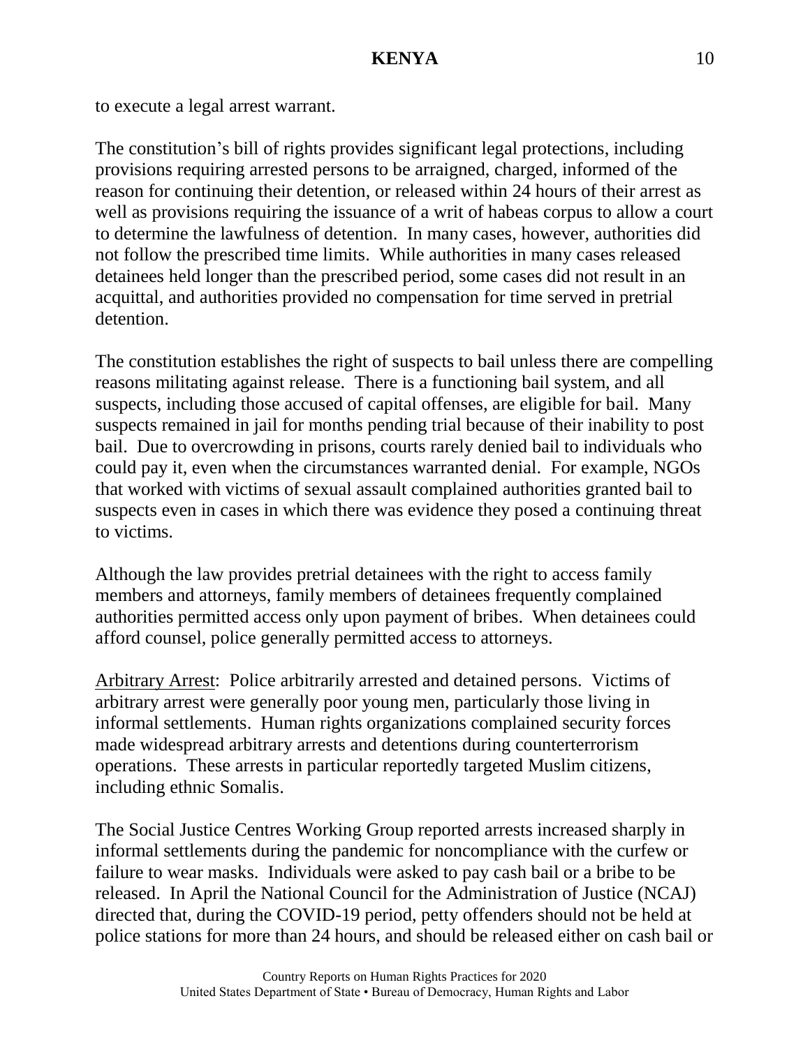to execute a legal arrest warrant.

The constitution's bill of rights provides significant legal protections, including provisions requiring arrested persons to be arraigned, charged, informed of the reason for continuing their detention, or released within 24 hours of their arrest as well as provisions requiring the issuance of a writ of habeas corpus to allow a court to determine the lawfulness of detention. In many cases, however, authorities did not follow the prescribed time limits. While authorities in many cases released detainees held longer than the prescribed period, some cases did not result in an acquittal, and authorities provided no compensation for time served in pretrial detention.

The constitution establishes the right of suspects to bail unless there are compelling reasons militating against release. There is a functioning bail system, and all suspects, including those accused of capital offenses, are eligible for bail. Many suspects remained in jail for months pending trial because of their inability to post bail. Due to overcrowding in prisons, courts rarely denied bail to individuals who could pay it, even when the circumstances warranted denial. For example, NGOs that worked with victims of sexual assault complained authorities granted bail to suspects even in cases in which there was evidence they posed a continuing threat to victims.

Although the law provides pretrial detainees with the right to access family members and attorneys, family members of detainees frequently complained authorities permitted access only upon payment of bribes. When detainees could afford counsel, police generally permitted access to attorneys.

Arbitrary Arrest: Police arbitrarily arrested and detained persons. Victims of arbitrary arrest were generally poor young men, particularly those living in informal settlements. Human rights organizations complained security forces made widespread arbitrary arrests and detentions during counterterrorism operations. These arrests in particular reportedly targeted Muslim citizens, including ethnic Somalis.

The Social Justice Centres Working Group reported arrests increased sharply in informal settlements during the pandemic for noncompliance with the curfew or failure to wear masks. Individuals were asked to pay cash bail or a bribe to be released. In April the National Council for the Administration of Justice (NCAJ) directed that, during the COVID-19 period, petty offenders should not be held at police stations for more than 24 hours, and should be released either on cash bail or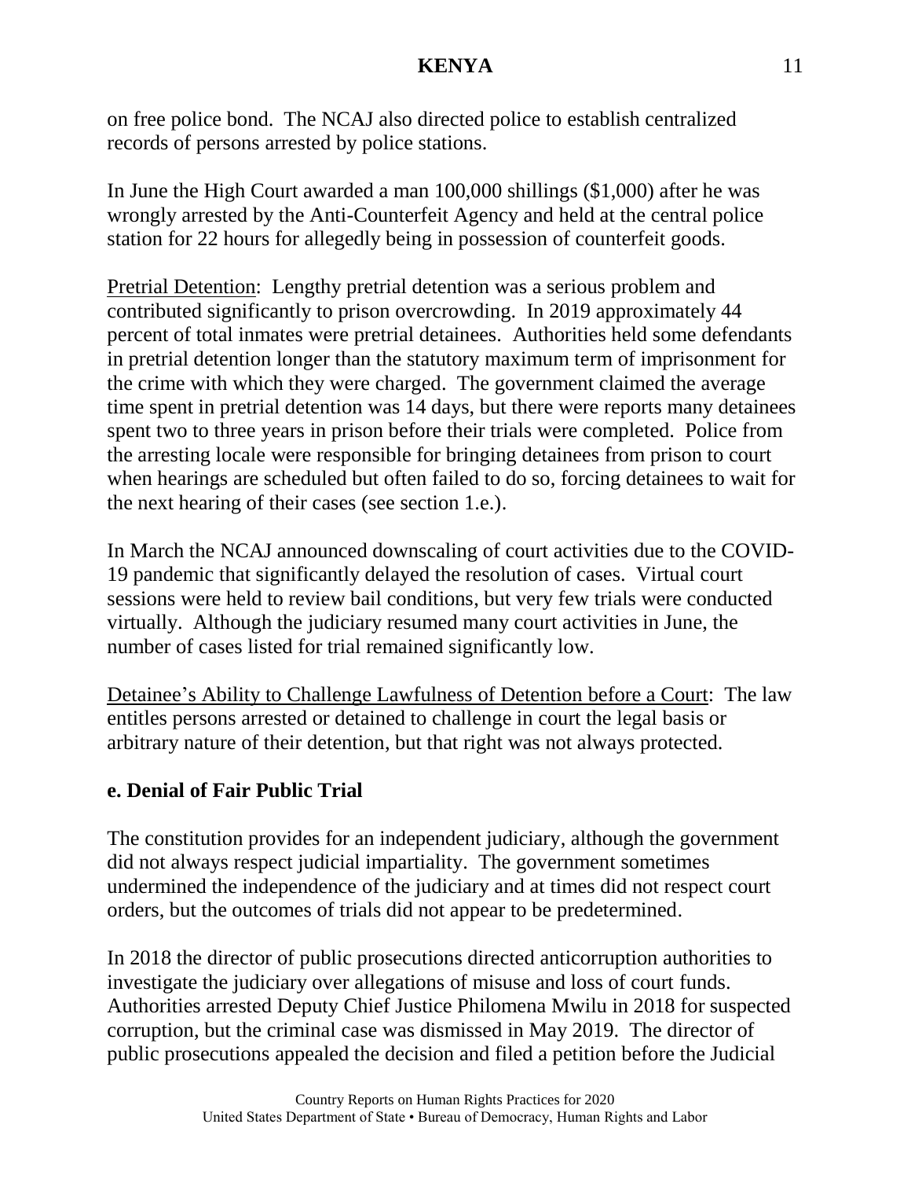on free police bond. The NCAJ also directed police to establish centralized records of persons arrested by police stations.

In June the High Court awarded a man 100,000 shillings ($1,000) after he was wrongly arrested by the Anti-Counterfeit Agency and held at the central police station for 22 hours for allegedly being in possession of counterfeit goods.

Pretrial Detention: Lengthy pretrial detention was a serious problem and contributed significantly to prison overcrowding. In 2019 approximately 44 percent of total inmates were pretrial detainees. Authorities held some defendants in pretrial detention longer than the statutory maximum term of imprisonment for the crime with which they were charged. The government claimed the average time spent in pretrial detention was 14 days, but there were reports many detainees spent two to three years in prison before their trials were completed. Police from the arresting locale were responsible for bringing detainees from prison to court when hearings are scheduled but often failed to do so, forcing detainees to wait for the next hearing of their cases (see section 1.e.).

In March the NCAJ announced downscaling of court activities due to the COVID-19 pandemic that significantly delayed the resolution of cases. Virtual court sessions were held to review bail conditions, but very few trials were conducted virtually. Although the judiciary resumed many court activities in June, the number of cases listed for trial remained significantly low.

Detainee's Ability to Challenge Lawfulness of Detention before a Court: The law entitles persons arrested or detained to challenge in court the legal basis or arbitrary nature of their detention, but that right was not always protected.

## e. Denial of Fair Public Trial

The constitution provides for an independent judiciary, although the government did not always respect judicial impartiality. The government sometimes undermined the independence of the judiciary and at times did not respect court orders, but the outcomes of trials did not appear to be predetermined.

In 2018 the director of public prosecutions directed anticorruption authorities to investigate the judiciary over allegations of misuse and loss of court funds. Authorities arrested Deputy Chief Justice Philomena Mwilu in 2018 for suspected corruption, but the criminal case was dismissed in May 2019. The director of public prosecutions appealed the decision and filed a petition before the Judicial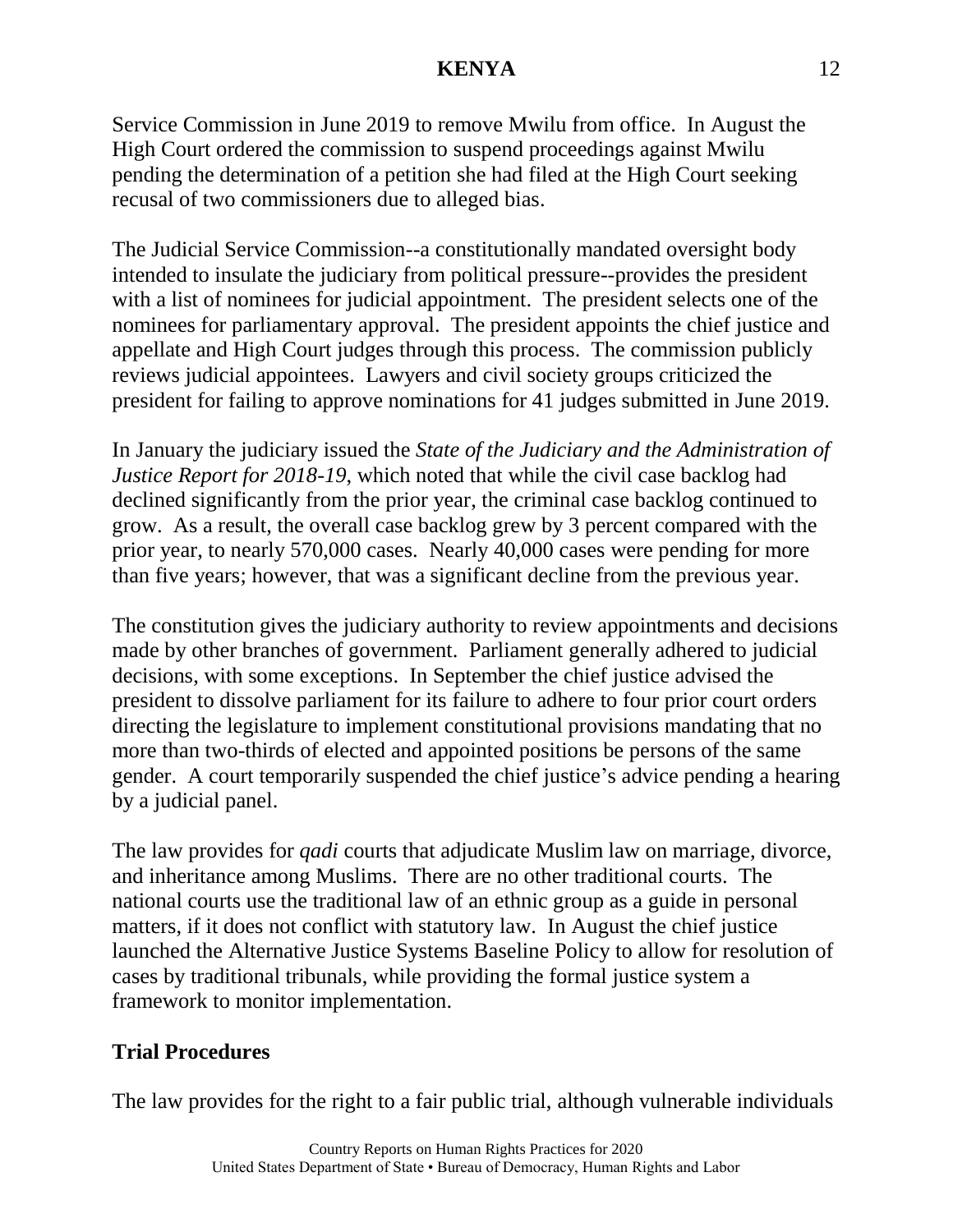Service Commission in June 2019 to remove Mwilu from office. In August the High Court ordered the commission to suspend proceedings against Mwilu pending the determination of a petition she had filed at the High Court seeking recusal of two commissioners due to alleged bias.

The Judicial Service Commission--a constitutionally mandated oversight body intended to insulate the judiciary from political pressure--provides the president with a list of nominees for judicial appointment. The president selects one of the nominees for parliamentary approval. The president appoints the chief justice and appellate and High Court judges through this process. The commission publicly reviews judicial appointees. Lawyers and civil society groups criticized the president for failing to approve nominations for 41 judges submitted in June 2019.

In January the judiciary issued the *State of the Judiciary and the Administration of Justice Report for 2018-19*, which noted that while the civil case backlog had declined significantly from the prior year, the criminal case backlog continued to grow. As a result, the overall case backlog grew by 3 percent compared with the prior year, to nearly 570,000 cases. Nearly 40,000 cases were pending for more than five years; however, that was a significant decline from the previous year.

The constitution gives the judiciary authority to review appointments and decisions made by other branches of government. Parliament generally adhered to judicial decisions, with some exceptions. In September the chief justice advised the president to dissolve parliament for its failure to adhere to four prior court orders directing the legislature to implement constitutional provisions mandating that no more than two-thirds of elected and appointed positions be persons of the same gender. A court temporarily suspended the chief justice's advice pending a hearing by a judicial panel.

The law provides for *qadi* courts that adjudicate Muslim law on marriage, divorce, and inheritance among Muslims. There are no other traditional courts. The national courts use the traditional law of an ethnic group as a guide in personal matters, if it does not conflict with statutory law. In August the chief justice launched the Alternative Justice Systems Baseline Policy to allow for resolution of cases by traditional tribunals, while providing the formal justice system a framework to monitor implementation.

**Trial Procedures**

The law provides for the right to a fair public trial, although vulnerable individuals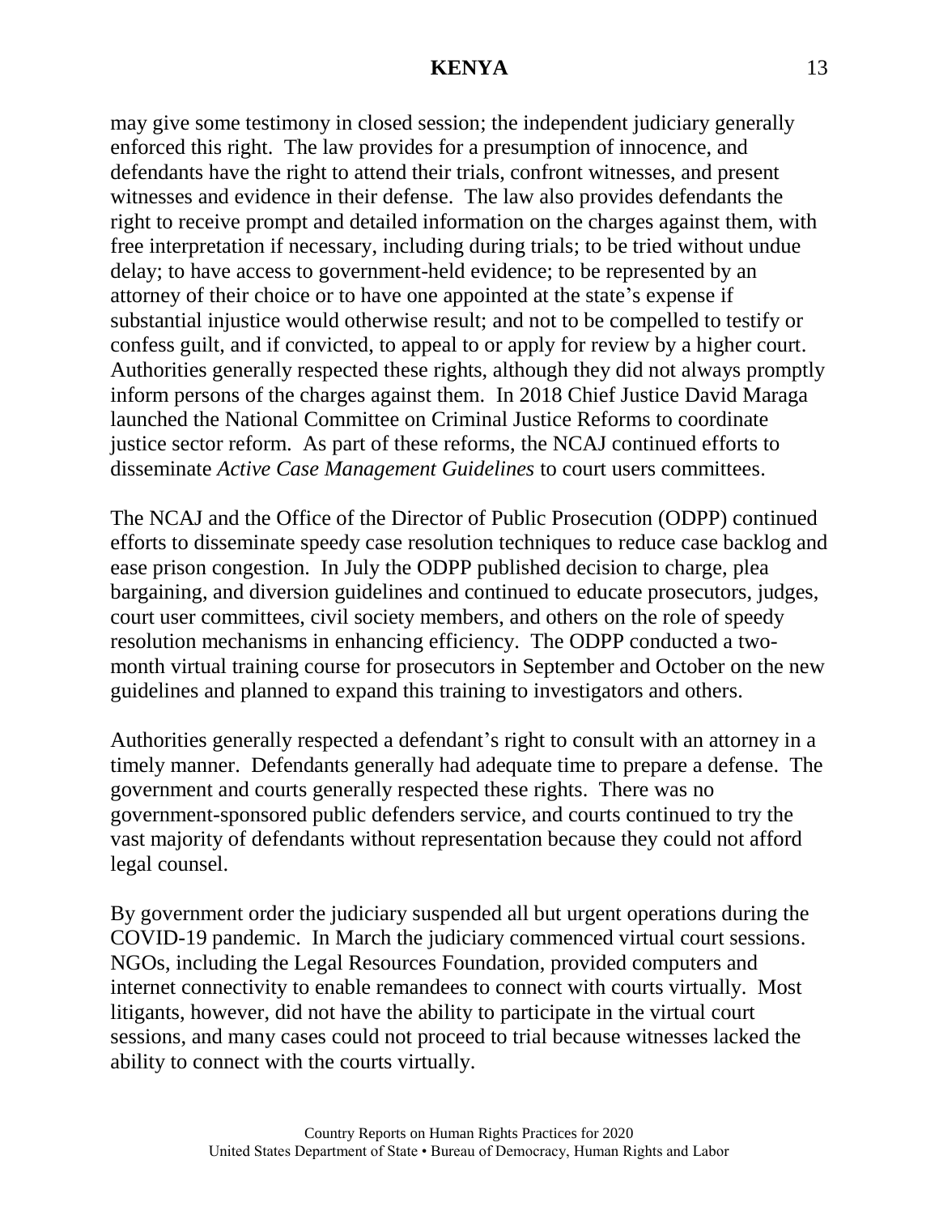may give some testimony in closed session; the independent judiciary generally enforced this right. The law provides for a presumption of innocence, and defendants have the right to attend their trials, confront witnesses, and present witnesses and evidence in their defense. The law also provides defendants the right to receive prompt and detailed information on the charges against them, with free interpretation if necessary, including during trials; to be tried without undue delay; to have access to government-held evidence; to be represented by an attorney of their choice or to have one appointed at the state's expense if substantial injustice would otherwise result; and not to be compelled to testify or confess guilt, and if convicted, to appeal to or apply for review by a higher court. Authorities generally respected these rights, although they did not always promptly inform persons of the charges against them. In 2018 Chief Justice David Maraga launched the National Committee on Criminal Justice Reforms to coordinate justice sector reform. As part of these reforms, the NCAJ continued efforts to disseminate *Active Case Management Guidelines* to court users committees.

The NCAJ and the Office of the Director of Public Prosecution (ODPP) continued efforts to disseminate speedy case resolution techniques to reduce case backlog and ease prison congestion. In July the ODPP published decision to charge, plea bargaining, and diversion guidelines and continued to educate prosecutors, judges, court user committees, civil society members, and others on the role of speedy resolution mechanisms in enhancing efficiency. The ODPP conducted a two-month virtual training course for prosecutors in September and October on the new guidelines and planned to expand this training to investigators and others.

Authorities generally respected a defendant's right to consult with an attorney in a timely manner. Defendants generally had adequate time to prepare a defense. The government and courts generally respected these rights. There was no government-sponsored public defenders service, and courts continued to try the vast majority of defendants without representation because they could not afford legal counsel.

By government order the judiciary suspended all but urgent operations during the COVID-19 pandemic. In March the judiciary commenced virtual court sessions. NGOs, including the Legal Resources Foundation, provided computers and internet connectivity to enable remandees to connect with courts virtually. Most litigants, however, did not have the ability to participate in the virtual court sessions, and many cases could not proceed to trial because witnesses lacked the ability to connect with the courts virtually.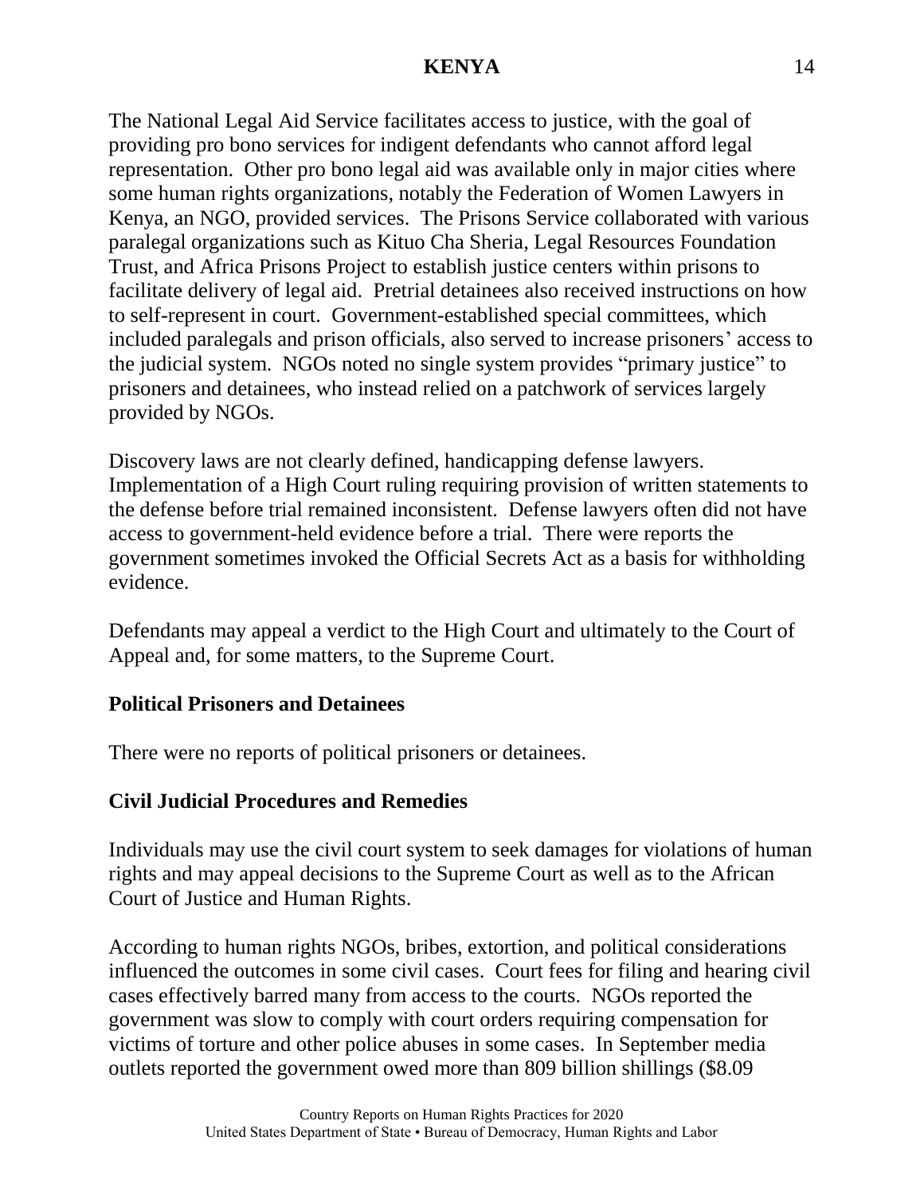The National Legal Aid Service facilitates access to justice, with the goal of providing pro bono services for indigent defendants who cannot afford legal representation. Other pro bono legal aid was available only in major cities where some human rights organizations, notably the Federation of Women Lawyers in Kenya, an NGO, provided services. The Prisons Service collaborated with various paralegal organizations such as Kituo Cha Sheria, Legal Resources Foundation Trust, and Africa Prisons Project to establish justice centers within prisons to facilitate delivery of legal aid. Pretrial detainees also received instructions on how to self-represent in court. Government-established special committees, which included paralegals and prison officials, also served to increase prisoners' access to the judicial system. NGOs noted no single system provides "primary justice" to prisoners and detainees, who instead relied on a patchwork of services largely provided by NGOs.

Discovery laws are not clearly defined, handicapping defense lawyers. Implementation of a High Court ruling requiring provision of written statements to the defense before trial remained inconsistent. Defense lawyers often did not have access to government-held evidence before a trial. There were reports the government sometimes invoked the Official Secrets Act as a basis for withholding evidence.

Defendants may appeal a verdict to the High Court and ultimately to the Court of Appeal and, for some matters, to the Supreme Court.

**Political Prisoners and Detainees**

There were no reports of political prisoners or detainees.

**Civil Judicial Procedures and Remedies**

Individuals may use the civil court system to seek damages for violations of human rights and may appeal decisions to the Supreme Court as well as to the African Court of Justice and Human Rights.

According to human rights NGOs, bribes, extortion, and political considerations influenced the outcomes in some civil cases. Court fees for filing and hearing civil cases effectively barred many from access to the courts. NGOs reported the government was slow to comply with court orders requiring compensation for victims of torture and other police abuses in some cases. In September media outlets reported the government owed more than 809 billion shillings ($8.09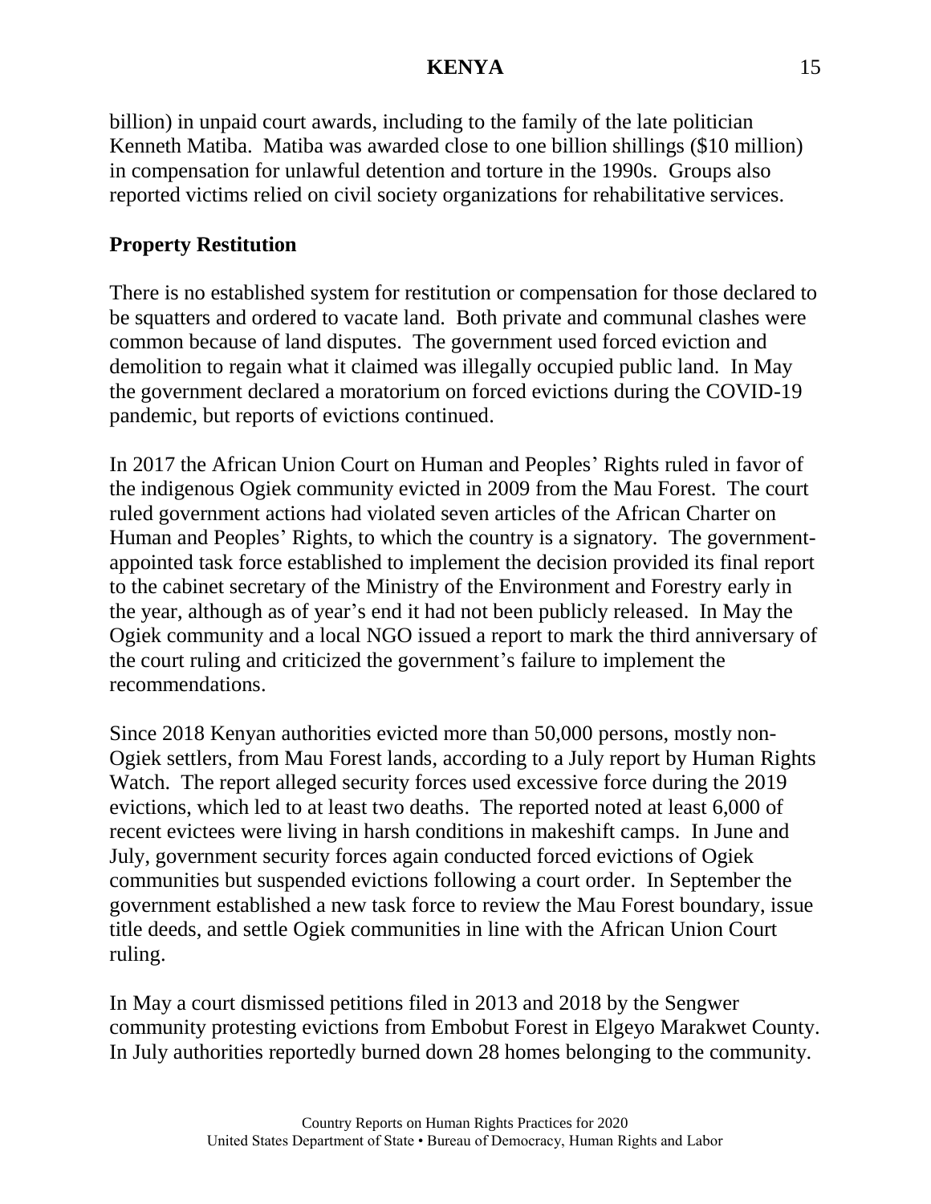billion) in unpaid court awards, including to the family of the late politician Kenneth Matiba. Matiba was awarded close to one billion shillings ($10 million) in compensation for unlawful detention and torture in the 1990s. Groups also reported victims relied on civil society organizations for rehabilitative services.

## Property Restitution

There is no established system for restitution or compensation for those declared to be squatters and ordered to vacate land. Both private and communal clashes were common because of land disputes. The government used forced eviction and demolition to regain what it claimed was illegally occupied public land. In May the government declared a moratorium on forced evictions during the COVID-19 pandemic, but reports of evictions continued.

In 2017 the African Union Court on Human and Peoples' Rights ruled in favor of the indigenous Ogiek community evicted in 2009 from the Mau Forest. The court ruled government actions had violated seven articles of the African Charter on Human and Peoples' Rights, to which the country is a signatory. The government-appointed task force established to implement the decision provided its final report to the cabinet secretary of the Ministry of the Environment and Forestry early in the year, although as of year's end it had not been publicly released. In May the Ogiek community and a local NGO issued a report to mark the third anniversary of the court ruling and criticized the government's failure to implement the recommendations.

Since 2018 Kenyan authorities evicted more than 50,000 persons, mostly non-Ogiek settlers, from Mau Forest lands, according to a July report by Human Rights Watch. The report alleged security forces used excessive force during the 2019 evictions, which led to at least two deaths. The reported noted at least 6,000 of recent evictees were living in harsh conditions in makeshift camps. In June and July, government security forces again conducted forced evictions of Ogiek communities but suspended evictions following a court order. In September the government established a new task force to review the Mau Forest boundary, issue title deeds, and settle Ogiek communities in line with the African Union Court ruling.

In May a court dismissed petitions filed in 2013 and 2018 by the Sengwer community protesting evictions from Embobut Forest in Elgeyo Marakwet County. In July authorities reportedly burned down 28 homes belonging to the community.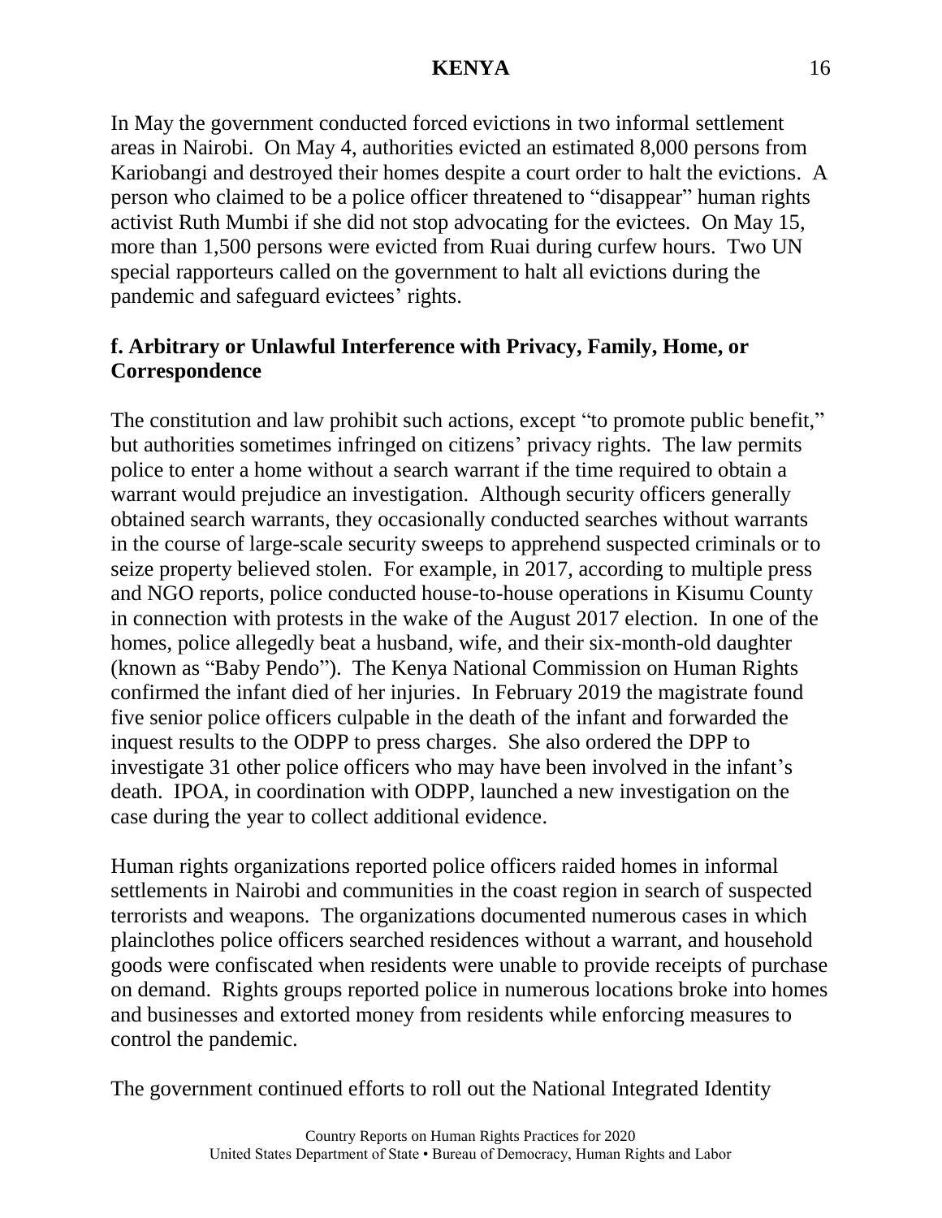In May the government conducted forced evictions in two informal settlement areas in Nairobi. On May 4, authorities evicted an estimated 8,000 persons from Kariobangi and destroyed their homes despite a court order to halt the evictions. A person who claimed to be a police officer threatened to "disappear" human rights activist Ruth Mumbi if she did not stop advocating for the evictees. On May 15, more than 1,500 persons were evicted from Ruai during curfew hours. Two UN special rapporteurs called on the government to halt all evictions during the pandemic and safeguard evictees' rights.

**f. Arbitrary or Unlawful Interference with Privacy, Family, Home, or Correspondence**

The constitution and law prohibit such actions, except "to promote public benefit," but authorities sometimes infringed on citizens' privacy rights. The law permits police to enter a home without a search warrant if the time required to obtain a warrant would prejudice an investigation. Although security officers generally obtained search warrants, they occasionally conducted searches without warrants in the course of large-scale security sweeps to apprehend suspected criminals or to seize property believed stolen. For example, in 2017, according to multiple press and NGO reports, police conducted house-to-house operations in Kisumu County in connection with protests in the wake of the August 2017 election. In one of the homes, police allegedly beat a husband, wife, and their six-month-old daughter (known as "Baby Pendo"). The Kenya National Commission on Human Rights confirmed the infant died of her injuries. In February 2019 the magistrate found five senior police officers culpable in the death of the infant and forwarded the inquest results to the ODPP to press charges. She also ordered the DPP to investigate 31 other police officers who may have been involved in the infant's death. IPOA, in coordination with ODPP, launched a new investigation on the case during the year to collect additional evidence.

Human rights organizations reported police officers raided homes in informal settlements in Nairobi and communities in the coast region in search of suspected terrorists and weapons. The organizations documented numerous cases in which plainclothes police officers searched residences without a warrant, and household goods were confiscated when residents were unable to provide receipts of purchase on demand. Rights groups reported police in numerous locations broke into homes and businesses and extorted money from residents while enforcing measures to control the pandemic.

The government continued efforts to roll out the National Integrated Identity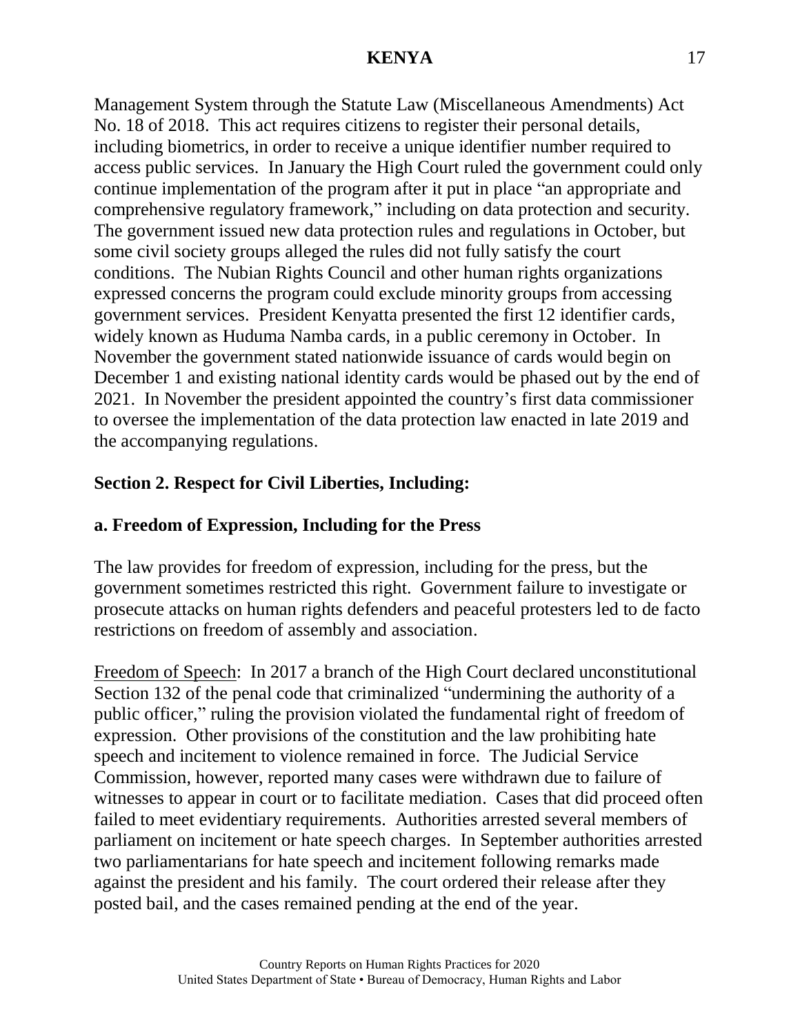Management System through the Statute Law (Miscellaneous Amendments) Act No. 18 of 2018. This act requires citizens to register their personal details, including biometrics, in order to receive a unique identifier number required to access public services. In January the High Court ruled the government could only continue implementation of the program after it put in place "an appropriate and comprehensive regulatory framework," including on data protection and security. The government issued new data protection rules and regulations in October, but some civil society groups alleged the rules did not fully satisfy the court conditions. The Nubian Rights Council and other human rights organizations expressed concerns the program could exclude minority groups from accessing government services. President Kenyatta presented the first 12 identifier cards, widely known as Huduma Namba cards, in a public ceremony in October. In November the government stated nationwide issuance of cards would begin on December 1 and existing national identity cards would be phased out by the end of 2021. In November the president appointed the country's first data commissioner to oversee the implementation of the data protection law enacted in late 2019 and the accompanying regulations.

## Section 2. Respect for Civil Liberties, Including:

### a. Freedom of Expression, Including for the Press

The law provides for freedom of expression, including for the press, but the government sometimes restricted this right. Government failure to investigate or prosecute attacks on human rights defenders and peaceful protesters led to de facto restrictions on freedom of assembly and association.

Freedom of Speech: In 2017 a branch of the High Court declared unconstitutional Section 132 of the penal code that criminalized "undermining the authority of a public officer," ruling the provision violated the fundamental right of freedom of expression. Other provisions of the constitution and the law prohibiting hate speech and incitement to violence remained in force. The Judicial Service Commission, however, reported many cases were withdrawn due to failure of witnesses to appear in court or to facilitate mediation. Cases that did proceed often failed to meet evidentiary requirements. Authorities arrested several members of parliament on incitement or hate speech charges. In September authorities arrested two parliamentarians for hate speech and incitement following remarks made against the president and his family. The court ordered their release after they posted bail, and the cases remained pending at the end of the year.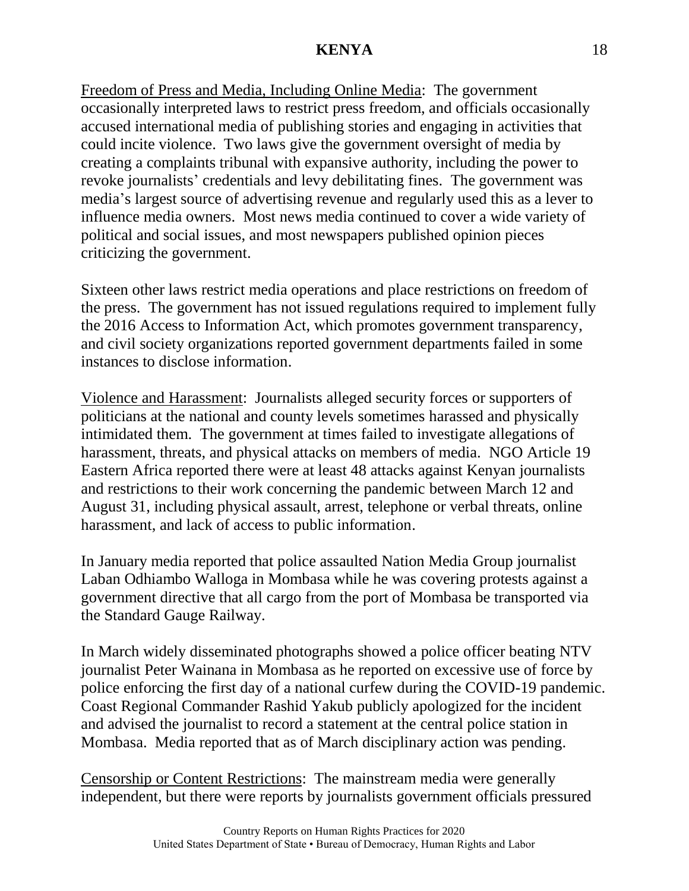Freedom of Press and Media, Including Online Media: The government occasionally interpreted laws to restrict press freedom, and officials occasionally accused international media of publishing stories and engaging in activities that could incite violence. Two laws give the government oversight of media by creating a complaints tribunal with expansive authority, including the power to revoke journalists' credentials and levy debilitating fines. The government was media's largest source of advertising revenue and regularly used this as a lever to influence media owners. Most news media continued to cover a wide variety of political and social issues, and most newspapers published opinion pieces criticizing the government.

Sixteen other laws restrict media operations and place restrictions on freedom of the press. The government has not issued regulations required to implement fully the 2016 Access to Information Act, which promotes government transparency, and civil society organizations reported government departments failed in some instances to disclose information.

Violence and Harassment: Journalists alleged security forces or supporters of politicians at the national and county levels sometimes harassed and physically intimidated them. The government at times failed to investigate allegations of harassment, threats, and physical attacks on members of media. NGO Article 19 Eastern Africa reported there were at least 48 attacks against Kenyan journalists and restrictions to their work concerning the pandemic between March 12 and August 31, including physical assault, arrest, telephone or verbal threats, online harassment, and lack of access to public information.

In January media reported that police assaulted Nation Media Group journalist Laban Odhiambo Walloga in Mombasa while he was covering protests against a government directive that all cargo from the port of Mombasa be transported via the Standard Gauge Railway.

In March widely disseminated photographs showed a police officer beating NTV journalist Peter Wainana in Mombasa as he reported on excessive use of force by police enforcing the first day of a national curfew during the COVID-19 pandemic. Coast Regional Commander Rashid Yakub publicly apologized for the incident and advised the journalist to record a statement at the central police station in Mombasa. Media reported that as of March disciplinary action was pending.

Censorship or Content Restrictions: The mainstream media were generally independent, but there were reports by journalists government officials pressured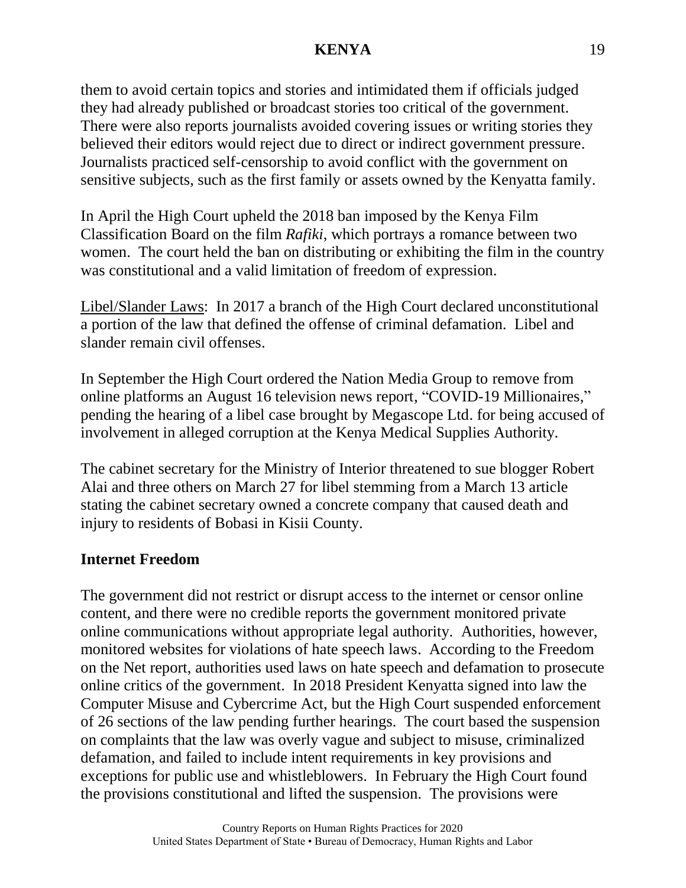them to avoid certain topics and stories and intimidated them if officials judged they had already published or broadcast stories too critical of the government. There were also reports journalists avoided covering issues or writing stories they believed their editors would reject due to direct or indirect government pressure. Journalists practiced self-censorship to avoid conflict with the government on sensitive subjects, such as the first family or assets owned by the Kenyatta family.

In April the High Court upheld the 2018 ban imposed by the Kenya Film Classification Board on the film *Rafiki*, which portrays a romance between two women. The court held the ban on distributing or exhibiting the film in the country was constitutional and a valid limitation of freedom of expression.

<u>Libel/Slander Laws</u>: In 2017 a branch of the High Court declared unconstitutional a portion of the law that defined the offense of criminal defamation. Libel and slander remain civil offenses.

In September the High Court ordered the Nation Media Group to remove from online platforms an August 16 television news report, “COVID-19 Millionaires,” pending the hearing of a libel case brought by Megascope Ltd. for being accused of involvement in alleged corruption at the Kenya Medical Supplies Authority.

The cabinet secretary for the Ministry of Interior threatened to sue blogger Robert Alai and three others on March 27 for libel stemming from a March 13 article stating the cabinet secretary owned a concrete company that caused death and injury to residents of Bobasi in Kisii County.

**Internet Freedom**

The government did not restrict or disrupt access to the internet or censor online content, and there were no credible reports the government monitored private online communications without appropriate legal authority. Authorities, however, monitored websites for violations of hate speech laws. According to the Freedom on the Net report, authorities used laws on hate speech and defamation to prosecute online critics of the government. In 2018 President Kenyatta signed into law the Computer Misuse and Cybercrime Act, but the High Court suspended enforcement of 26 sections of the law pending further hearings. The court based the suspension on complaints that the law was overly vague and subject to misuse, criminalized defamation, and failed to include intent requirements in key provisions and exceptions for public use and whistleblowers. In February the High Court found the provisions constitutional and lifted the suspension. The provisions were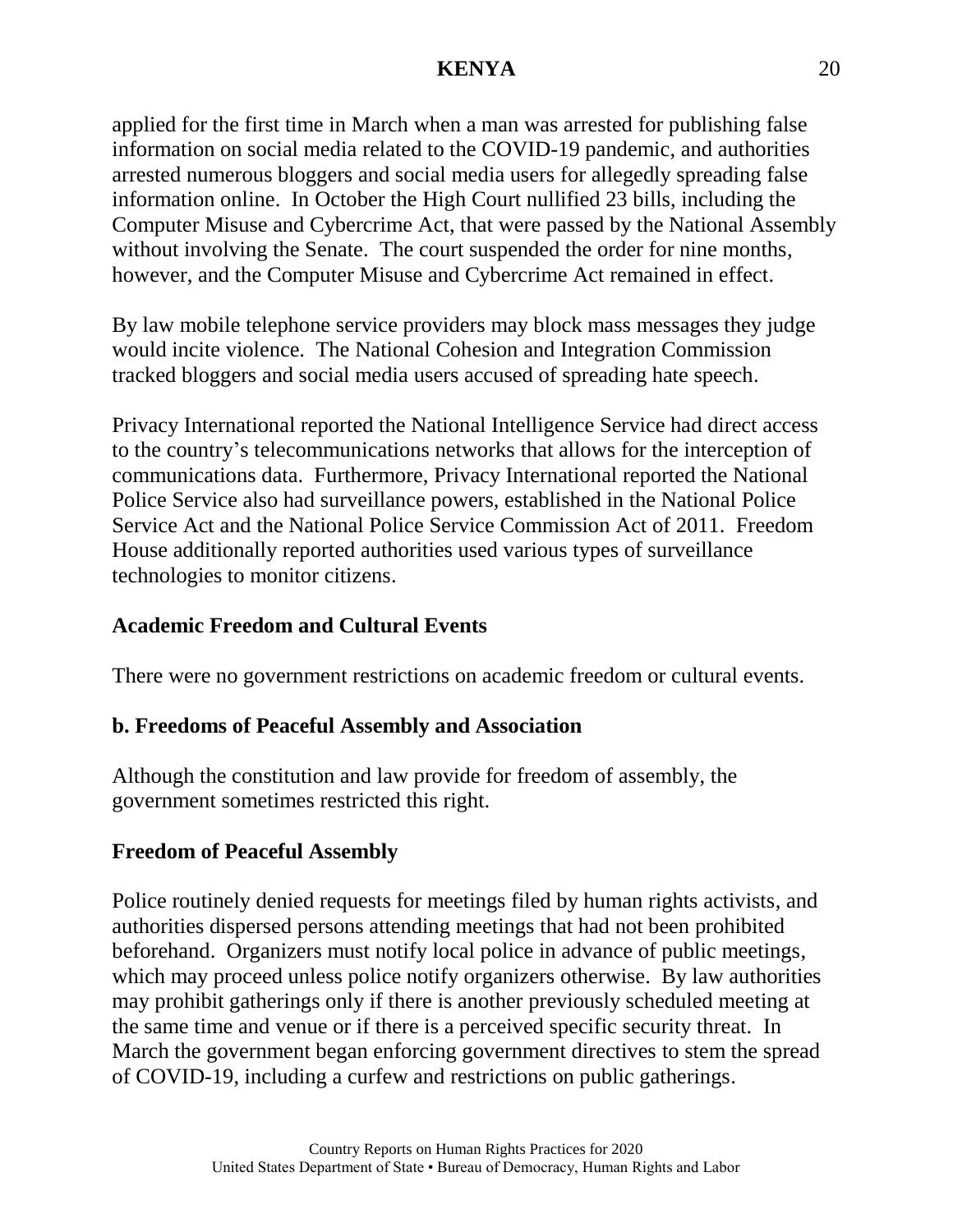applied for the first time in March when a man was arrested for publishing false information on social media related to the COVID-19 pandemic, and authorities arrested numerous bloggers and social media users for allegedly spreading false information online. In October the High Court nullified 23 bills, including the Computer Misuse and Cybercrime Act, that were passed by the National Assembly without involving the Senate. The court suspended the order for nine months, however, and the Computer Misuse and Cybercrime Act remained in effect.

By law mobile telephone service providers may block mass messages they judge would incite violence. The National Cohesion and Integration Commission tracked bloggers and social media users accused of spreading hate speech.

Privacy International reported the National Intelligence Service had direct access to the country's telecommunications networks that allows for the interception of communications data. Furthermore, Privacy International reported the National Police Service also had surveillance powers, established in the National Police Service Act and the National Police Service Commission Act of 2011. Freedom House additionally reported authorities used various types of surveillance technologies to monitor citizens.

### Academic Freedom and Cultural Events

There were no government restrictions on academic freedom or cultural events.

## b. Freedoms of Peaceful Assembly and Association

Although the constitution and law provide for freedom of assembly, the government sometimes restricted this right.

### Freedom of Peaceful Assembly

Police routinely denied requests for meetings filed by human rights activists, and authorities dispersed persons attending meetings that had not been prohibited beforehand. Organizers must notify local police in advance of public meetings, which may proceed unless police notify organizers otherwise. By law authorities may prohibit gatherings only if there is another previously scheduled meeting at the same time and venue or if there is a perceived specific security threat. In March the government began enforcing government directives to stem the spread of COVID-19, including a curfew and restrictions on public gatherings.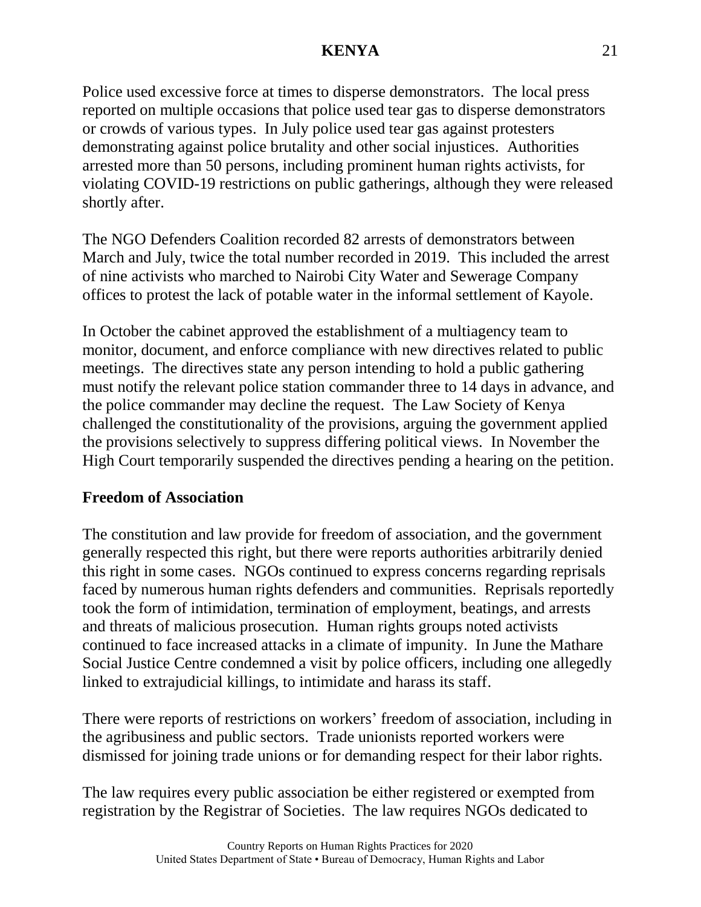Police used excessive force at times to disperse demonstrators. The local press reported on multiple occasions that police used tear gas to disperse demonstrators or crowds of various types. In July police used tear gas against protesters demonstrating against police brutality and other social injustices. Authorities arrested more than 50 persons, including prominent human rights activists, for violating COVID-19 restrictions on public gatherings, although they were released shortly after.

The NGO Defenders Coalition recorded 82 arrests of demonstrators between March and July, twice the total number recorded in 2019. This included the arrest of nine activists who marched to Nairobi City Water and Sewerage Company offices to protest the lack of potable water in the informal settlement of Kayole.

In October the cabinet approved the establishment of a multiagency team to monitor, document, and enforce compliance with new directives related to public meetings. The directives state any person intending to hold a public gathering must notify the relevant police station commander three to 14 days in advance, and the police commander may decline the request. The Law Society of Kenya challenged the constitutionality of the provisions, arguing the government applied the provisions selectively to suppress differing political views. In November the High Court temporarily suspended the directives pending a hearing on the petition.

### Freedom of Association

The constitution and law provide for freedom of association, and the government generally respected this right, but there were reports authorities arbitrarily denied this right in some cases. NGOs continued to express concerns regarding reprisals faced by numerous human rights defenders and communities. Reprisals reportedly took the form of intimidation, termination of employment, beatings, and arrests and threats of malicious prosecution. Human rights groups noted activists continued to face increased attacks in a climate of impunity. In June the Mathare Social Justice Centre condemned a visit by police officers, including one allegedly linked to extrajudicial killings, to intimidate and harass its staff.

There were reports of restrictions on workers' freedom of association, including in the agribusiness and public sectors. Trade unionists reported workers were dismissed for joining trade unions or for demanding respect for their labor rights.

The law requires every public association be either registered or exempted from registration by the Registrar of Societies. The law requires NGOs dedicated to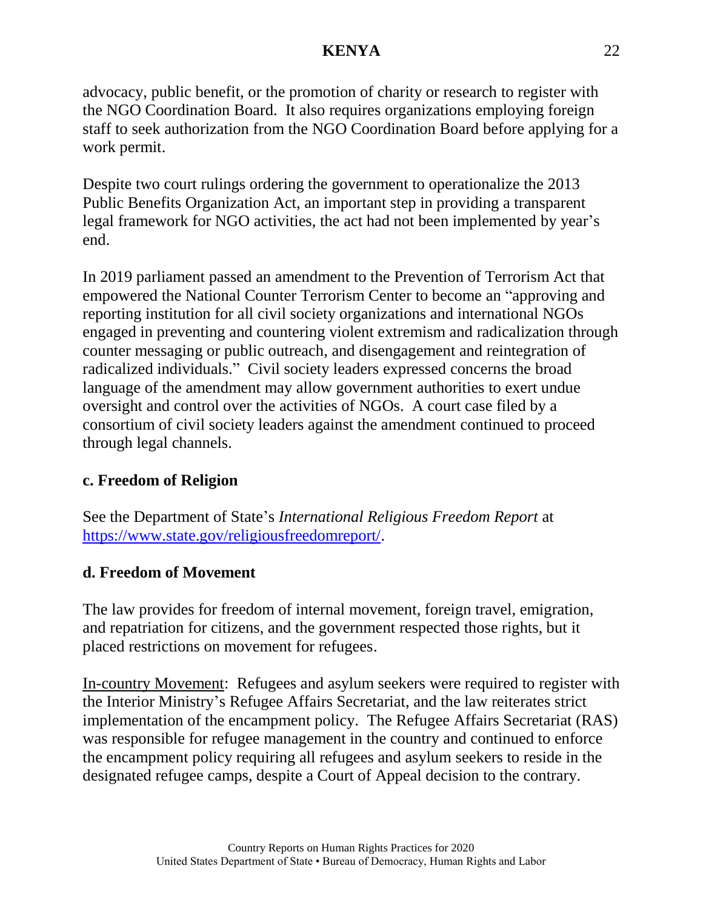advocacy, public benefit, or the promotion of charity or research to register with the NGO Coordination Board. It also requires organizations employing foreign staff to seek authorization from the NGO Coordination Board before applying for a work permit.

Despite two court rulings ordering the government to operationalize the 2013 Public Benefits Organization Act, an important step in providing a transparent legal framework for NGO activities, the act had not been implemented by year's end.

In 2019 parliament passed an amendment to the Prevention of Terrorism Act that empowered the National Counter Terrorism Center to become an "approving and reporting institution for all civil society organizations and international NGOs engaged in preventing and countering violent extremism and radicalization through counter messaging or public outreach, and disengagement and reintegration of radicalized individuals." Civil society leaders expressed concerns the broad language of the amendment may allow government authorities to exert undue oversight and control over the activities of NGOs. A court case filed by a consortium of civil society leaders against the amendment continued to proceed through legal channels.

### c. Freedom of Religion

See the Department of State's *International Religious Freedom Report* at https://www.state.gov/religiousfreedomreport/.

### d. Freedom of Movement

The law provides for freedom of internal movement, foreign travel, emigration, and repatriation for citizens, and the government respected those rights, but it placed restrictions on movement for refugees.

In-country Movement: Refugees and asylum seekers were required to register with the Interior Ministry's Refugee Affairs Secretariat, and the law reiterates strict implementation of the encampment policy. The Refugee Affairs Secretariat (RAS) was responsible for refugee management in the country and continued to enforce the encampment policy requiring all refugees and asylum seekers to reside in the designated refugee camps, despite a Court of Appeal decision to the contrary.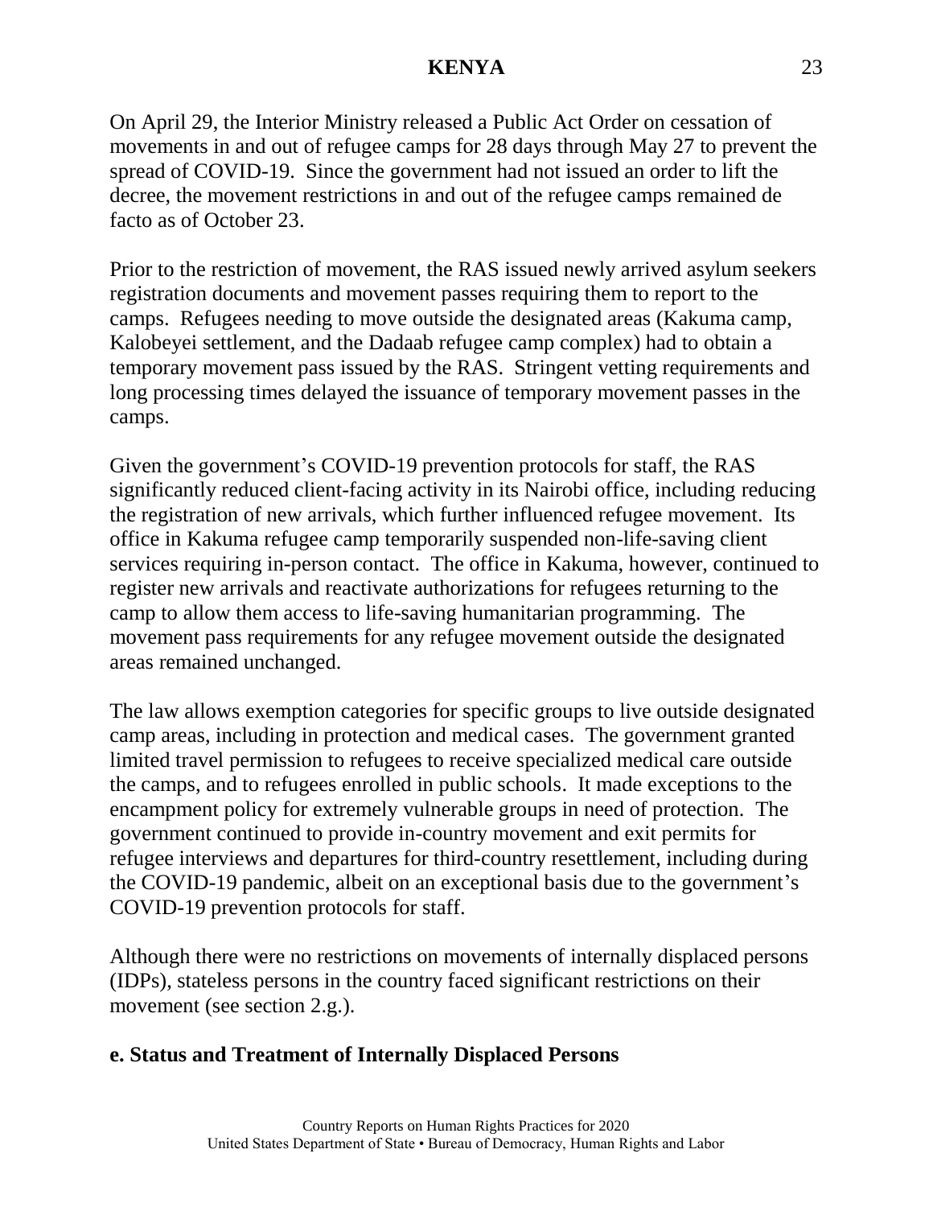On April 29, the Interior Ministry released a Public Act Order on cessation of movements in and out of refugee camps for 28 days through May 27 to prevent the spread of COVID-19. Since the government had not issued an order to lift the decree, the movement restrictions in and out of the refugee camps remained de facto as of October 23.

Prior to the restriction of movement, the RAS issued newly arrived asylum seekers registration documents and movement passes requiring them to report to the camps. Refugees needing to move outside the designated areas (Kakuma camp, Kalobeyei settlement, and the Dadaab refugee camp complex) had to obtain a temporary movement pass issued by the RAS. Stringent vetting requirements and long processing times delayed the issuance of temporary movement passes in the camps.

Given the government's COVID-19 prevention protocols for staff, the RAS significantly reduced client-facing activity in its Nairobi office, including reducing the registration of new arrivals, which further influenced refugee movement. Its office in Kakuma refugee camp temporarily suspended non-life-saving client services requiring in-person contact. The office in Kakuma, however, continued to register new arrivals and reactivate authorizations for refugees returning to the camp to allow them access to life-saving humanitarian programming. The movement pass requirements for any refugee movement outside the designated areas remained unchanged.

The law allows exemption categories for specific groups to live outside designated camp areas, including in protection and medical cases. The government granted limited travel permission to refugees to receive specialized medical care outside the camps, and to refugees enrolled in public schools. It made exceptions to the encampment policy for extremely vulnerable groups in need of protection. The government continued to provide in-country movement and exit permits for refugee interviews and departures for third-country resettlement, including during the COVID-19 pandemic, albeit on an exceptional basis due to the government's COVID-19 prevention protocols for staff.

Although there were no restrictions on movements of internally displaced persons (IDPs), stateless persons in the country faced significant restrictions on their movement (see section 2.g.).

**e. Status and Treatment of Internally Displaced Persons**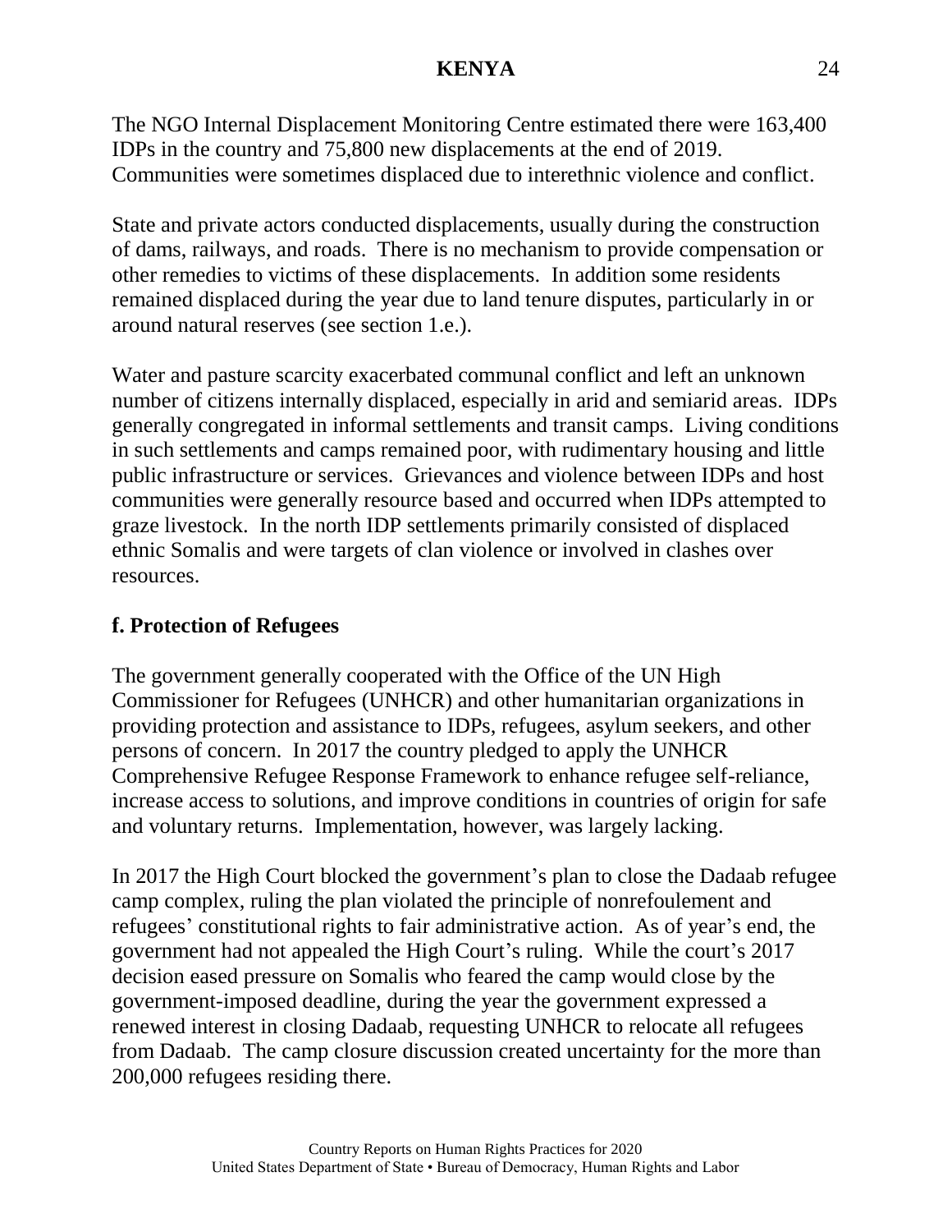The NGO Internal Displacement Monitoring Centre estimated there were 163,400 IDPs in the country and 75,800 new displacements at the end of 2019. Communities were sometimes displaced due to interethnic violence and conflict.

State and private actors conducted displacements, usually during the construction of dams, railways, and roads. There is no mechanism to provide compensation or other remedies to victims of these displacements. In addition some residents remained displaced during the year due to land tenure disputes, particularly in or around natural reserves (see section 1.e.).

Water and pasture scarcity exacerbated communal conflict and left an unknown number of citizens internally displaced, especially in arid and semiarid areas. IDPs generally congregated in informal settlements and transit camps. Living conditions in such settlements and camps remained poor, with rudimentary housing and little public infrastructure or services. Grievances and violence between IDPs and host communities were generally resource based and occurred when IDPs attempted to graze livestock. In the north IDP settlements primarily consisted of displaced ethnic Somalis and were targets of clan violence or involved in clashes over resources.

## f. Protection of Refugees

The government generally cooperated with the Office of the UN High Commissioner for Refugees (UNHCR) and other humanitarian organizations in providing protection and assistance to IDPs, refugees, asylum seekers, and other persons of concern. In 2017 the country pledged to apply the UNHCR Comprehensive Refugee Response Framework to enhance refugee self-reliance, increase access to solutions, and improve conditions in countries of origin for safe and voluntary returns. Implementation, however, was largely lacking.

In 2017 the High Court blocked the government's plan to close the Dadaab refugee camp complex, ruling the plan violated the principle of nonrefoulement and refugees' constitutional rights to fair administrative action. As of year's end, the government had not appealed the High Court's ruling. While the court's 2017 decision eased pressure on Somalis who feared the camp would close by the government-imposed deadline, during the year the government expressed a renewed interest in closing Dadaab, requesting UNHCR to relocate all refugees from Dadaab. The camp closure discussion created uncertainty for the more than 200,000 refugees residing there.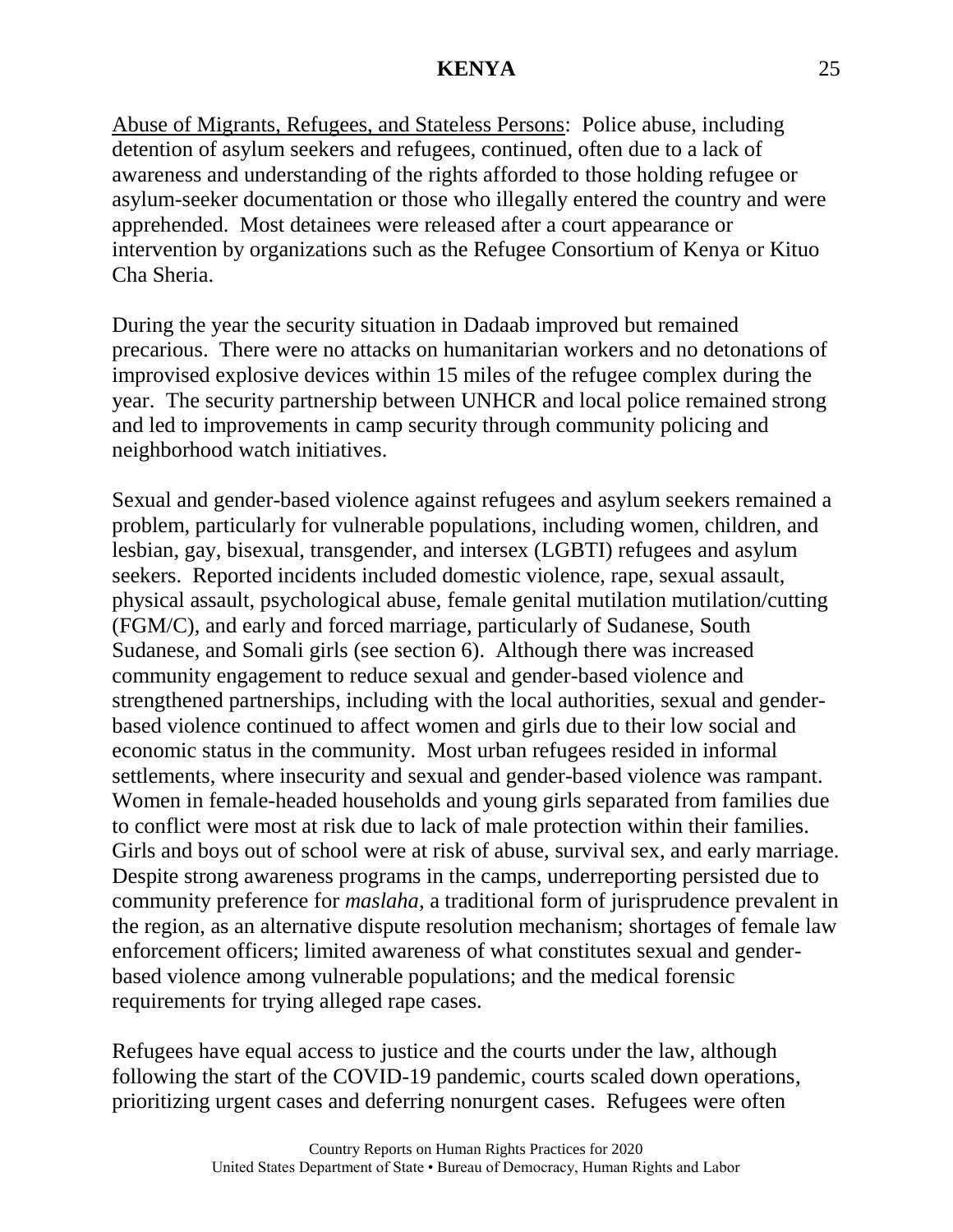Abuse of Migrants, Refugees, and Stateless Persons: Police abuse, including detention of asylum seekers and refugees, continued, often due to a lack of awareness and understanding of the rights afforded to those holding refugee or asylum-seeker documentation or those who illegally entered the country and were apprehended. Most detainees were released after a court appearance or intervention by organizations such as the Refugee Consortium of Kenya or Kituo Cha Sheria.

During the year the security situation in Dadaab improved but remained precarious. There were no attacks on humanitarian workers and no detonations of improvised explosive devices within 15 miles of the refugee complex during the year. The security partnership between UNHCR and local police remained strong and led to improvements in camp security through community policing and neighborhood watch initiatives.

Sexual and gender-based violence against refugees and asylum seekers remained a problem, particularly for vulnerable populations, including women, children, and lesbian, gay, bisexual, transgender, and intersex (LGBTI) refugees and asylum seekers. Reported incidents included domestic violence, rape, sexual assault, physical assault, psychological abuse, female genital mutilation mutilation/cutting (FGM/C), and early and forced marriage, particularly of Sudanese, South Sudanese, and Somali girls (see section 6). Although there was increased community engagement to reduce sexual and gender-based violence and strengthened partnerships, including with the local authorities, sexual and gender-based violence continued to affect women and girls due to their low social and economic status in the community. Most urban refugees resided in informal settlements, where insecurity and sexual and gender-based violence was rampant. Women in female-headed households and young girls separated from families due to conflict were most at risk due to lack of male protection within their families. Girls and boys out of school were at risk of abuse, survival sex, and early marriage. Despite strong awareness programs in the camps, underreporting persisted due to community preference for *maslaha*, a traditional form of jurisprudence prevalent in the region, as an alternative dispute resolution mechanism; shortages of female law enforcement officers; limited awareness of what constitutes sexual and gender-based violence among vulnerable populations; and the medical forensic requirements for trying alleged rape cases.

Refugees have equal access to justice and the courts under the law, although following the start of the COVID-19 pandemic, courts scaled down operations, prioritizing urgent cases and deferring nonurgent cases. Refugees were often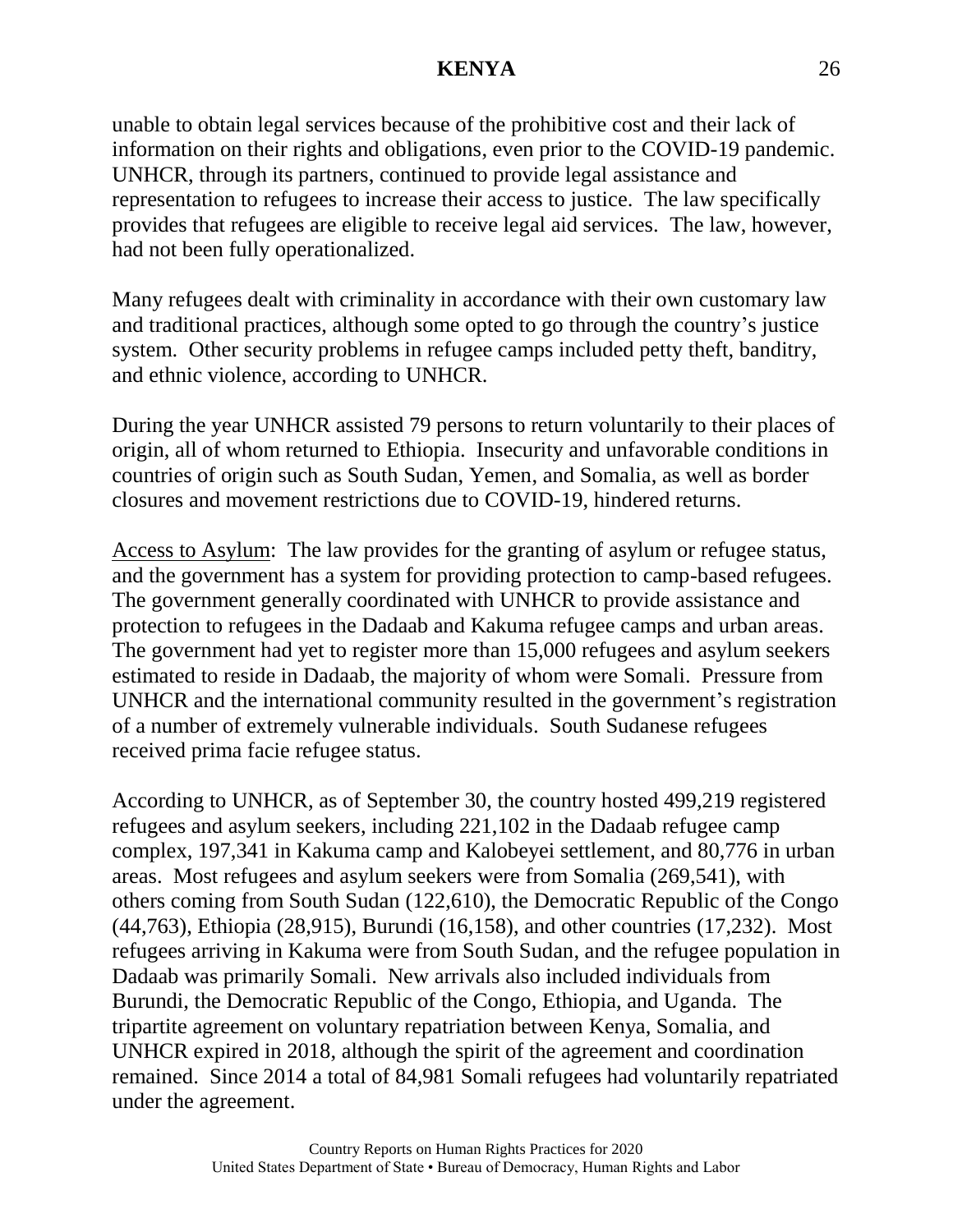unable to obtain legal services because of the prohibitive cost and their lack of information on their rights and obligations, even prior to the COVID-19 pandemic. UNHCR, through its partners, continued to provide legal assistance and representation to refugees to increase their access to justice. The law specifically provides that refugees are eligible to receive legal aid services. The law, however, had not been fully operationalized.

Many refugees dealt with criminality in accordance with their own customary law and traditional practices, although some opted to go through the country's justice system. Other security problems in refugee camps included petty theft, banditry, and ethnic violence, according to UNHCR.

During the year UNHCR assisted 79 persons to return voluntarily to their places of origin, all of whom returned to Ethiopia. Insecurity and unfavorable conditions in countries of origin such as South Sudan, Yemen, and Somalia, as well as border closures and movement restrictions due to COVID-19, hindered returns.

Access to Asylum: The law provides for the granting of asylum or refugee status, and the government has a system for providing protection to camp-based refugees. The government generally coordinated with UNHCR to provide assistance and protection to refugees in the Dadaab and Kakuma refugee camps and urban areas. The government had yet to register more than 15,000 refugees and asylum seekers estimated to reside in Dadaab, the majority of whom were Somali. Pressure from UNHCR and the international community resulted in the government's registration of a number of extremely vulnerable individuals. South Sudanese refugees received prima facie refugee status.

According to UNHCR, as of September 30, the country hosted 499,219 registered refugees and asylum seekers, including 221,102 in the Dadaab refugee camp complex, 197,341 in Kakuma camp and Kalobeyei settlement, and 80,776 in urban areas. Most refugees and asylum seekers were from Somalia (269,541), with others coming from South Sudan (122,610), the Democratic Republic of the Congo (44,763), Ethiopia (28,915), Burundi (16,158), and other countries (17,232). Most refugees arriving in Kakuma were from South Sudan, and the refugee population in Dadaab was primarily Somali. New arrivals also included individuals from Burundi, the Democratic Republic of the Congo, Ethiopia, and Uganda. The tripartite agreement on voluntary repatriation between Kenya, Somalia, and UNHCR expired in 2018, although the spirit of the agreement and coordination remained. Since 2014 a total of 84,981 Somali refugees had voluntarily repatriated under the agreement.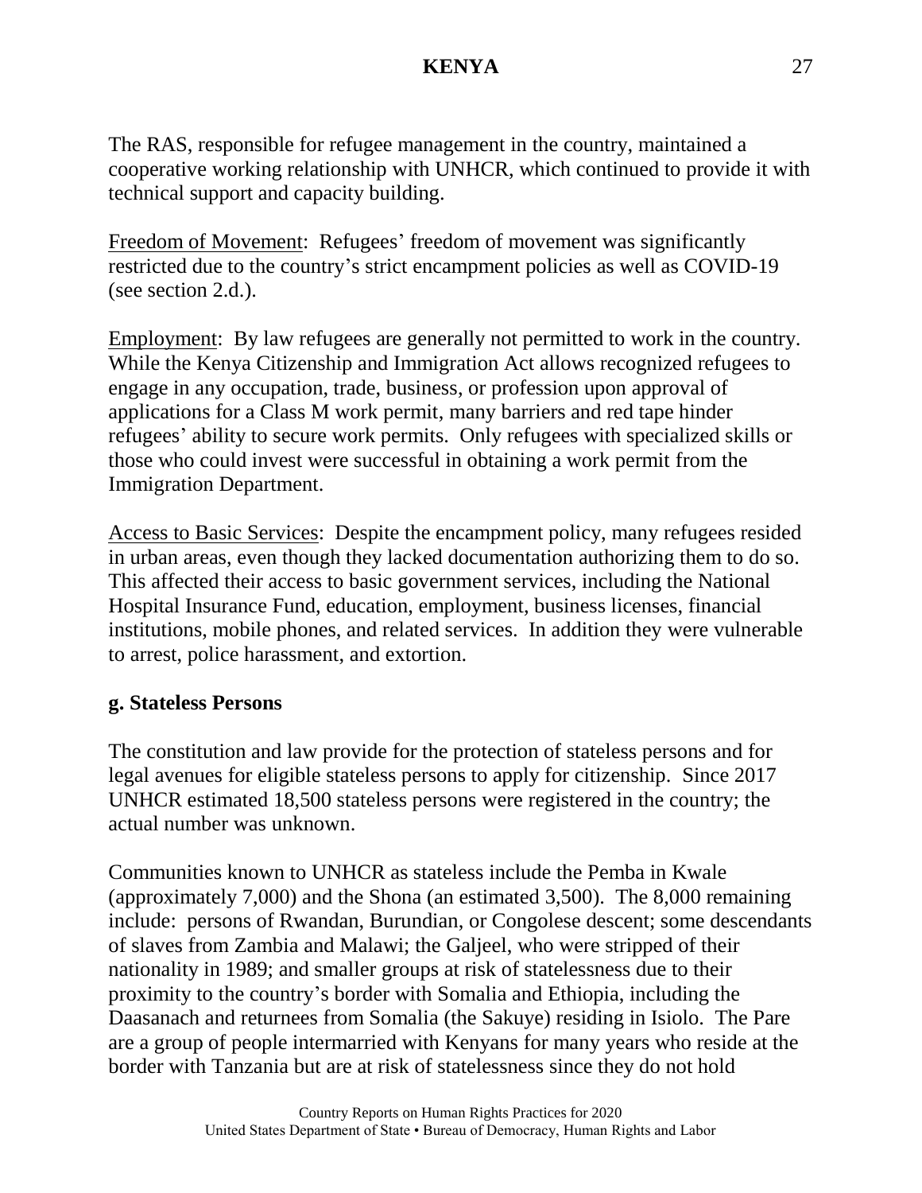The RAS, responsible for refugee management in the country, maintained a cooperative working relationship with UNHCR, which continued to provide it with technical support and capacity building.

Freedom of Movement: Refugees' freedom of movement was significantly restricted due to the country's strict encampment policies as well as COVID-19 (see section 2.d.).

Employment: By law refugees are generally not permitted to work in the country. While the Kenya Citizenship and Immigration Act allows recognized refugees to engage in any occupation, trade, business, or profession upon approval of applications for a Class M work permit, many barriers and red tape hinder refugees' ability to secure work permits. Only refugees with specialized skills or those who could invest were successful in obtaining a work permit from the Immigration Department.

Access to Basic Services: Despite the encampment policy, many refugees resided in urban areas, even though they lacked documentation authorizing them to do so. This affected their access to basic government services, including the National Hospital Insurance Fund, education, employment, business licenses, financial institutions, mobile phones, and related services. In addition they were vulnerable to arrest, police harassment, and extortion.

**g. Stateless Persons**

The constitution and law provide for the protection of stateless persons and for legal avenues for eligible stateless persons to apply for citizenship. Since 2017 UNHCR estimated 18,500 stateless persons were registered in the country; the actual number was unknown.

Communities known to UNHCR as stateless include the Pemba in Kwale (approximately 7,000) and the Shona (an estimated 3,500). The 8,000 remaining include: persons of Rwandan, Burundian, or Congolese descent; some descendants of slaves from Zambia and Malawi; the Galjeel, who were stripped of their nationality in 1989; and smaller groups at risk of statelessness due to their proximity to the country's border with Somalia and Ethiopia, including the Daasanach and returnees from Somalia (the Sakuye) residing in Isiolo. The Pare are a group of people intermarried with Kenyans for many years who reside at the border with Tanzania but are at risk of statelessness since they do not hold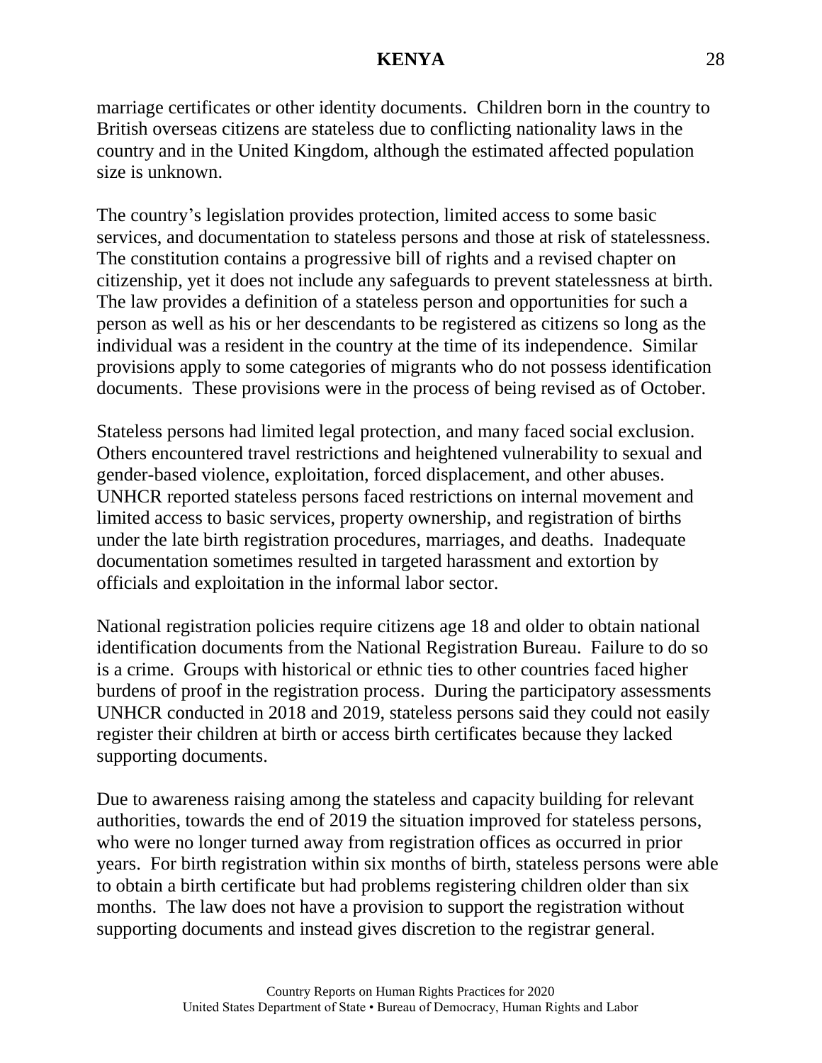marriage certificates or other identity documents. Children born in the country to British overseas citizens are stateless due to conflicting nationality laws in the country and in the United Kingdom, although the estimated affected population size is unknown.

The country's legislation provides protection, limited access to some basic services, and documentation to stateless persons and those at risk of statelessness. The constitution contains a progressive bill of rights and a revised chapter on citizenship, yet it does not include any safeguards to prevent statelessness at birth. The law provides a definition of a stateless person and opportunities for such a person as well as his or her descendants to be registered as citizens so long as the individual was a resident in the country at the time of its independence. Similar provisions apply to some categories of migrants who do not possess identification documents. These provisions were in the process of being revised as of October.

Stateless persons had limited legal protection, and many faced social exclusion. Others encountered travel restrictions and heightened vulnerability to sexual and gender-based violence, exploitation, forced displacement, and other abuses. UNHCR reported stateless persons faced restrictions on internal movement and limited access to basic services, property ownership, and registration of births under the late birth registration procedures, marriages, and deaths. Inadequate documentation sometimes resulted in targeted harassment and extortion by officials and exploitation in the informal labor sector.

National registration policies require citizens age 18 and older to obtain national identification documents from the National Registration Bureau. Failure to do so is a crime. Groups with historical or ethnic ties to other countries faced higher burdens of proof in the registration process. During the participatory assessments UNHCR conducted in 2018 and 2019, stateless persons said they could not easily register their children at birth or access birth certificates because they lacked supporting documents.

Due to awareness raising among the stateless and capacity building for relevant authorities, towards the end of 2019 the situation improved for stateless persons, who were no longer turned away from registration offices as occurred in prior years. For birth registration within six months of birth, stateless persons were able to obtain a birth certificate but had problems registering children older than six months. The law does not have a provision to support the registration without supporting documents and instead gives discretion to the registrar general.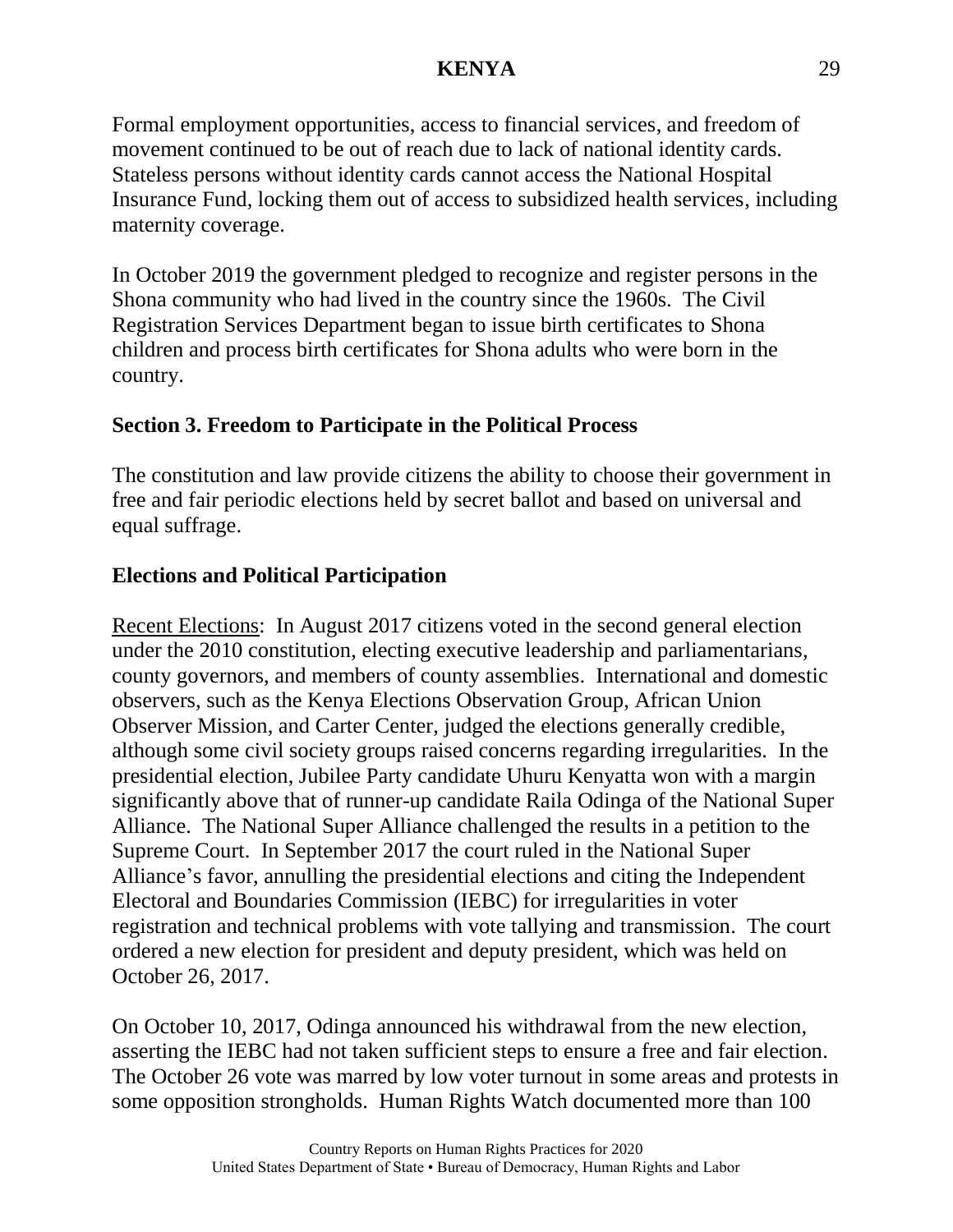Formal employment opportunities, access to financial services, and freedom of movement continued to be out of reach due to lack of national identity cards. Stateless persons without identity cards cannot access the National Hospital Insurance Fund, locking them out of access to subsidized health services, including maternity coverage.

In October 2019 the government pledged to recognize and register persons in the Shona community who had lived in the country since the 1960s. The Civil Registration Services Department began to issue birth certificates to Shona children and process birth certificates for Shona adults who were born in the country.

## Section 3. Freedom to Participate in the Political Process

The constitution and law provide citizens the ability to choose their government in free and fair periodic elections held by secret ballot and based on universal and equal suffrage.

### Elections and Political Participation

Recent Elections: In August 2017 citizens voted in the second general election under the 2010 constitution, electing executive leadership and parliamentarians, county governors, and members of county assemblies. International and domestic observers, such as the Kenya Elections Observation Group, African Union Observer Mission, and Carter Center, judged the elections generally credible, although some civil society groups raised concerns regarding irregularities. In the presidential election, Jubilee Party candidate Uhuru Kenyatta won with a margin significantly above that of runner-up candidate Raila Odinga of the National Super Alliance. The National Super Alliance challenged the results in a petition to the Supreme Court. In September 2017 the court ruled in the National Super Alliance's favor, annulling the presidential elections and citing the Independent Electoral and Boundaries Commission (IEBC) for irregularities in voter registration and technical problems with vote tallying and transmission. The court ordered a new election for president and deputy president, which was held on October 26, 2017.

On October 10, 2017, Odinga announced his withdrawal from the new election, asserting the IEBC had not taken sufficient steps to ensure a free and fair election. The October 26 vote was marred by low voter turnout in some areas and protests in some opposition strongholds. Human Rights Watch documented more than 100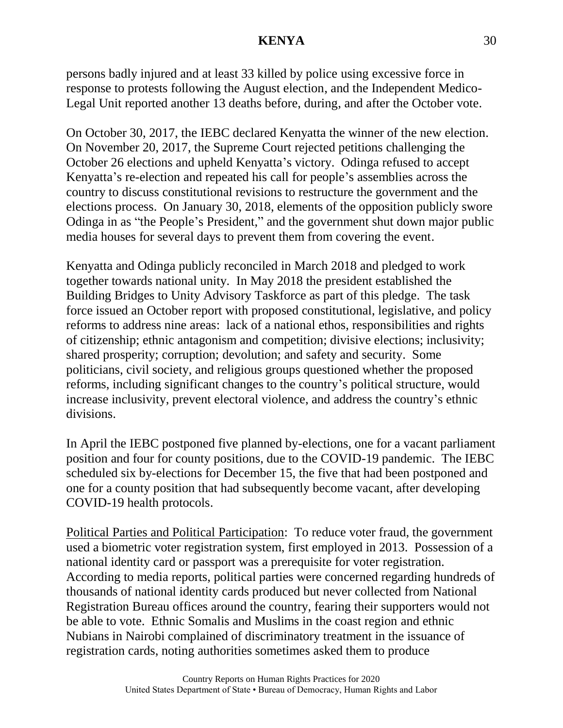persons badly injured and at least 33 killed by police using excessive force in response to protests following the August election, and the Independent Medico-Legal Unit reported another 13 deaths before, during, and after the October vote.

On October 30, 2017, the IEBC declared Kenyatta the winner of the new election. On November 20, 2017, the Supreme Court rejected petitions challenging the October 26 elections and upheld Kenyatta's victory. Odinga refused to accept Kenyatta's re-election and repeated his call for people's assemblies across the country to discuss constitutional revisions to restructure the government and the elections process. On January 30, 2018, elements of the opposition publicly swore Odinga in as "the People's President," and the government shut down major public media houses for several days to prevent them from covering the event.

Kenyatta and Odinga publicly reconciled in March 2018 and pledged to work together towards national unity. In May 2018 the president established the Building Bridges to Unity Advisory Taskforce as part of this pledge. The task force issued an October report with proposed constitutional, legislative, and policy reforms to address nine areas: lack of a national ethos, responsibilities and rights of citizenship; ethnic antagonism and competition; divisive elections; inclusivity; shared prosperity; corruption; devolution; and safety and security. Some politicians, civil society, and religious groups questioned whether the proposed reforms, including significant changes to the country's political structure, would increase inclusivity, prevent electoral violence, and address the country's ethnic divisions.

In April the IEBC postponed five planned by-elections, one for a vacant parliament position and four for county positions, due to the COVID-19 pandemic. The IEBC scheduled six by-elections for December 15, the five that had been postponed and one for a county position that had subsequently become vacant, after developing COVID-19 health protocols.

<u>Political Parties and Political Participation</u>: To reduce voter fraud, the government used a biometric voter registration system, first employed in 2013. Possession of a national identity card or passport was a prerequisite for voter registration. According to media reports, political parties were concerned regarding hundreds of thousands of national identity cards produced but never collected from National Registration Bureau offices around the country, fearing their supporters would not be able to vote. Ethnic Somalis and Muslims in the coast region and ethnic Nubians in Nairobi complained of discriminatory treatment in the issuance of registration cards, noting authorities sometimes asked them to produce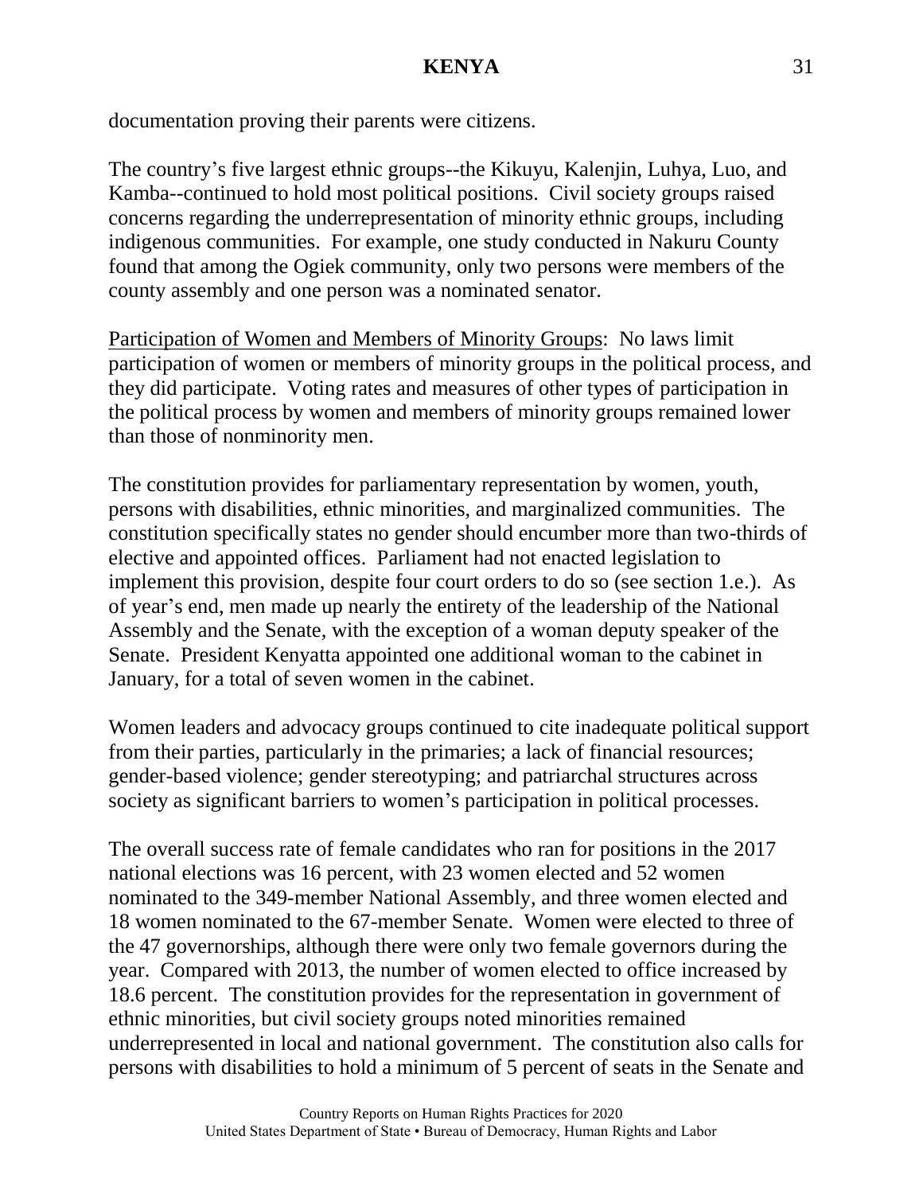documentation proving their parents were citizens.

The country's five largest ethnic groups--the Kikuyu, Kalenjin, Luhya, Luo, and Kamba--continued to hold most political positions. Civil society groups raised concerns regarding the underrepresentation of minority ethnic groups, including indigenous communities. For example, one study conducted in Nakuru County found that among the Ogiek community, only two persons were members of the county assembly and one person was a nominated senator.

Participation of Women and Members of Minority Groups: No laws limit participation of women or members of minority groups in the political process, and they did participate. Voting rates and measures of other types of participation in the political process by women and members of minority groups remained lower than those of nonminority men.

The constitution provides for parliamentary representation by women, youth, persons with disabilities, ethnic minorities, and marginalized communities. The constitution specifically states no gender should encumber more than two-thirds of elective and appointed offices. Parliament had not enacted legislation to implement this provision, despite four court orders to do so (see section 1.e.). As of year's end, men made up nearly the entirety of the leadership of the National Assembly and the Senate, with the exception of a woman deputy speaker of the Senate. President Kenyatta appointed one additional woman to the cabinet in January, for a total of seven women in the cabinet.

Women leaders and advocacy groups continued to cite inadequate political support from their parties, particularly in the primaries; a lack of financial resources; gender-based violence; gender stereotyping; and patriarchal structures across society as significant barriers to women's participation in political processes.

The overall success rate of female candidates who ran for positions in the 2017 national elections was 16 percent, with 23 women elected and 52 women nominated to the 349-member National Assembly, and three women elected and 18 women nominated to the 67-member Senate. Women were elected to three of the 47 governorships, although there were only two female governors during the year. Compared with 2013, the number of women elected to office increased by 18.6 percent. The constitution provides for the representation in government of ethnic minorities, but civil society groups noted minorities remained underrepresented in local and national government. The constitution also calls for persons with disabilities to hold a minimum of 5 percent of seats in the Senate and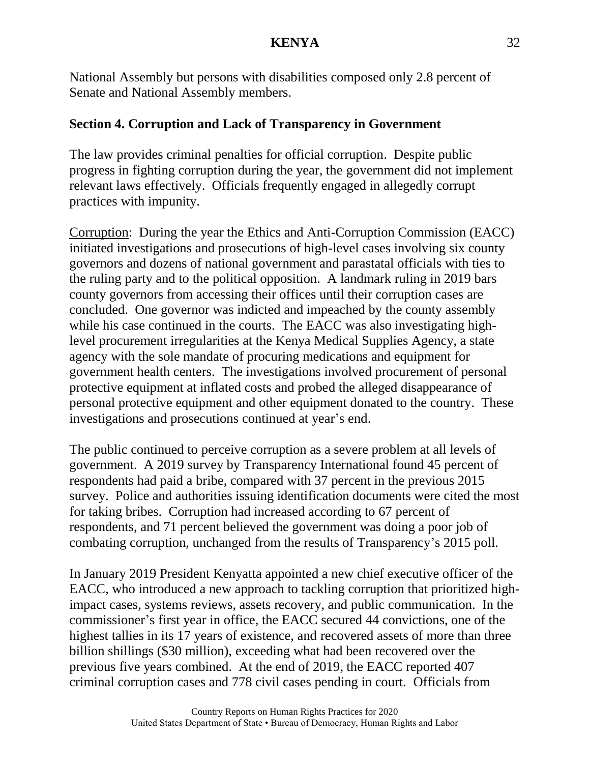National Assembly but persons with disabilities composed only 2.8 percent of Senate and National Assembly members.

## Section 4. Corruption and Lack of Transparency in Government

The law provides criminal penalties for official corruption. Despite public progress in fighting corruption during the year, the government did not implement relevant laws effectively. Officials frequently engaged in allegedly corrupt practices with impunity.

Corruption: During the year the Ethics and Anti-Corruption Commission (EACC) initiated investigations and prosecutions of high-level cases involving six county governors and dozens of national government and parastatal officials with ties to the ruling party and to the political opposition. A landmark ruling in 2019 bars county governors from accessing their offices until their corruption cases are concluded. One governor was indicted and impeached by the county assembly while his case continued in the courts. The EACC was also investigating high-level procurement irregularities at the Kenya Medical Supplies Agency, a state agency with the sole mandate of procuring medications and equipment for government health centers. The investigations involved procurement of personal protective equipment at inflated costs and probed the alleged disappearance of personal protective equipment and other equipment donated to the country. These investigations and prosecutions continued at year's end.

The public continued to perceive corruption as a severe problem at all levels of government. A 2019 survey by Transparency International found 45 percent of respondents had paid a bribe, compared with 37 percent in the previous 2015 survey. Police and authorities issuing identification documents were cited the most for taking bribes. Corruption had increased according to 67 percent of respondents, and 71 percent believed the government was doing a poor job of combating corruption, unchanged from the results of Transparency's 2015 poll.

In January 2019 President Kenyatta appointed a new chief executive officer of the EACC, who introduced a new approach to tackling corruption that prioritized high-impact cases, systems reviews, assets recovery, and public communication. In the commissioner's first year in office, the EACC secured 44 convictions, one of the highest tallies in its 17 years of existence, and recovered assets of more than three billion shillings ($30 million), exceeding what had been recovered over the previous five years combined. At the end of 2019, the EACC reported 407 criminal corruption cases and 778 civil cases pending in court. Officials from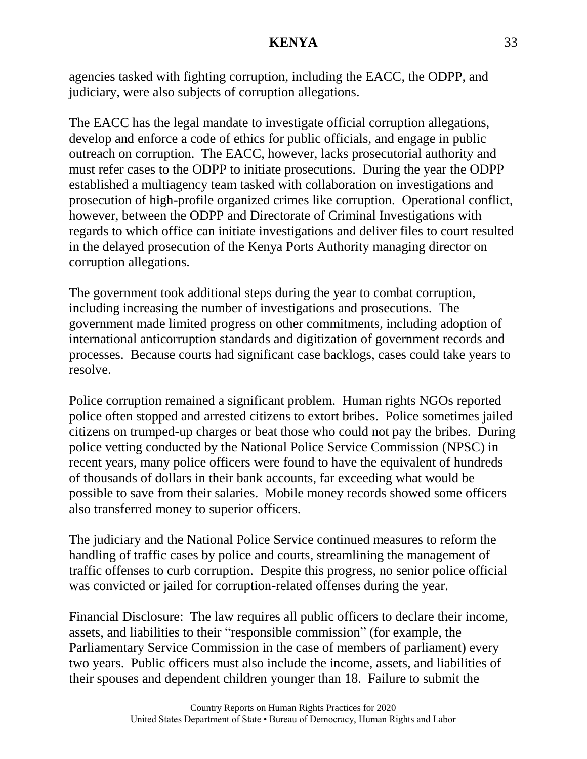agencies tasked with fighting corruption, including the EACC, the ODPP, and judiciary, were also subjects of corruption allegations.

The EACC has the legal mandate to investigate official corruption allegations, develop and enforce a code of ethics for public officials, and engage in public outreach on corruption. The EACC, however, lacks prosecutorial authority and must refer cases to the ODPP to initiate prosecutions. During the year the ODPP established a multiagency team tasked with collaboration on investigations and prosecution of high-profile organized crimes like corruption. Operational conflict, however, between the ODPP and Directorate of Criminal Investigations with regards to which office can initiate investigations and deliver files to court resulted in the delayed prosecution of the Kenya Ports Authority managing director on corruption allegations.

The government took additional steps during the year to combat corruption, including increasing the number of investigations and prosecutions. The government made limited progress on other commitments, including adoption of international anticorruption standards and digitization of government records and processes. Because courts had significant case backlogs, cases could take years to resolve.

Police corruption remained a significant problem. Human rights NGOs reported police often stopped and arrested citizens to extort bribes. Police sometimes jailed citizens on trumped-up charges or beat those who could not pay the bribes. During police vetting conducted by the National Police Service Commission (NPSC) in recent years, many police officers were found to have the equivalent of hundreds of thousands of dollars in their bank accounts, far exceeding what would be possible to save from their salaries. Mobile money records showed some officers also transferred money to superior officers.

The judiciary and the National Police Service continued measures to reform the handling of traffic cases by police and courts, streamlining the management of traffic offenses to curb corruption. Despite this progress, no senior police official was convicted or jailed for corruption-related offenses during the year.

Financial Disclosure: The law requires all public officers to declare their income, assets, and liabilities to their "responsible commission" (for example, the Parliamentary Service Commission in the case of members of parliament) every two years. Public officers must also include the income, assets, and liabilities of their spouses and dependent children younger than 18. Failure to submit the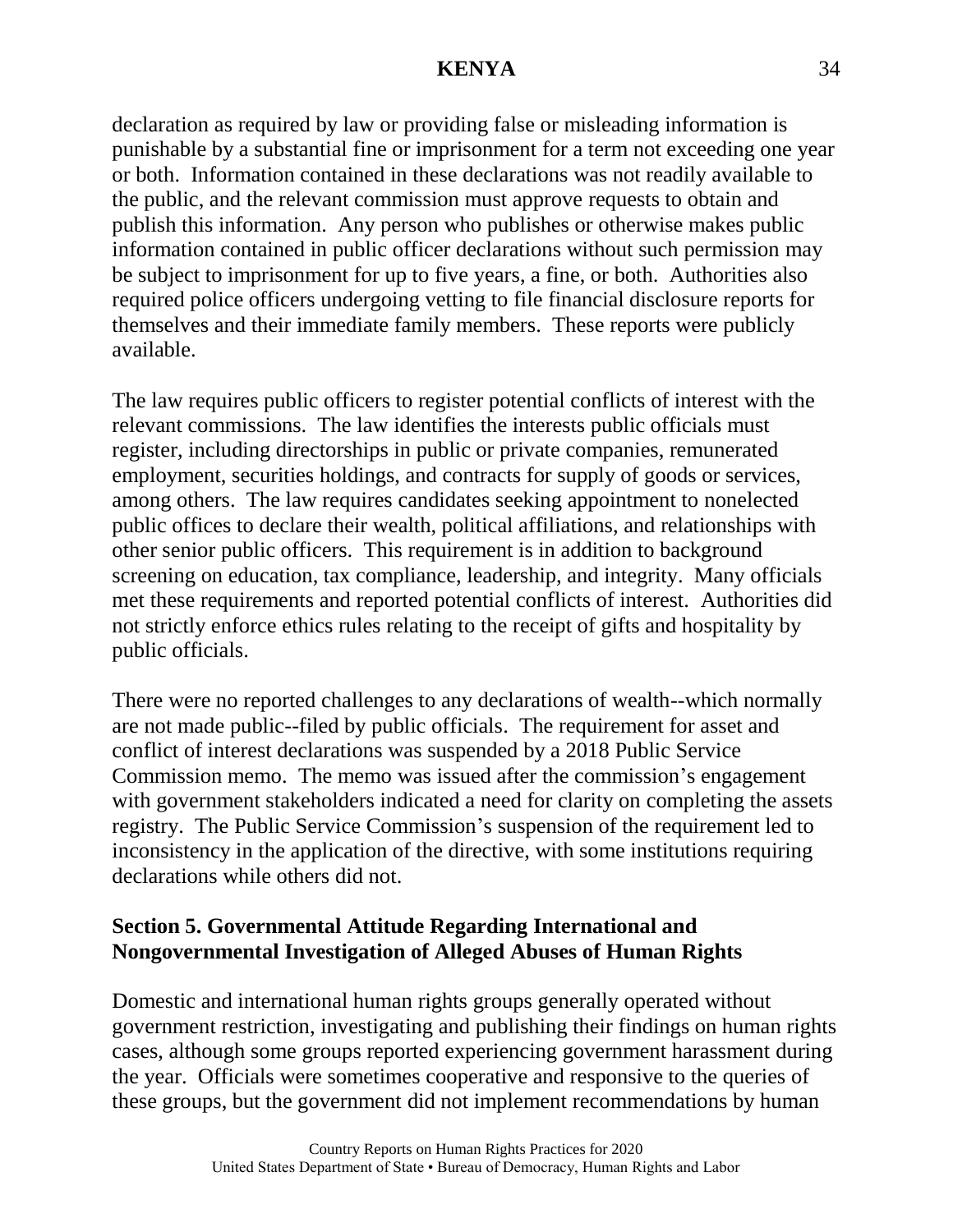declaration as required by law or providing false or misleading information is punishable by a substantial fine or imprisonment for a term not exceeding one year or both. Information contained in these declarations was not readily available to the public, and the relevant commission must approve requests to obtain and publish this information. Any person who publishes or otherwise makes public information contained in public officer declarations without such permission may be subject to imprisonment for up to five years, a fine, or both. Authorities also required police officers undergoing vetting to file financial disclosure reports for themselves and their immediate family members. These reports were publicly available.

The law requires public officers to register potential conflicts of interest with the relevant commissions. The law identifies the interests public officials must register, including directorships in public or private companies, remunerated employment, securities holdings, and contracts for supply of goods or services, among others. The law requires candidates seeking appointment to nonelected public offices to declare their wealth, political affiliations, and relationships with other senior public officers. This requirement is in addition to background screening on education, tax compliance, leadership, and integrity. Many officials met these requirements and reported potential conflicts of interest. Authorities did not strictly enforce ethics rules relating to the receipt of gifts and hospitality by public officials.

There were no reported challenges to any declarations of wealth--which normally are not made public--filed by public officials. The requirement for asset and conflict of interest declarations was suspended by a 2018 Public Service Commission memo. The memo was issued after the commission's engagement with government stakeholders indicated a need for clarity on completing the assets registry. The Public Service Commission's suspension of the requirement led to inconsistency in the application of the directive, with some institutions requiring declarations while others did not.

## Section 5. Governmental Attitude Regarding International and Nongovernmental Investigation of Alleged Abuses of Human Rights

Domestic and international human rights groups generally operated without government restriction, investigating and publishing their findings on human rights cases, although some groups reported experiencing government harassment during the year. Officials were sometimes cooperative and responsive to the queries of these groups, but the government did not implement recommendations by human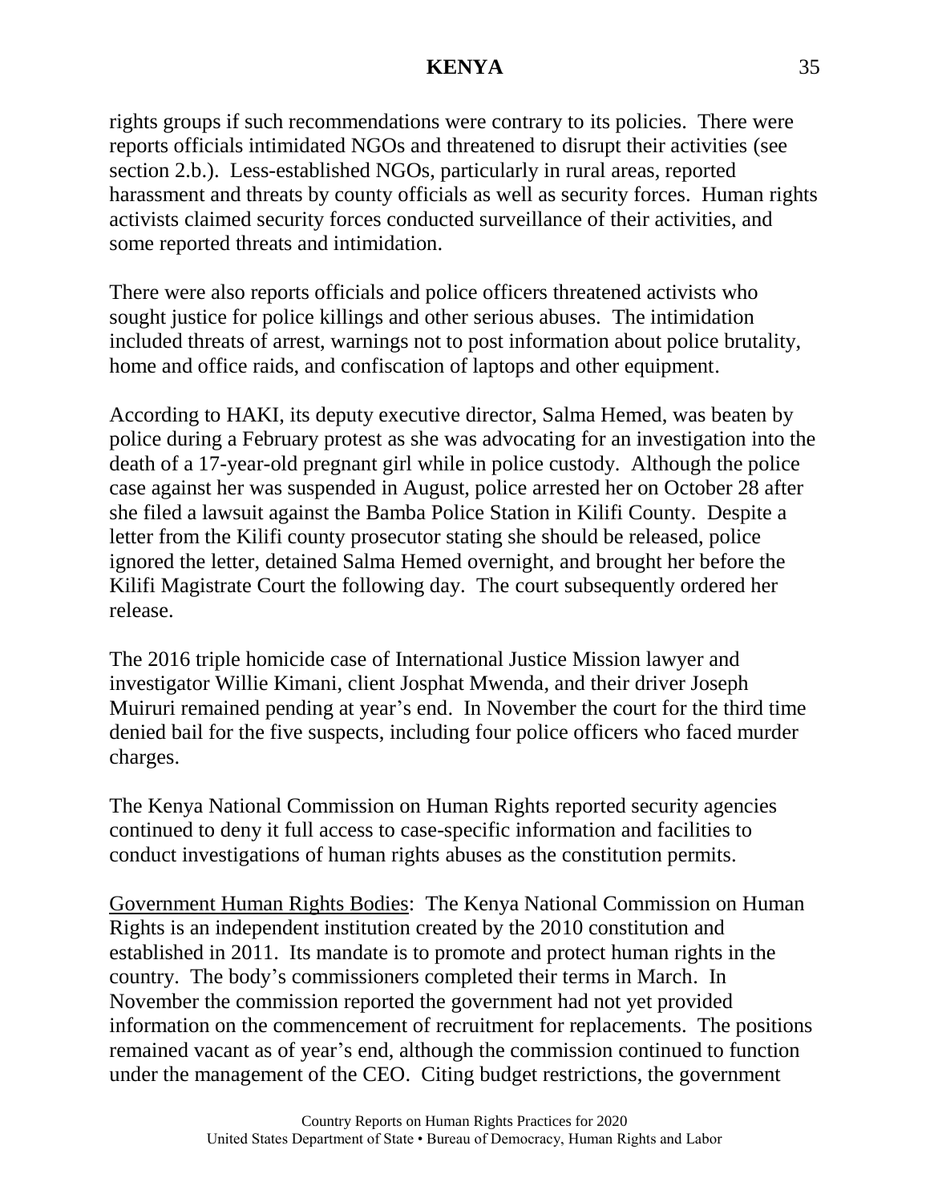rights groups if such recommendations were contrary to its policies. There were reports officials intimidated NGOs and threatened to disrupt their activities (see section 2.b.). Less-established NGOs, particularly in rural areas, reported harassment and threats by county officials as well as security forces. Human rights activists claimed security forces conducted surveillance of their activities, and some reported threats and intimidation.

There were also reports officials and police officers threatened activists who sought justice for police killings and other serious abuses. The intimidation included threats of arrest, warnings not to post information about police brutality, home and office raids, and confiscation of laptops and other equipment.

According to HAKI, its deputy executive director, Salma Hemed, was beaten by police during a February protest as she was advocating for an investigation into the death of a 17-year-old pregnant girl while in police custody. Although the police case against her was suspended in August, police arrested her on October 28 after she filed a lawsuit against the Bamba Police Station in Kilifi County. Despite a letter from the Kilifi county prosecutor stating she should be released, police ignored the letter, detained Salma Hemed overnight, and brought her before the Kilifi Magistrate Court the following day. The court subsequently ordered her release.

The 2016 triple homicide case of International Justice Mission lawyer and investigator Willie Kimani, client Josphat Mwenda, and their driver Joseph Muiruri remained pending at year's end. In November the court for the third time denied bail for the five suspects, including four police officers who faced murder charges.

The Kenya National Commission on Human Rights reported security agencies continued to deny it full access to case-specific information and facilities to conduct investigations of human rights abuses as the constitution permits.

Government Human Rights Bodies: The Kenya National Commission on Human Rights is an independent institution created by the 2010 constitution and established in 2011. Its mandate is to promote and protect human rights in the country. The body's commissioners completed their terms in March. In November the commission reported the government had not yet provided information on the commencement of recruitment for replacements. The positions remained vacant as of year's end, although the commission continued to function under the management of the CEO. Citing budget restrictions, the government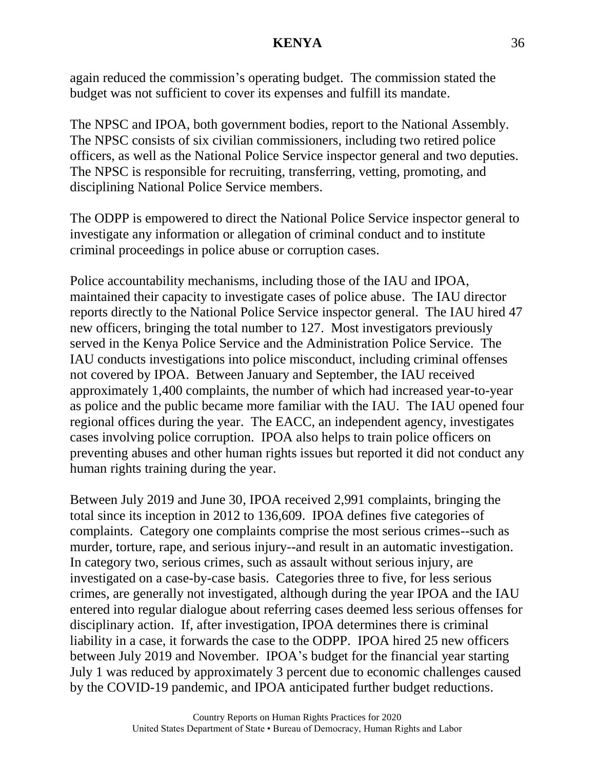again reduced the commission's operating budget. The commission stated the budget was not sufficient to cover its expenses and fulfill its mandate.

The NPSC and IPOA, both government bodies, report to the National Assembly. The NPSC consists of six civilian commissioners, including two retired police officers, as well as the National Police Service inspector general and two deputies. The NPSC is responsible for recruiting, transferring, vetting, promoting, and disciplining National Police Service members.

The ODPP is empowered to direct the National Police Service inspector general to investigate any information or allegation of criminal conduct and to institute criminal proceedings in police abuse or corruption cases.

Police accountability mechanisms, including those of the IAU and IPOA, maintained their capacity to investigate cases of police abuse. The IAU director reports directly to the National Police Service inspector general. The IAU hired 47 new officers, bringing the total number to 127. Most investigators previously served in the Kenya Police Service and the Administration Police Service. The IAU conducts investigations into police misconduct, including criminal offenses not covered by IPOA. Between January and September, the IAU received approximately 1,400 complaints, the number of which had increased year-to-year as police and the public became more familiar with the IAU. The IAU opened four regional offices during the year. The EACC, an independent agency, investigates cases involving police corruption. IPOA also helps to train police officers on preventing abuses and other human rights issues but reported it did not conduct any human rights training during the year.

Between July 2019 and June 30, IPOA received 2,991 complaints, bringing the total since its inception in 2012 to 136,609. IPOA defines five categories of complaints. Category one complaints comprise the most serious crimes--such as murder, torture, rape, and serious injury--and result in an automatic investigation. In category two, serious crimes, such as assault without serious injury, are investigated on a case-by-case basis. Categories three to five, for less serious crimes, are generally not investigated, although during the year IPOA and the IAU entered into regular dialogue about referring cases deemed less serious offenses for disciplinary action. If, after investigation, IPOA determines there is criminal liability in a case, it forwards the case to the ODPP. IPOA hired 25 new officers between July 2019 and November. IPOA's budget for the financial year starting July 1 was reduced by approximately 3 percent due to economic challenges caused by the COVID-19 pandemic, and IPOA anticipated further budget reductions.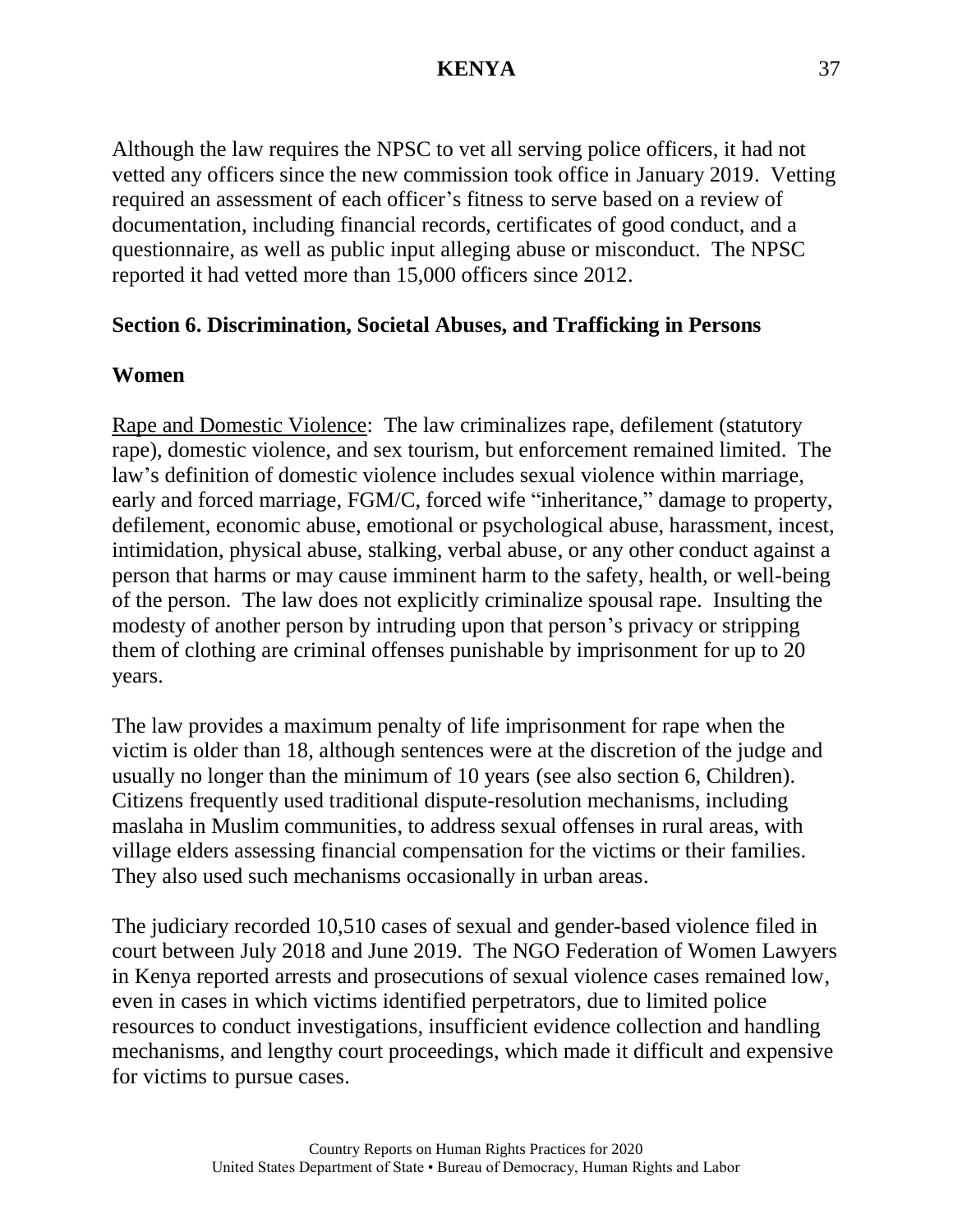Although the law requires the NPSC to vet all serving police officers, it had not vetted any officers since the new commission took office in January 2019. Vetting required an assessment of each officer's fitness to serve based on a review of documentation, including financial records, certificates of good conduct, and a questionnaire, as well as public input alleging abuse or misconduct. The NPSC reported it had vetted more than 15,000 officers since 2012.

## Section 6. Discrimination, Societal Abuses, and Trafficking in Persons

### Women

Rape and Domestic Violence: The law criminalizes rape, defilement (statutory rape), domestic violence, and sex tourism, but enforcement remained limited. The law's definition of domestic violence includes sexual violence within marriage, early and forced marriage, FGM/C, forced wife "inheritance," damage to property, defilement, economic abuse, emotional or psychological abuse, harassment, incest, intimidation, physical abuse, stalking, verbal abuse, or any other conduct against a person that harms or may cause imminent harm to the safety, health, or well-being of the person. The law does not explicitly criminalize spousal rape. Insulting the modesty of another person by intruding upon that person's privacy or stripping them of clothing are criminal offenses punishable by imprisonment for up to 20 years.

The law provides a maximum penalty of life imprisonment for rape when the victim is older than 18, although sentences were at the discretion of the judge and usually no longer than the minimum of 10 years (see also section 6, Children). Citizens frequently used traditional dispute-resolution mechanisms, including maslaha in Muslim communities, to address sexual offenses in rural areas, with village elders assessing financial compensation for the victims or their families. They also used such mechanisms occasionally in urban areas.

The judiciary recorded 10,510 cases of sexual and gender-based violence filed in court between July 2018 and June 2019. The NGO Federation of Women Lawyers in Kenya reported arrests and prosecutions of sexual violence cases remained low, even in cases in which victims identified perpetrators, due to limited police resources to conduct investigations, insufficient evidence collection and handling mechanisms, and lengthy court proceedings, which made it difficult and expensive for victims to pursue cases.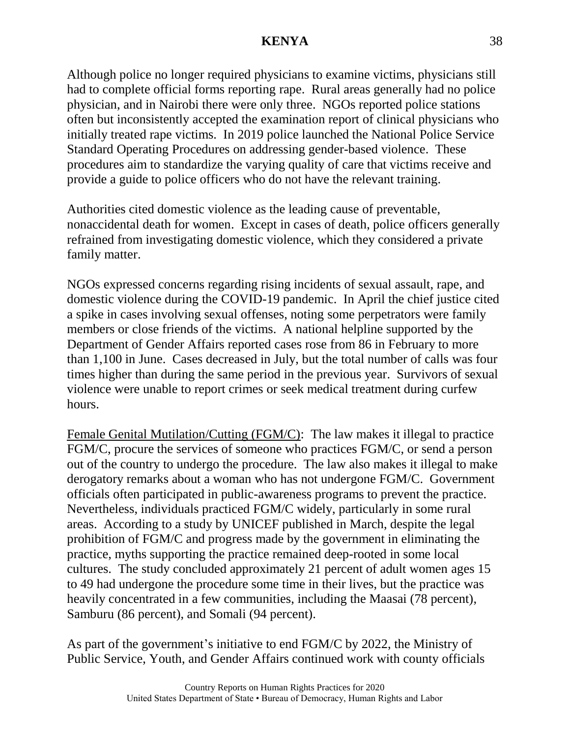Although police no longer required physicians to examine victims, physicians still had to complete official forms reporting rape. Rural areas generally had no police physician, and in Nairobi there were only three. NGOs reported police stations often but inconsistently accepted the examination report of clinical physicians who initially treated rape victims. In 2019 police launched the National Police Service Standard Operating Procedures on addressing gender-based violence. These procedures aim to standardize the varying quality of care that victims receive and provide a guide to police officers who do not have the relevant training.

Authorities cited domestic violence as the leading cause of preventable, nonaccidental death for women. Except in cases of death, police officers generally refrained from investigating domestic violence, which they considered a private family matter.

NGOs expressed concerns regarding rising incidents of sexual assault, rape, and domestic violence during the COVID-19 pandemic. In April the chief justice cited a spike in cases involving sexual offenses, noting some perpetrators were family members or close friends of the victims. A national helpline supported by the Department of Gender Affairs reported cases rose from 86 in February to more than 1,100 in June. Cases decreased in July, but the total number of calls was four times higher than during the same period in the previous year. Survivors of sexual violence were unable to report crimes or seek medical treatment during curfew hours.

Female Genital Mutilation/Cutting (FGM/C): The law makes it illegal to practice FGM/C, procure the services of someone who practices FGM/C, or send a person out of the country to undergo the procedure. The law also makes it illegal to make derogatory remarks about a woman who has not undergone FGM/C. Government officials often participated in public-awareness programs to prevent the practice. Nevertheless, individuals practiced FGM/C widely, particularly in some rural areas. According to a study by UNICEF published in March, despite the legal prohibition of FGM/C and progress made by the government in eliminating the practice, myths supporting the practice remained deep-rooted in some local cultures. The study concluded approximately 21 percent of adult women ages 15 to 49 had undergone the procedure some time in their lives, but the practice was heavily concentrated in a few communities, including the Maasai (78 percent), Samburu (86 percent), and Somali (94 percent).

As part of the government's initiative to end FGM/C by 2022, the Ministry of Public Service, Youth, and Gender Affairs continued work with county officials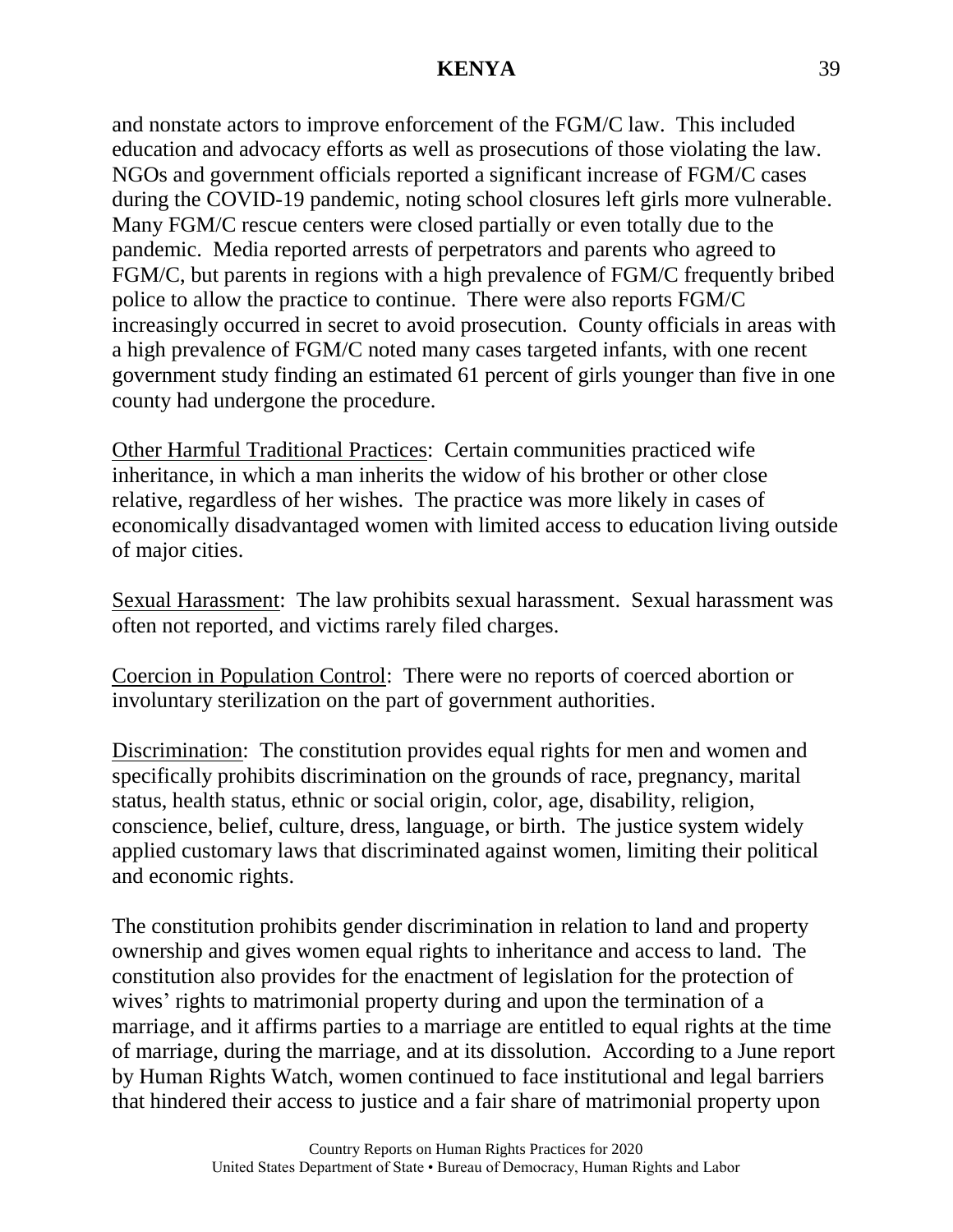and nonstate actors to improve enforcement of the FGM/C law. This included education and advocacy efforts as well as prosecutions of those violating the law. NGOs and government officials reported a significant increase of FGM/C cases during the COVID-19 pandemic, noting school closures left girls more vulnerable. Many FGM/C rescue centers were closed partially or even totally due to the pandemic. Media reported arrests of perpetrators and parents who agreed to FGM/C, but parents in regions with a high prevalence of FGM/C frequently bribed police to allow the practice to continue. There were also reports FGM/C increasingly occurred in secret to avoid prosecution. County officials in areas with a high prevalence of FGM/C noted many cases targeted infants, with one recent government study finding an estimated 61 percent of girls younger than five in one county had undergone the procedure.

Other Harmful Traditional Practices: Certain communities practiced wife inheritance, in which a man inherits the widow of his brother or other close relative, regardless of her wishes. The practice was more likely in cases of economically disadvantaged women with limited access to education living outside of major cities.

Sexual Harassment: The law prohibits sexual harassment. Sexual harassment was often not reported, and victims rarely filed charges.

Coercion in Population Control: There were no reports of coerced abortion or involuntary sterilization on the part of government authorities.

Discrimination: The constitution provides equal rights for men and women and specifically prohibits discrimination on the grounds of race, pregnancy, marital status, health status, ethnic or social origin, color, age, disability, religion, conscience, belief, culture, dress, language, or birth. The justice system widely applied customary laws that discriminated against women, limiting their political and economic rights.

The constitution prohibits gender discrimination in relation to land and property ownership and gives women equal rights to inheritance and access to land. The constitution also provides for the enactment of legislation for the protection of wives' rights to matrimonial property during and upon the termination of a marriage, and it affirms parties to a marriage are entitled to equal rights at the time of marriage, during the marriage, and at its dissolution. According to a June report by Human Rights Watch, women continued to face institutional and legal barriers that hindered their access to justice and a fair share of matrimonial property upon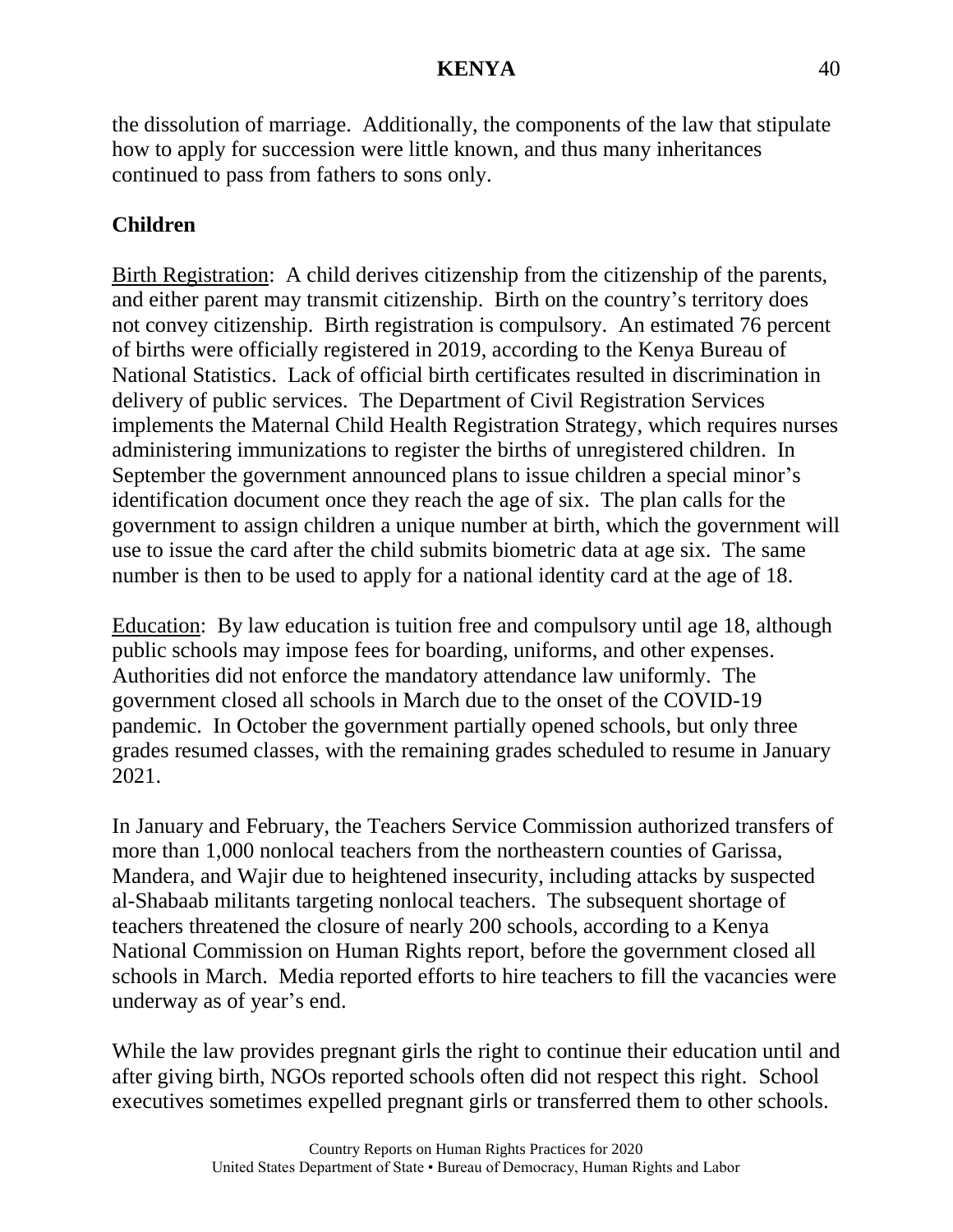the dissolution of marriage. Additionally, the components of the law that stipulate how to apply for succession were little known, and thus many inheritances continued to pass from fathers to sons only.

## Children

Birth Registration: A child derives citizenship from the citizenship of the parents, and either parent may transmit citizenship. Birth on the country's territory does not convey citizenship. Birth registration is compulsory. An estimated 76 percent of births were officially registered in 2019, according to the Kenya Bureau of National Statistics. Lack of official birth certificates resulted in discrimination in delivery of public services. The Department of Civil Registration Services implements the Maternal Child Health Registration Strategy, which requires nurses administering immunizations to register the births of unregistered children. In September the government announced plans to issue children a special minor's identification document once they reach the age of six. The plan calls for the government to assign children a unique number at birth, which the government will use to issue the card after the child submits biometric data at age six. The same number is then to be used to apply for a national identity card at the age of 18.

Education: By law education is tuition free and compulsory until age 18, although public schools may impose fees for boarding, uniforms, and other expenses. Authorities did not enforce the mandatory attendance law uniformly. The government closed all schools in March due to the onset of the COVID-19 pandemic. In October the government partially opened schools, but only three grades resumed classes, with the remaining grades scheduled to resume in January 2021.

In January and February, the Teachers Service Commission authorized transfers of more than 1,000 nonlocal teachers from the northeastern counties of Garissa, Mandera, and Wajir due to heightened insecurity, including attacks by suspected al-Shabaab militants targeting nonlocal teachers. The subsequent shortage of teachers threatened the closure of nearly 200 schools, according to a Kenya National Commission on Human Rights report, before the government closed all schools in March. Media reported efforts to hire teachers to fill the vacancies were underway as of year's end.

While the law provides pregnant girls the right to continue their education until and after giving birth, NGOs reported schools often did not respect this right. School executives sometimes expelled pregnant girls or transferred them to other schools.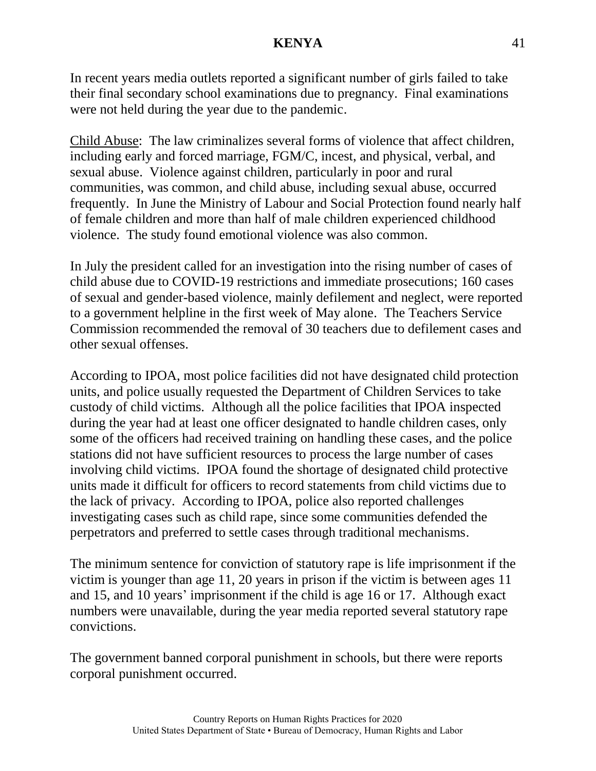In recent years media outlets reported a significant number of girls failed to take their final secondary school examinations due to pregnancy. Final examinations were not held during the year due to the pandemic.

Child Abuse: The law criminalizes several forms of violence that affect children, including early and forced marriage, FGM/C, incest, and physical, verbal, and sexual abuse. Violence against children, particularly in poor and rural communities, was common, and child abuse, including sexual abuse, occurred frequently. In June the Ministry of Labour and Social Protection found nearly half of female children and more than half of male children experienced childhood violence. The study found emotional violence was also common.

In July the president called for an investigation into the rising number of cases of child abuse due to COVID-19 restrictions and immediate prosecutions; 160 cases of sexual and gender-based violence, mainly defilement and neglect, were reported to a government helpline in the first week of May alone. The Teachers Service Commission recommended the removal of 30 teachers due to defilement cases and other sexual offenses.

According to IPOA, most police facilities did not have designated child protection units, and police usually requested the Department of Children Services to take custody of child victims. Although all the police facilities that IPOA inspected during the year had at least one officer designated to handle children cases, only some of the officers had received training on handling these cases, and the police stations did not have sufficient resources to process the large number of cases involving child victims. IPOA found the shortage of designated child protective units made it difficult for officers to record statements from child victims due to the lack of privacy. According to IPOA, police also reported challenges investigating cases such as child rape, since some communities defended the perpetrators and preferred to settle cases through traditional mechanisms.

The minimum sentence for conviction of statutory rape is life imprisonment if the victim is younger than age 11, 20 years in prison if the victim is between ages 11 and 15, and 10 years' imprisonment if the child is age 16 or 17. Although exact numbers were unavailable, during the year media reported several statutory rape convictions.

The government banned corporal punishment in schools, but there were reports corporal punishment occurred.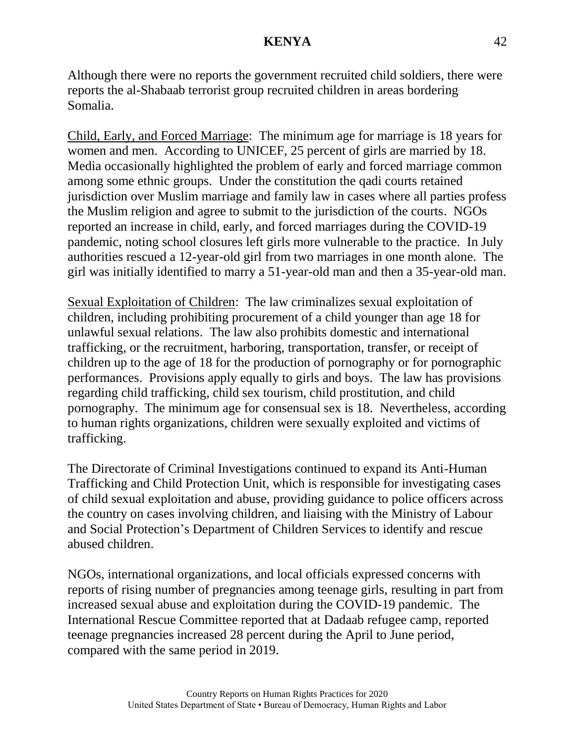Although there were no reports the government recruited child soldiers, there were reports the al-Shabaab terrorist group recruited children in areas bordering Somalia.

Child, Early, and Forced Marriage: The minimum age for marriage is 18 years for women and men. According to UNICEF, 25 percent of girls are married by 18. Media occasionally highlighted the problem of early and forced marriage common among some ethnic groups. Under the constitution the qadi courts retained jurisdiction over Muslim marriage and family law in cases where all parties profess the Muslim religion and agree to submit to the jurisdiction of the courts. NGOs reported an increase in child, early, and forced marriages during the COVID-19 pandemic, noting school closures left girls more vulnerable to the practice. In July authorities rescued a 12-year-old girl from two marriages in one month alone. The girl was initially identified to marry a 51-year-old man and then a 35-year-old man.

Sexual Exploitation of Children: The law criminalizes sexual exploitation of children, including prohibiting procurement of a child younger than age 18 for unlawful sexual relations. The law also prohibits domestic and international trafficking, or the recruitment, harboring, transportation, transfer, or receipt of children up to the age of 18 for the production of pornography or for pornographic performances. Provisions apply equally to girls and boys. The law has provisions regarding child trafficking, child sex tourism, child prostitution, and child pornography. The minimum age for consensual sex is 18. Nevertheless, according to human rights organizations, children were sexually exploited and victims of trafficking.

The Directorate of Criminal Investigations continued to expand its Anti-Human Trafficking and Child Protection Unit, which is responsible for investigating cases of child sexual exploitation and abuse, providing guidance to police officers across the country on cases involving children, and liaising with the Ministry of Labour and Social Protection's Department of Children Services to identify and rescue abused children.

NGOs, international organizations, and local officials expressed concerns with reports of rising number of pregnancies among teenage girls, resulting in part from increased sexual abuse and exploitation during the COVID-19 pandemic. The International Rescue Committee reported that at Dadaab refugee camp, reported teenage pregnancies increased 28 percent during the April to June period, compared with the same period in 2019.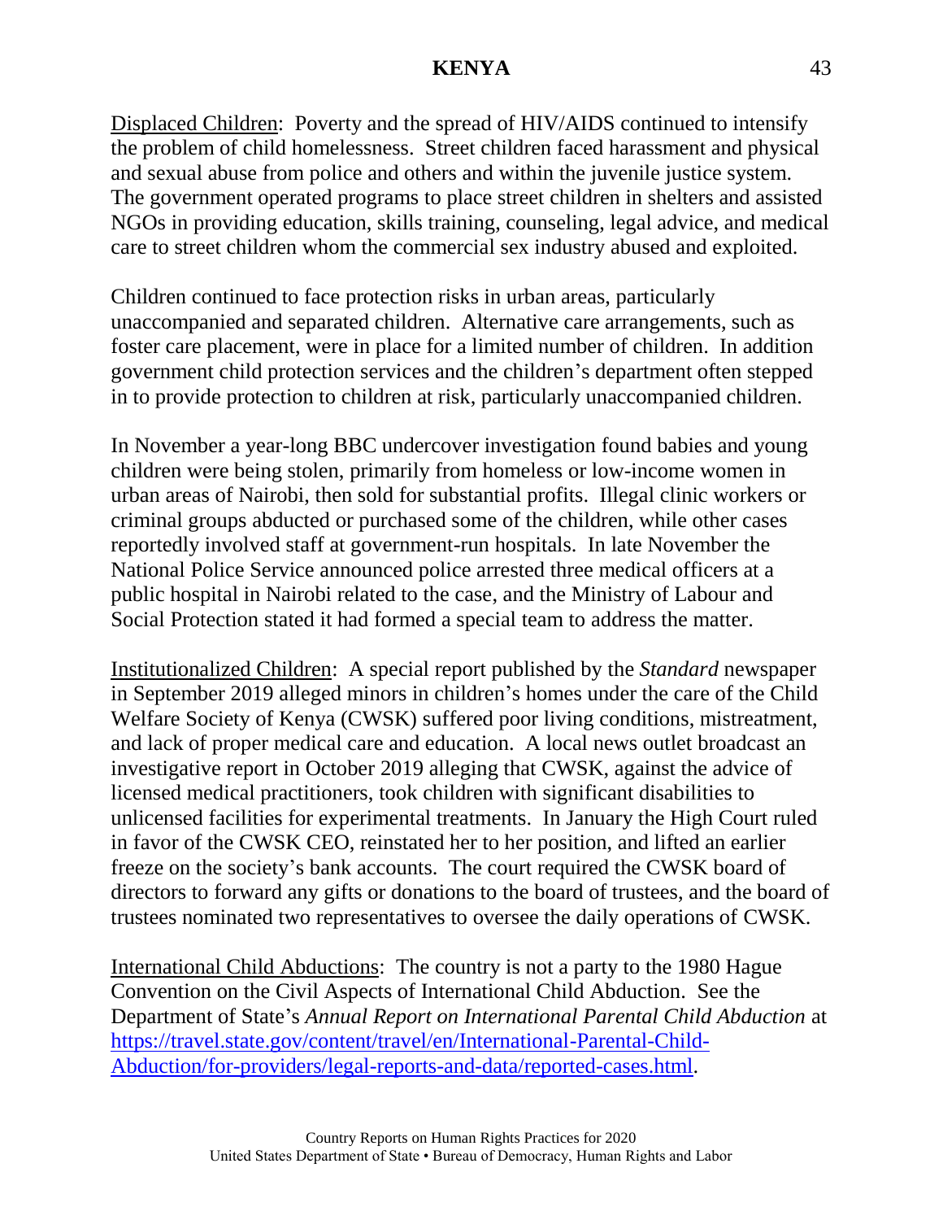Displaced Children: Poverty and the spread of HIV/AIDS continued to intensify the problem of child homelessness. Street children faced harassment and physical and sexual abuse from police and others and within the juvenile justice system. The government operated programs to place street children in shelters and assisted NGOs in providing education, skills training, counseling, legal advice, and medical care to street children whom the commercial sex industry abused and exploited.

Children continued to face protection risks in urban areas, particularly unaccompanied and separated children. Alternative care arrangements, such as foster care placement, were in place for a limited number of children. In addition government child protection services and the children's department often stepped in to provide protection to children at risk, particularly unaccompanied children.

In November a year-long BBC undercover investigation found babies and young children were being stolen, primarily from homeless or low-income women in urban areas of Nairobi, then sold for substantial profits. Illegal clinic workers or criminal groups abducted or purchased some of the children, while other cases reportedly involved staff at government-run hospitals. In late November the National Police Service announced police arrested three medical officers at a public hospital in Nairobi related to the case, and the Ministry of Labour and Social Protection stated it had formed a special team to address the matter.

Institutionalized Children: A special report published by the *Standard* newspaper in September 2019 alleged minors in children's homes under the care of the Child Welfare Society of Kenya (CWSK) suffered poor living conditions, mistreatment, and lack of proper medical care and education. A local news outlet broadcast an investigative report in October 2019 alleging that CWSK, against the advice of licensed medical practitioners, took children with significant disabilities to unlicensed facilities for experimental treatments. In January the High Court ruled in favor of the CWSK CEO, reinstated her to her position, and lifted an earlier freeze on the society's bank accounts. The court required the CWSK board of directors to forward any gifts or donations to the board of trustees, and the board of trustees nominated two representatives to oversee the daily operations of CWSK.

International Child Abductions: The country is not a party to the 1980 Hague Convention on the Civil Aspects of International Child Abduction. See the Department of State's *Annual Report on International Parental Child Abduction* at [https://travel.state.gov/content/travel/en/International-Parental-Child-Abduction/for-providers/legal-reports-and-data/reported-cases.html](https://travel.state.gov/content/travel/en/International-Parental-Child-Abduction/for-providers/legal-reports-and-data/reported-cases.html).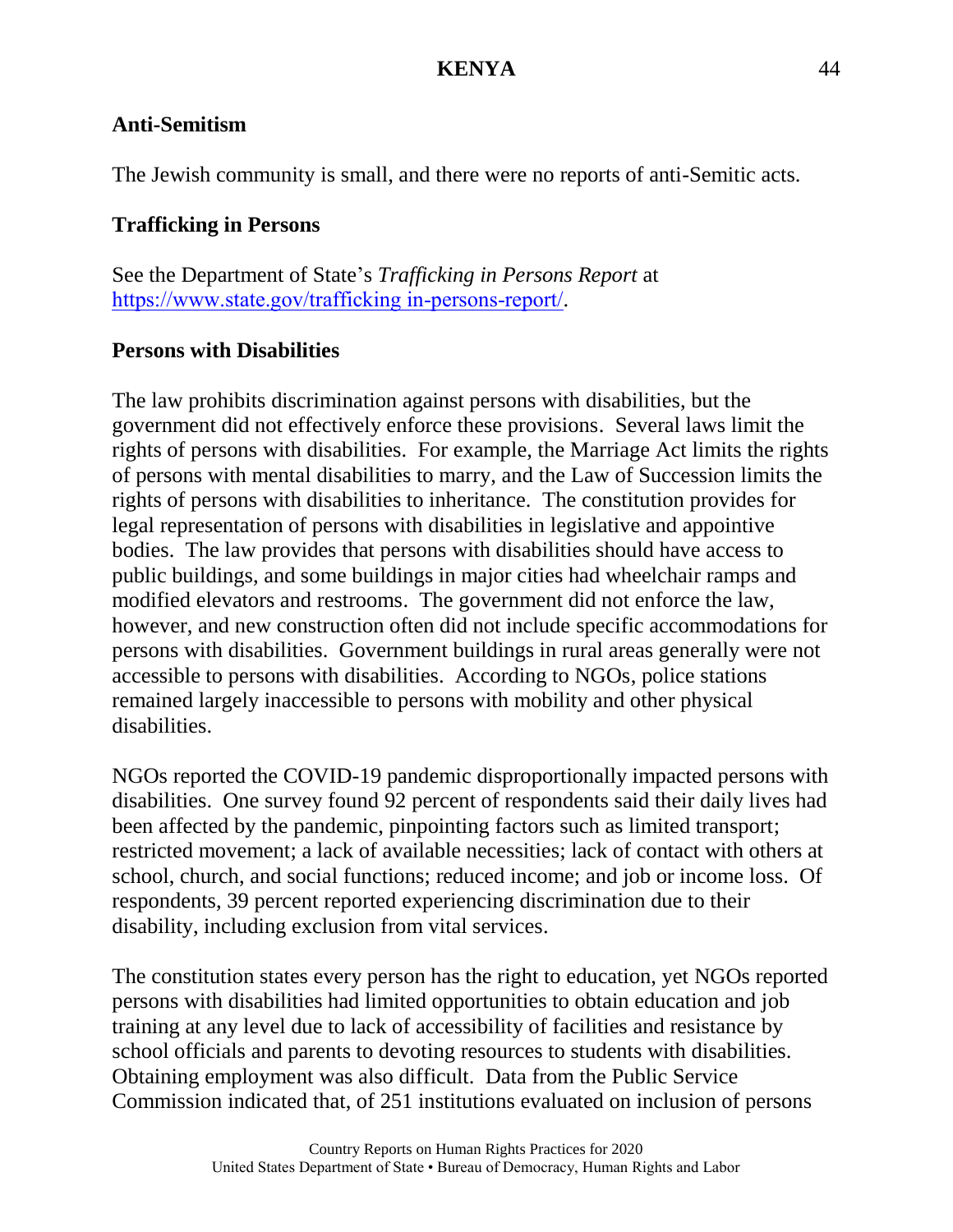### Anti-Semitism

The Jewish community is small, and there were no reports of anti-Semitic acts.

### Trafficking in Persons

See the Department of State's *Trafficking in Persons Report* at https://www.state.gov/trafficking in-persons-report/.

### Persons with Disabilities

The law prohibits discrimination against persons with disabilities, but the government did not effectively enforce these provisions. Several laws limit the rights of persons with disabilities. For example, the Marriage Act limits the rights of persons with mental disabilities to marry, and the Law of Succession limits the rights of persons with disabilities to inheritance. The constitution provides for legal representation of persons with disabilities in legislative and appointive bodies. The law provides that persons with disabilities should have access to public buildings, and some buildings in major cities had wheelchair ramps and modified elevators and restrooms. The government did not enforce the law, however, and new construction often did not include specific accommodations for persons with disabilities. Government buildings in rural areas generally were not accessible to persons with disabilities. According to NGOs, police stations remained largely inaccessible to persons with mobility and other physical disabilities.

NGOs reported the COVID-19 pandemic disproportionally impacted persons with disabilities. One survey found 92 percent of respondents said their daily lives had been affected by the pandemic, pinpointing factors such as limited transport; restricted movement; a lack of available necessities; lack of contact with others at school, church, and social functions; reduced income; and job or income loss. Of respondents, 39 percent reported experiencing discrimination due to their disability, including exclusion from vital services.

The constitution states every person has the right to education, yet NGOs reported persons with disabilities had limited opportunities to obtain education and job training at any level due to lack of accessibility of facilities and resistance by school officials and parents to devoting resources to students with disabilities. Obtaining employment was also difficult. Data from the Public Service Commission indicated that, of 251 institutions evaluated on inclusion of persons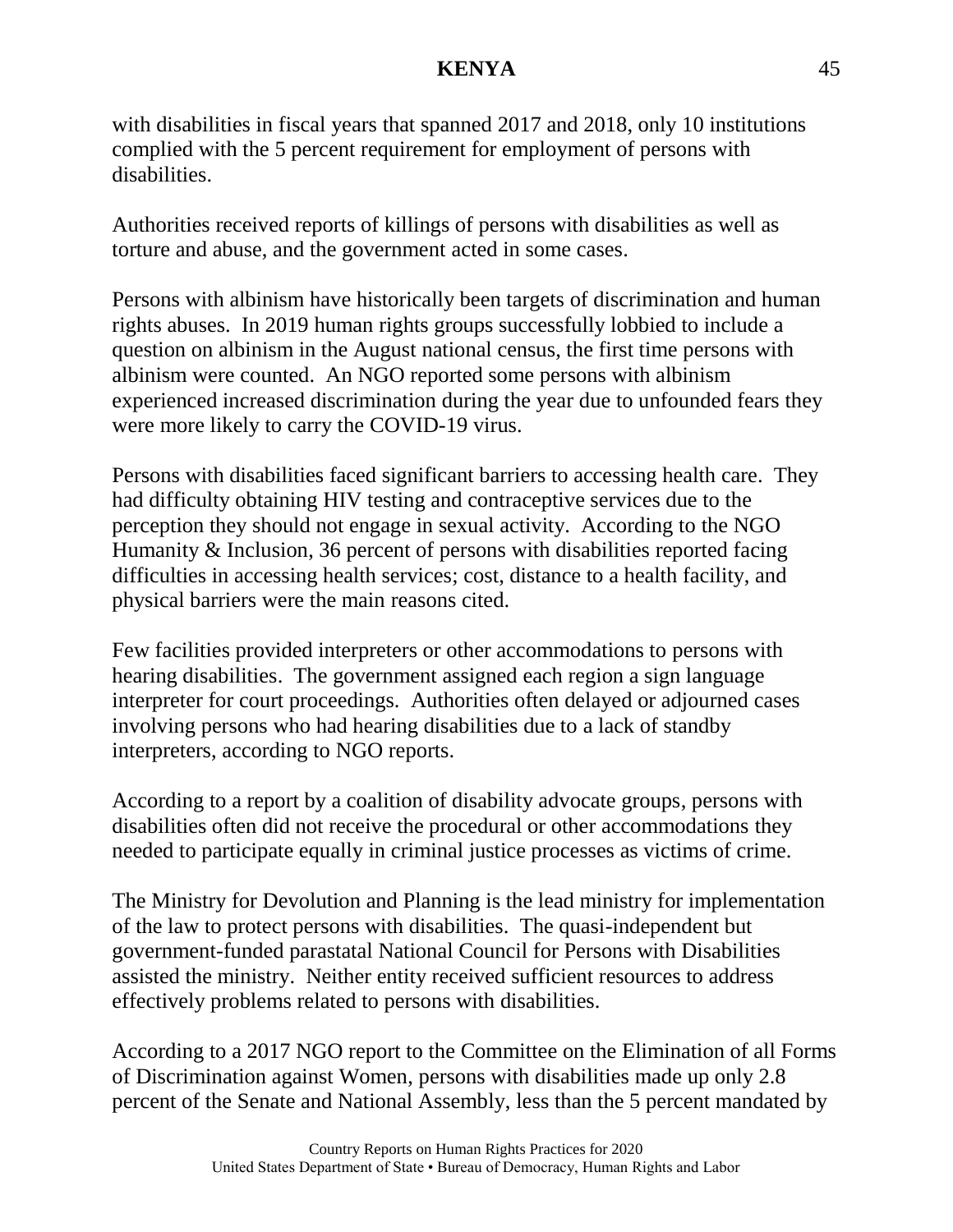with disabilities in fiscal years that spanned 2017 and 2018, only 10 institutions complied with the 5 percent requirement for employment of persons with disabilities.

Authorities received reports of killings of persons with disabilities as well as torture and abuse, and the government acted in some cases.

Persons with albinism have historically been targets of discrimination and human rights abuses. In 2019 human rights groups successfully lobbied to include a question on albinism in the August national census, the first time persons with albinism were counted. An NGO reported some persons with albinism experienced increased discrimination during the year due to unfounded fears they were more likely to carry the COVID-19 virus.

Persons with disabilities faced significant barriers to accessing health care. They had difficulty obtaining HIV testing and contraceptive services due to the perception they should not engage in sexual activity. According to the NGO Humanity & Inclusion, 36 percent of persons with disabilities reported facing difficulties in accessing health services; cost, distance to a health facility, and physical barriers were the main reasons cited.

Few facilities provided interpreters or other accommodations to persons with hearing disabilities. The government assigned each region a sign language interpreter for court proceedings. Authorities often delayed or adjourned cases involving persons who had hearing disabilities due to a lack of standby interpreters, according to NGO reports.

According to a report by a coalition of disability advocate groups, persons with disabilities often did not receive the procedural or other accommodations they needed to participate equally in criminal justice processes as victims of crime.

The Ministry for Devolution and Planning is the lead ministry for implementation of the law to protect persons with disabilities. The quasi-independent but government-funded parastatal National Council for Persons with Disabilities assisted the ministry. Neither entity received sufficient resources to address effectively problems related to persons with disabilities.

According to a 2017 NGO report to the Committee on the Elimination of all Forms of Discrimination against Women, persons with disabilities made up only 2.8 percent of the Senate and National Assembly, less than the 5 percent mandated by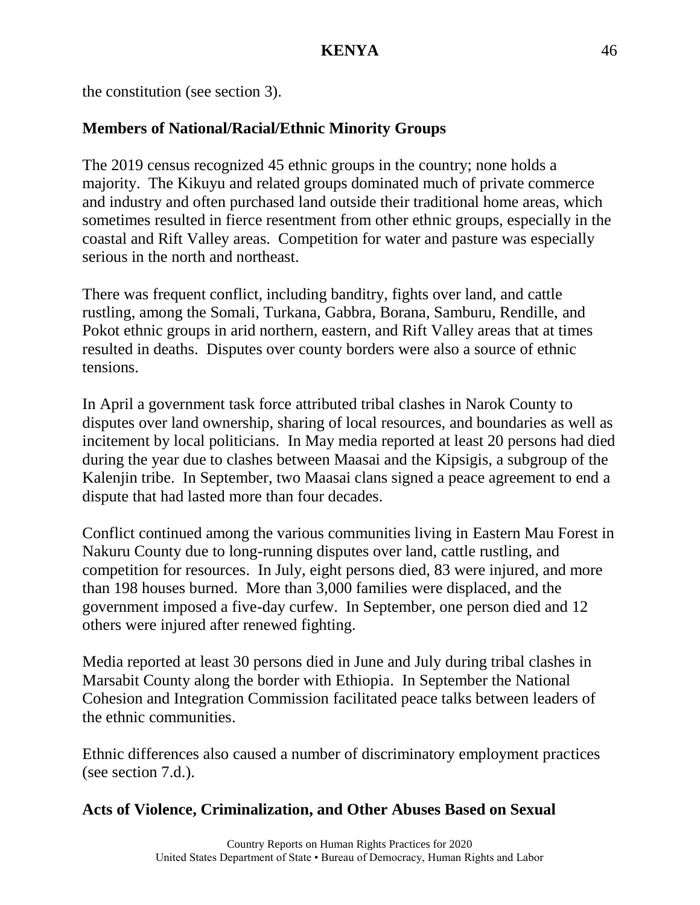the constitution (see section 3).

**Members of National/Racial/Ethnic Minority Groups**

The 2019 census recognized 45 ethnic groups in the country; none holds a majority. The Kikuyu and related groups dominated much of private commerce and industry and often purchased land outside their traditional home areas, which sometimes resulted in fierce resentment from other ethnic groups, especially in the coastal and Rift Valley areas. Competition for water and pasture was especially serious in the north and northeast.

There was frequent conflict, including banditry, fights over land, and cattle rustling, among the Somali, Turkana, Gabbra, Borana, Samburu, Rendille, and Pokot ethnic groups in arid northern, eastern, and Rift Valley areas that at times resulted in deaths. Disputes over county borders were also a source of ethnic tensions.

In April a government task force attributed tribal clashes in Narok County to disputes over land ownership, sharing of local resources, and boundaries as well as incitement by local politicians. In May media reported at least 20 persons had died during the year due to clashes between Maasai and the Kipsigis, a subgroup of the Kalenjin tribe. In September, two Maasai clans signed a peace agreement to end a dispute that had lasted more than four decades.

Conflict continued among the various communities living in Eastern Mau Forest in Nakuru County due to long-running disputes over land, cattle rustling, and competition for resources. In July, eight persons died, 83 were injured, and more than 198 houses burned. More than 3,000 families were displaced, and the government imposed a five-day curfew. In September, one person died and 12 others were injured after renewed fighting.

Media reported at least 30 persons died in June and July during tribal clashes in Marsabit County along the border with Ethiopia. In September the National Cohesion and Integration Commission facilitated peace talks between leaders of the ethnic communities.

Ethnic differences also caused a number of discriminatory employment practices (see section 7.d.).

**Acts of Violence, Criminalization, and Other Abuses Based on Sexual**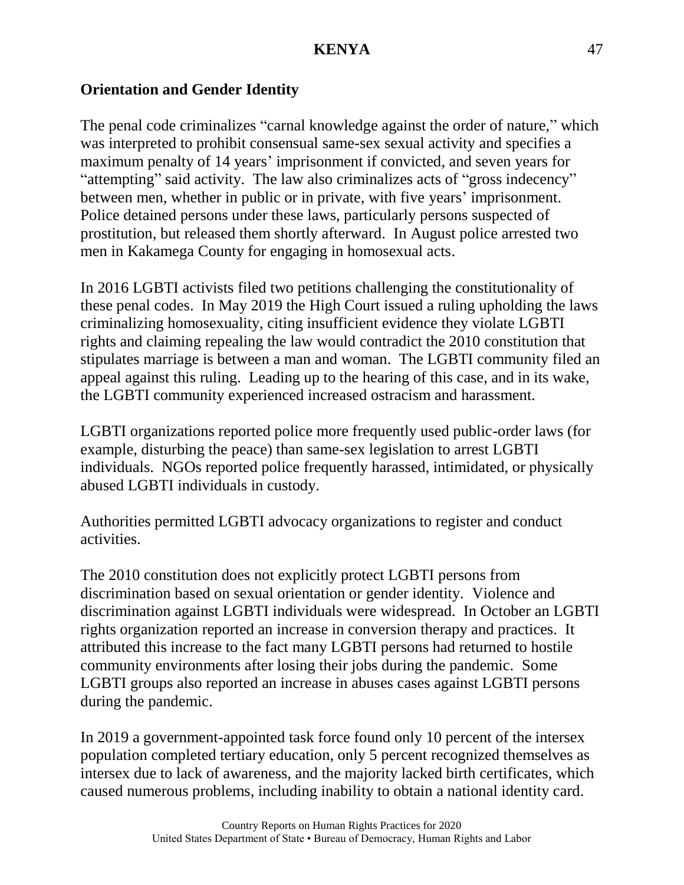**Orientation and Gender Identity**

The penal code criminalizes "carnal knowledge against the order of nature," which was interpreted to prohibit consensual same-sex sexual activity and specifies a maximum penalty of 14 years' imprisonment if convicted, and seven years for "attempting" said activity. The law also criminalizes acts of "gross indecency" between men, whether in public or in private, with five years' imprisonment. Police detained persons under these laws, particularly persons suspected of prostitution, but released them shortly afterward. In August police arrested two men in Kakamega County for engaging in homosexual acts.

In 2016 LGBTI activists filed two petitions challenging the constitutionality of these penal codes. In May 2019 the High Court issued a ruling upholding the laws criminalizing homosexuality, citing insufficient evidence they violate LGBTI rights and claiming repealing the law would contradict the 2010 constitution that stipulates marriage is between a man and woman. The LGBTI community filed an appeal against this ruling. Leading up to the hearing of this case, and in its wake, the LGBTI community experienced increased ostracism and harassment.

LGBTI organizations reported police more frequently used public-order laws (for example, disturbing the peace) than same-sex legislation to arrest LGBTI individuals. NGOs reported police frequently harassed, intimidated, or physically abused LGBTI individuals in custody.

Authorities permitted LGBTI advocacy organizations to register and conduct activities.

The 2010 constitution does not explicitly protect LGBTI persons from discrimination based on sexual orientation or gender identity. Violence and discrimination against LGBTI individuals were widespread. In October an LGBTI rights organization reported an increase in conversion therapy and practices. It attributed this increase to the fact many LGBTI persons had returned to hostile community environments after losing their jobs during the pandemic. Some LGBTI groups also reported an increase in abuses cases against LGBTI persons during the pandemic.

In 2019 a government-appointed task force found only 10 percent of the intersex population completed tertiary education, only 5 percent recognized themselves as intersex due to lack of awareness, and the majority lacked birth certificates, which caused numerous problems, including inability to obtain a national identity card.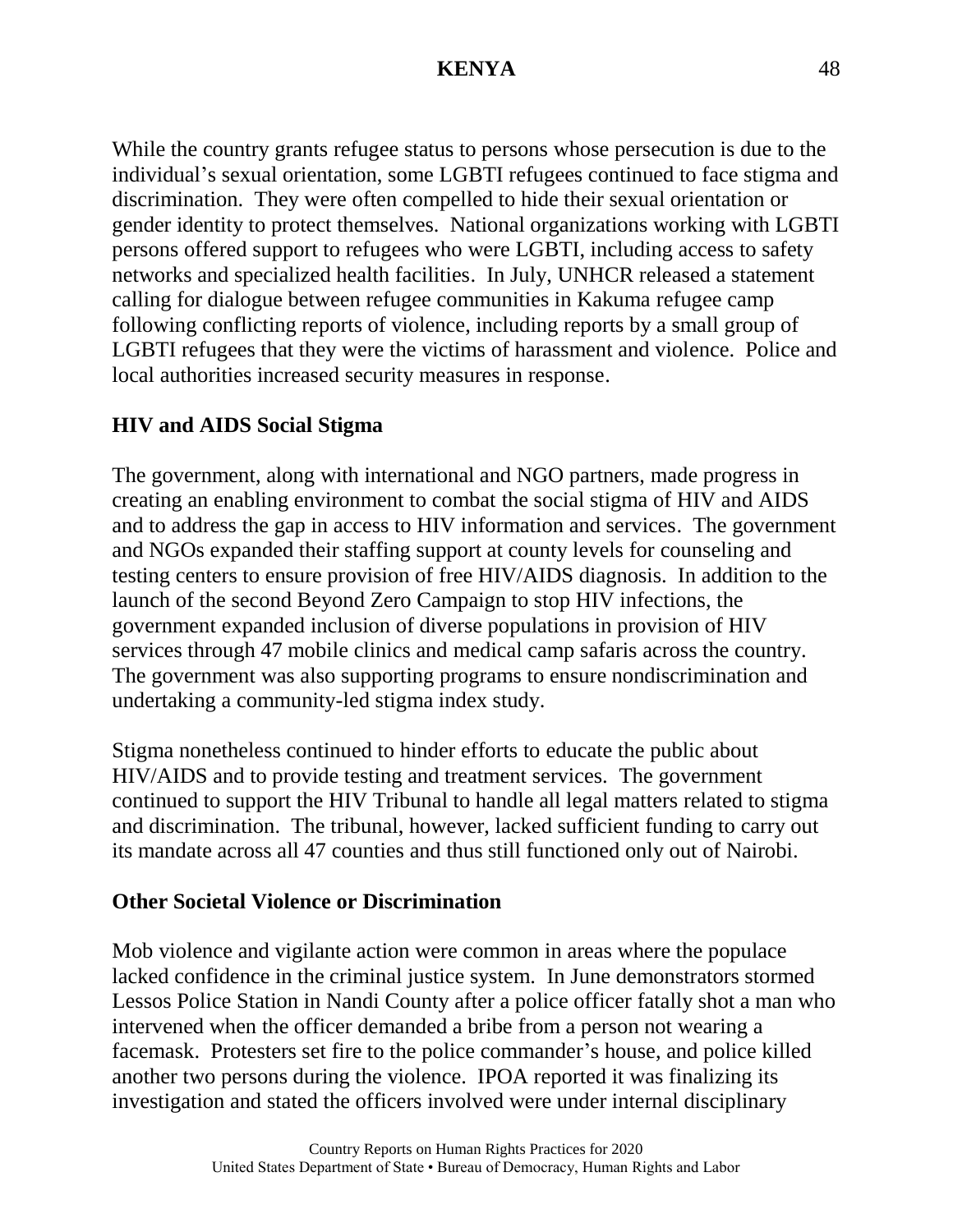While the country grants refugee status to persons whose persecution is due to the individual's sexual orientation, some LGBTI refugees continued to face stigma and discrimination. They were often compelled to hide their sexual orientation or gender identity to protect themselves. National organizations working with LGBTI persons offered support to refugees who were LGBTI, including access to safety networks and specialized health facilities. In July, UNHCR released a statement calling for dialogue between refugee communities in Kakuma refugee camp following conflicting reports of violence, including reports by a small group of LGBTI refugees that they were the victims of harassment and violence. Police and local authorities increased security measures in response.

## HIV and AIDS Social Stigma

The government, along with international and NGO partners, made progress in creating an enabling environment to combat the social stigma of HIV and AIDS and to address the gap in access to HIV information and services. The government and NGOs expanded their staffing support at county levels for counseling and testing centers to ensure provision of free HIV/AIDS diagnosis. In addition to the launch of the second Beyond Zero Campaign to stop HIV infections, the government expanded inclusion of diverse populations in provision of HIV services through 47 mobile clinics and medical camp safaris across the country. The government was also supporting programs to ensure nondiscrimination and undertaking a community-led stigma index study.

Stigma nonetheless continued to hinder efforts to educate the public about HIV/AIDS and to provide testing and treatment services. The government continued to support the HIV Tribunal to handle all legal matters related to stigma and discrimination. The tribunal, however, lacked sufficient funding to carry out its mandate across all 47 counties and thus still functioned only out of Nairobi.

## Other Societal Violence or Discrimination

Mob violence and vigilante action were common in areas where the populace lacked confidence in the criminal justice system. In June demonstrators stormed Lessos Police Station in Nandi County after a police officer fatally shot a man who intervened when the officer demanded a bribe from a person not wearing a facemask. Protesters set fire to the police commander's house, and police killed another two persons during the violence. IPOA reported it was finalizing its investigation and stated the officers involved were under internal disciplinary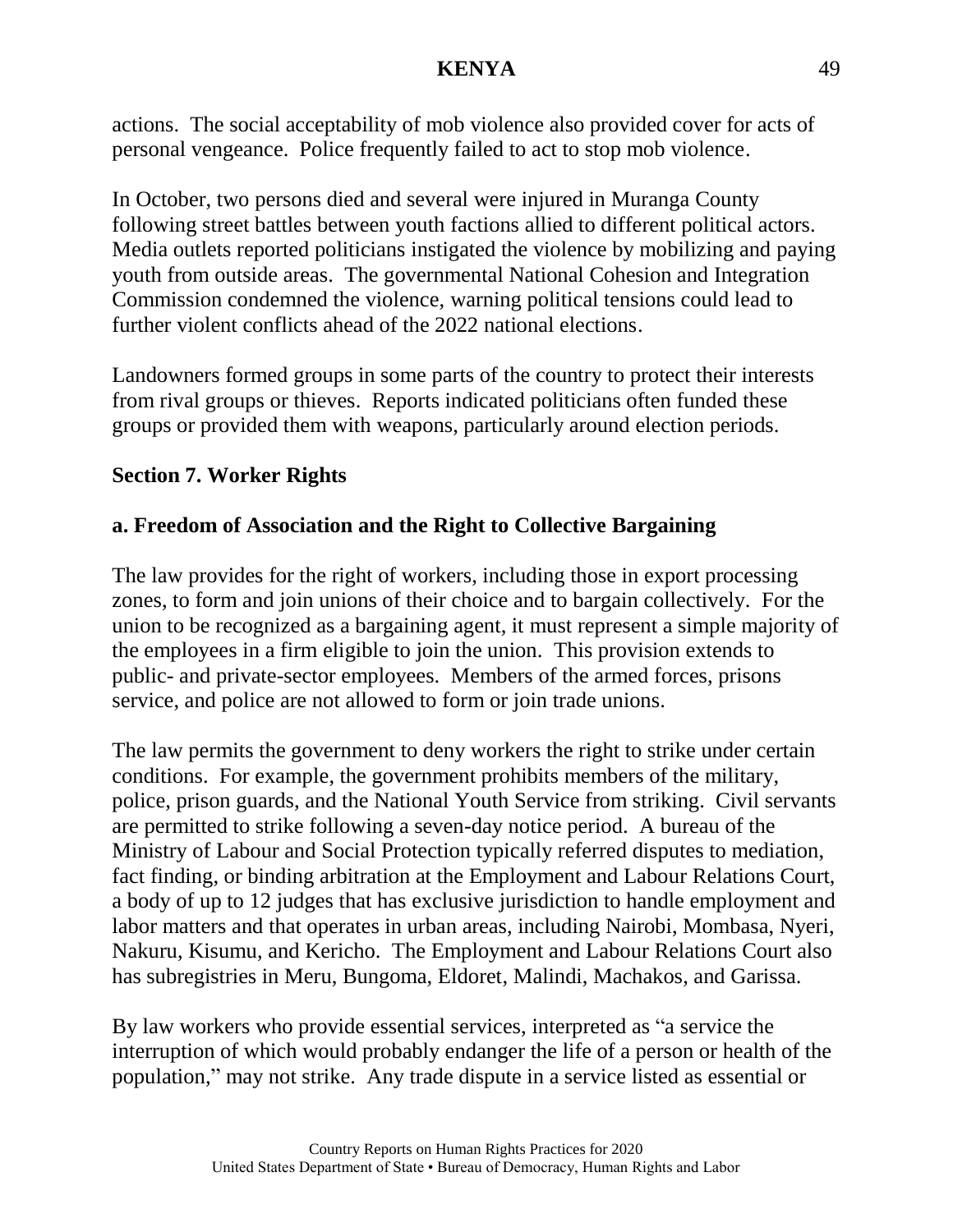actions. The social acceptability of mob violence also provided cover for acts of personal vengeance. Police frequently failed to act to stop mob violence.

In October, two persons died and several were injured in Muranga County following street battles between youth factions allied to different political actors. Media outlets reported politicians instigated the violence by mobilizing and paying youth from outside areas. The governmental National Cohesion and Integration Commission condemned the violence, warning political tensions could lead to further violent conflicts ahead of the 2022 national elections.

Landowners formed groups in some parts of the country to protect their interests from rival groups or thieves. Reports indicated politicians often funded these groups or provided them with weapons, particularly around election periods.

## Section 7. Worker Rights

### a. Freedom of Association and the Right to Collective Bargaining

The law provides for the right of workers, including those in export processing zones, to form and join unions of their choice and to bargain collectively. For the union to be recognized as a bargaining agent, it must represent a simple majority of the employees in a firm eligible to join the union. This provision extends to public- and private-sector employees. Members of the armed forces, prisons service, and police are not allowed to form or join trade unions.

The law permits the government to deny workers the right to strike under certain conditions. For example, the government prohibits members of the military, police, prison guards, and the National Youth Service from striking. Civil servants are permitted to strike following a seven-day notice period. A bureau of the Ministry of Labour and Social Protection typically referred disputes to mediation, fact finding, or binding arbitration at the Employment and Labour Relations Court, a body of up to 12 judges that has exclusive jurisdiction to handle employment and labor matters and that operates in urban areas, including Nairobi, Mombasa, Nyeri, Nakuru, Kisumu, and Kericho. The Employment and Labour Relations Court also has subregistries in Meru, Bungoma, Eldoret, Malindi, Machakos, and Garissa.

By law workers who provide essential services, interpreted as "a service the interruption of which would probably endanger the life of a person or health of the population," may not strike. Any trade dispute in a service listed as essential or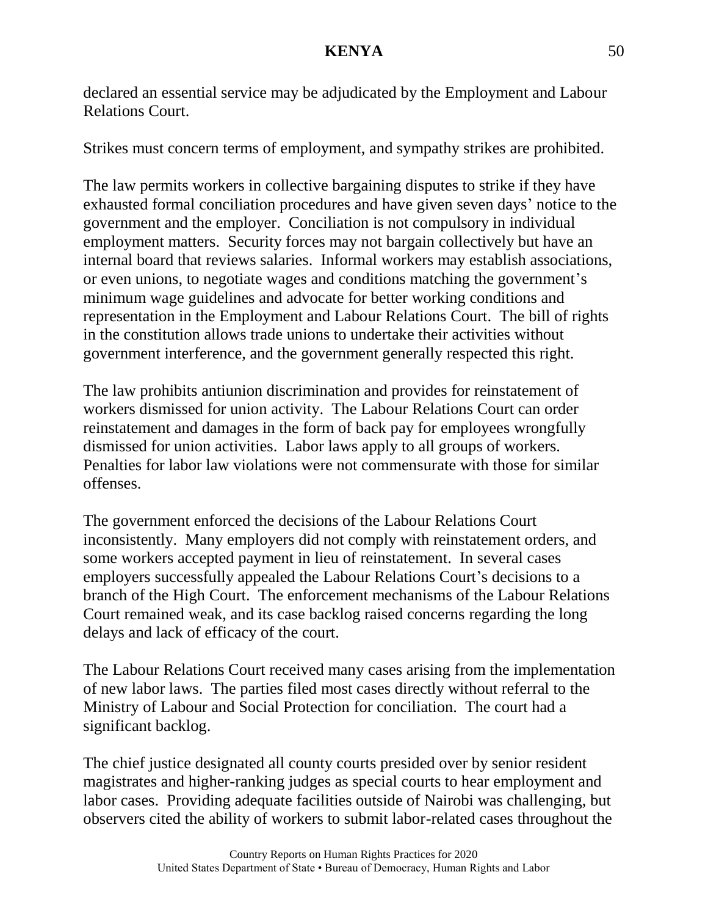declared an essential service may be adjudicated by the Employment and Labour Relations Court.

Strikes must concern terms of employment, and sympathy strikes are prohibited.

The law permits workers in collective bargaining disputes to strike if they have exhausted formal conciliation procedures and have given seven days' notice to the government and the employer. Conciliation is not compulsory in individual employment matters. Security forces may not bargain collectively but have an internal board that reviews salaries. Informal workers may establish associations, or even unions, to negotiate wages and conditions matching the government's minimum wage guidelines and advocate for better working conditions and representation in the Employment and Labour Relations Court. The bill of rights in the constitution allows trade unions to undertake their activities without government interference, and the government generally respected this right.

The law prohibits antiunion discrimination and provides for reinstatement of workers dismissed for union activity. The Labour Relations Court can order reinstatement and damages in the form of back pay for employees wrongfully dismissed for union activities. Labor laws apply to all groups of workers. Penalties for labor law violations were not commensurate with those for similar offenses.

The government enforced the decisions of the Labour Relations Court inconsistently. Many employers did not comply with reinstatement orders, and some workers accepted payment in lieu of reinstatement. In several cases employers successfully appealed the Labour Relations Court's decisions to a branch of the High Court. The enforcement mechanisms of the Labour Relations Court remained weak, and its case backlog raised concerns regarding the long delays and lack of efficacy of the court.

The Labour Relations Court received many cases arising from the implementation of new labor laws. The parties filed most cases directly without referral to the Ministry of Labour and Social Protection for conciliation. The court had a significant backlog.

The chief justice designated all county courts presided over by senior resident magistrates and higher-ranking judges as special courts to hear employment and labor cases. Providing adequate facilities outside of Nairobi was challenging, but observers cited the ability of workers to submit labor-related cases throughout the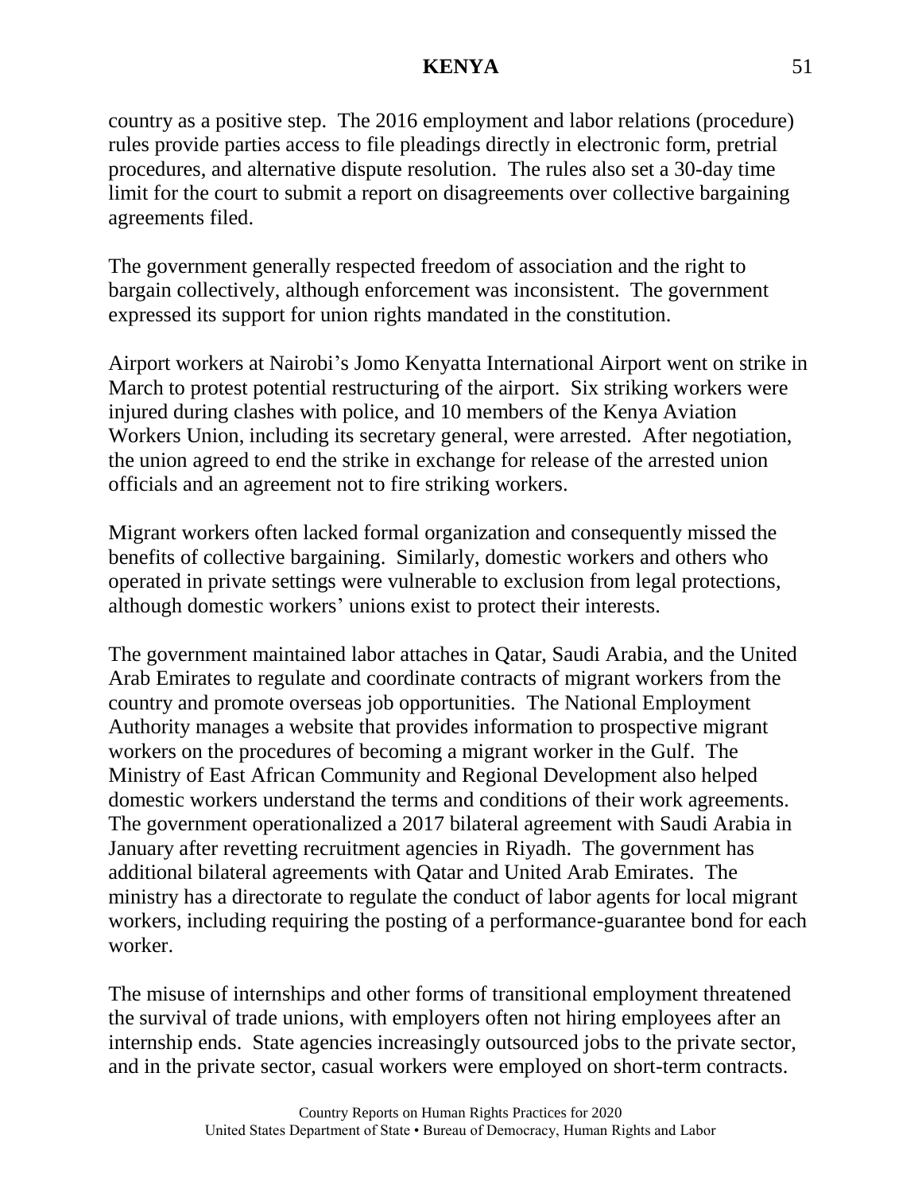country as a positive step. The 2016 employment and labor relations (procedure) rules provide parties access to file pleadings directly in electronic form, pretrial procedures, and alternative dispute resolution. The rules also set a 30-day time limit for the court to submit a report on disagreements over collective bargaining agreements filed.

The government generally respected freedom of association and the right to bargain collectively, although enforcement was inconsistent. The government expressed its support for union rights mandated in the constitution.

Airport workers at Nairobi's Jomo Kenyatta International Airport went on strike in March to protest potential restructuring of the airport. Six striking workers were injured during clashes with police, and 10 members of the Kenya Aviation Workers Union, including its secretary general, were arrested. After negotiation, the union agreed to end the strike in exchange for release of the arrested union officials and an agreement not to fire striking workers.

Migrant workers often lacked formal organization and consequently missed the benefits of collective bargaining. Similarly, domestic workers and others who operated in private settings were vulnerable to exclusion from legal protections, although domestic workers' unions exist to protect their interests.

The government maintained labor attaches in Qatar, Saudi Arabia, and the United Arab Emirates to regulate and coordinate contracts of migrant workers from the country and promote overseas job opportunities. The National Employment Authority manages a website that provides information to prospective migrant workers on the procedures of becoming a migrant worker in the Gulf. The Ministry of East African Community and Regional Development also helped domestic workers understand the terms and conditions of their work agreements. The government operationalized a 2017 bilateral agreement with Saudi Arabia in January after revetting recruitment agencies in Riyadh. The government has additional bilateral agreements with Qatar and United Arab Emirates. The ministry has a directorate to regulate the conduct of labor agents for local migrant workers, including requiring the posting of a performance-guarantee bond for each worker.

The misuse of internships and other forms of transitional employment threatened the survival of trade unions, with employers often not hiring employees after an internship ends. State agencies increasingly outsourced jobs to the private sector, and in the private sector, casual workers were employed on short-term contracts.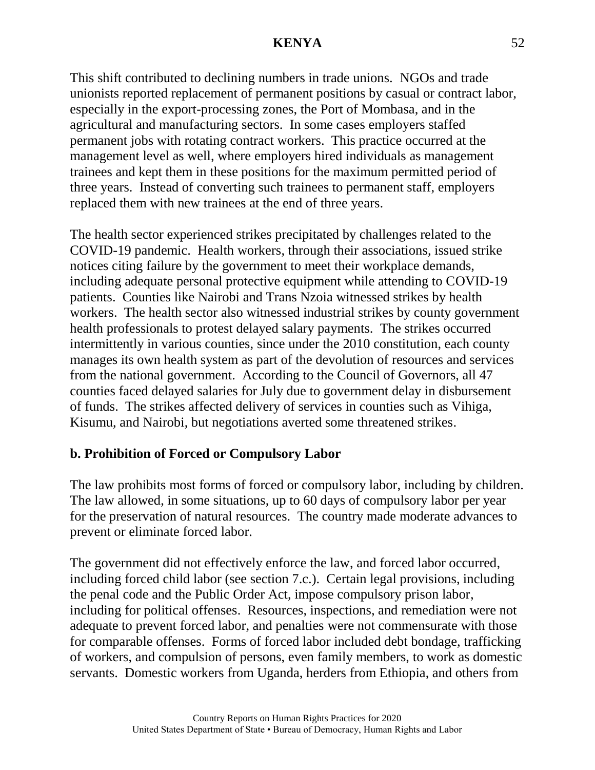This shift contributed to declining numbers in trade unions. NGOs and trade unionists reported replacement of permanent positions by casual or contract labor, especially in the export-processing zones, the Port of Mombasa, and in the agricultural and manufacturing sectors. In some cases employers staffed permanent jobs with rotating contract workers. This practice occurred at the management level as well, where employers hired individuals as management trainees and kept them in these positions for the maximum permitted period of three years. Instead of converting such trainees to permanent staff, employers replaced them with new trainees at the end of three years.

The health sector experienced strikes precipitated by challenges related to the COVID-19 pandemic. Health workers, through their associations, issued strike notices citing failure by the government to meet their workplace demands, including adequate personal protective equipment while attending to COVID-19 patients. Counties like Nairobi and Trans Nzoia witnessed strikes by health workers. The health sector also witnessed industrial strikes by county government health professionals to protest delayed salary payments. The strikes occurred intermittently in various counties, since under the 2010 constitution, each county manages its own health system as part of the devolution of resources and services from the national government. According to the Council of Governors, all 47 counties faced delayed salaries for July due to government delay in disbursement of funds. The strikes affected delivery of services in counties such as Vihiga, Kisumu, and Nairobi, but negotiations averted some threatened strikes.

**b. Prohibition of Forced or Compulsory Labor**

The law prohibits most forms of forced or compulsory labor, including by children. The law allowed, in some situations, up to 60 days of compulsory labor per year for the preservation of natural resources. The country made moderate advances to prevent or eliminate forced labor.

The government did not effectively enforce the law, and forced labor occurred, including forced child labor (see section 7.c.). Certain legal provisions, including the penal code and the Public Order Act, impose compulsory prison labor, including for political offenses. Resources, inspections, and remediation were not adequate to prevent forced labor, and penalties were not commensurate with those for comparable offenses. Forms of forced labor included debt bondage, trafficking of workers, and compulsion of persons, even family members, to work as domestic servants. Domestic workers from Uganda, herders from Ethiopia, and others from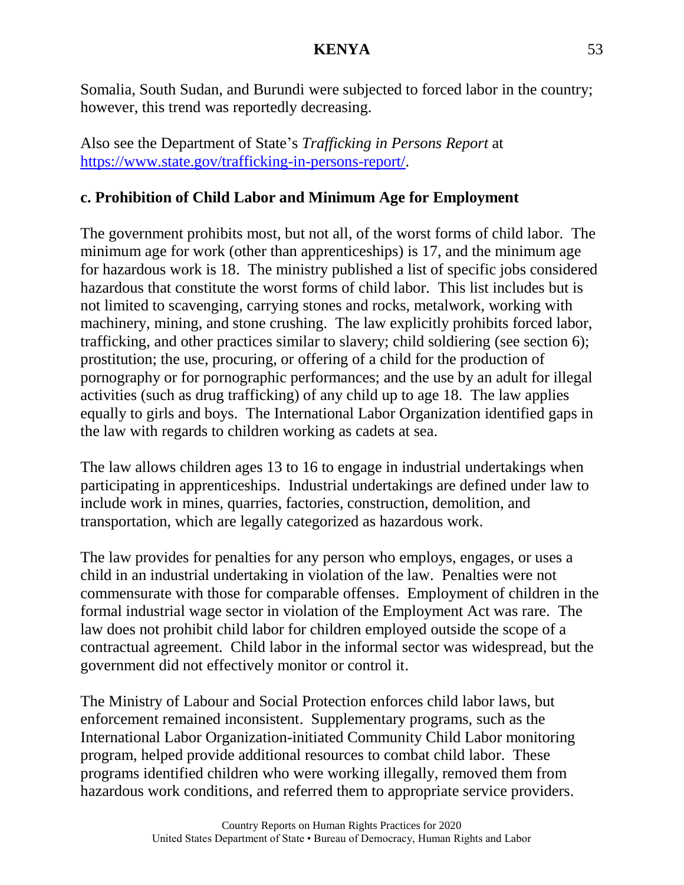Somalia, South Sudan, and Burundi were subjected to forced labor in the country; however, this trend was reportedly decreasing.

Also see the Department of State's *Trafficking in Persons Report* at [https://www.state.gov/trafficking-in-persons-report/](https://www.state.gov/trafficking-in-persons-report/).

**c. Prohibition of Child Labor and Minimum Age for Employment**

The government prohibits most, but not all, of the worst forms of child labor. The minimum age for work (other than apprenticeships) is 17, and the minimum age for hazardous work is 18. The ministry published a list of specific jobs considered hazardous that constitute the worst forms of child labor. This list includes but is not limited to scavenging, carrying stones and rocks, metalwork, working with machinery, mining, and stone crushing. The law explicitly prohibits forced labor, trafficking, and other practices similar to slavery; child soldiering (see section 6); prostitution; the use, procuring, or offering of a child for the production of pornography or for pornographic performances; and the use by an adult for illegal activities (such as drug trafficking) of any child up to age 18. The law applies equally to girls and boys. The International Labor Organization identified gaps in the law with regards to children working as cadets at sea.

The law allows children ages 13 to 16 to engage in industrial undertakings when participating in apprenticeships. Industrial undertakings are defined under law to include work in mines, quarries, factories, construction, demolition, and transportation, which are legally categorized as hazardous work.

The law provides for penalties for any person who employs, engages, or uses a child in an industrial undertaking in violation of the law. Penalties were not commensurate with those for comparable offenses. Employment of children in the formal industrial wage sector in violation of the Employment Act was rare. The law does not prohibit child labor for children employed outside the scope of a contractual agreement. Child labor in the informal sector was widespread, but the government did not effectively monitor or control it.

The Ministry of Labour and Social Protection enforces child labor laws, but enforcement remained inconsistent. Supplementary programs, such as the International Labor Organization-initiated Community Child Labor monitoring program, helped provide additional resources to combat child labor. These programs identified children who were working illegally, removed them from hazardous work conditions, and referred them to appropriate service providers.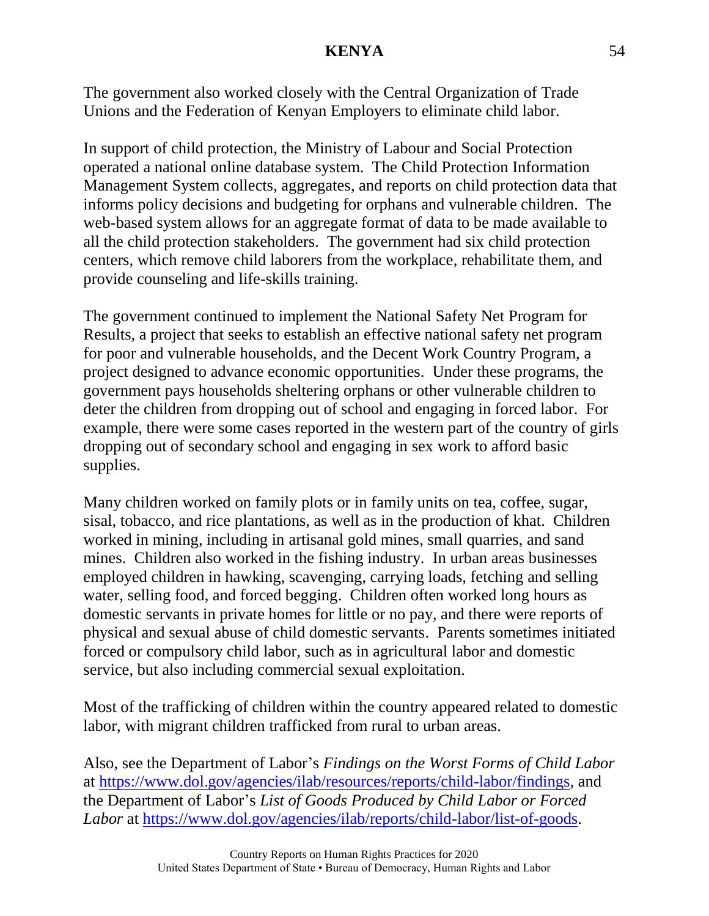The government also worked closely with the Central Organization of Trade Unions and the Federation of Kenyan Employers to eliminate child labor.

In support of child protection, the Ministry of Labour and Social Protection operated a national online database system. The Child Protection Information Management System collects, aggregates, and reports on child protection data that informs policy decisions and budgeting for orphans and vulnerable children. The web-based system allows for an aggregate format of data to be made available to all the child protection stakeholders. The government had six child protection centers, which remove child laborers from the workplace, rehabilitate them, and provide counseling and life-skills training.

The government continued to implement the National Safety Net Program for Results, a project that seeks to establish an effective national safety net program for poor and vulnerable households, and the Decent Work Country Program, a project designed to advance economic opportunities. Under these programs, the government pays households sheltering orphans or other vulnerable children to deter the children from dropping out of school and engaging in forced labor. For example, there were some cases reported in the western part of the country of girls dropping out of secondary school and engaging in sex work to afford basic supplies.

Many children worked on family plots or in family units on tea, coffee, sugar, sisal, tobacco, and rice plantations, as well as in the production of khat. Children worked in mining, including in artisanal gold mines, small quarries, and sand mines. Children also worked in the fishing industry. In urban areas businesses employed children in hawking, scavenging, carrying loads, fetching and selling water, selling food, and forced begging. Children often worked long hours as domestic servants in private homes for little or no pay, and there were reports of physical and sexual abuse of child domestic servants. Parents sometimes initiated forced or compulsory child labor, such as in agricultural labor and domestic service, but also including commercial sexual exploitation.

Most of the trafficking of children within the country appeared related to domestic labor, with migrant children trafficked from rural to urban areas.

Also, see the Department of Labor's *Findings on the Worst Forms of Child Labor* at https://www.dol.gov/agencies/ilab/resources/reports/child-labor/findings, and the Department of Labor's *List of Goods Produced by Child Labor or Forced Labor* at https://www.dol.gov/agencies/ilab/reports/child-labor/list-of-goods.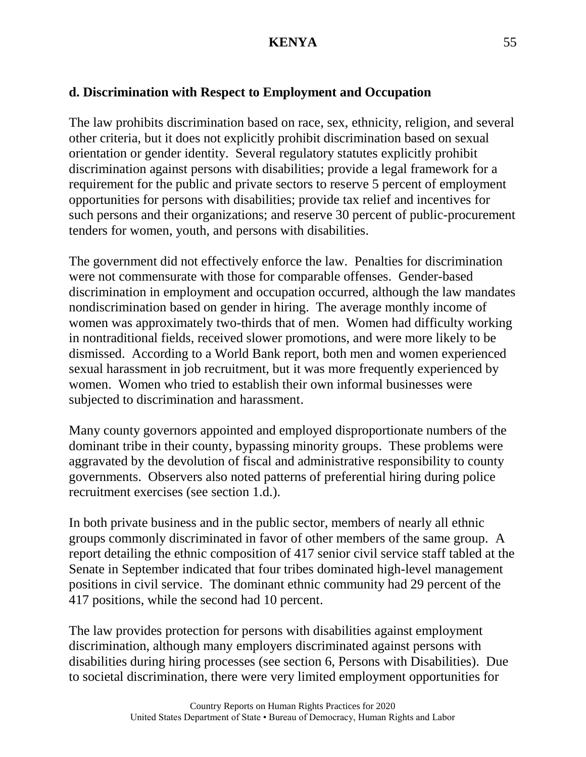### d. Discrimination with Respect to Employment and Occupation

The law prohibits discrimination based on race, sex, ethnicity, religion, and several other criteria, but it does not explicitly prohibit discrimination based on sexual orientation or gender identity. Several regulatory statutes explicitly prohibit discrimination against persons with disabilities; provide a legal framework for a requirement for the public and private sectors to reserve 5 percent of employment opportunities for persons with disabilities; provide tax relief and incentives for such persons and their organizations; and reserve 30 percent of public-procurement tenders for women, youth, and persons with disabilities.

The government did not effectively enforce the law. Penalties for discrimination were not commensurate with those for comparable offenses. Gender-based discrimination in employment and occupation occurred, although the law mandates nondiscrimination based on gender in hiring. The average monthly income of women was approximately two-thirds that of men. Women had difficulty working in nontraditional fields, received slower promotions, and were more likely to be dismissed. According to a World Bank report, both men and women experienced sexual harassment in job recruitment, but it was more frequently experienced by women. Women who tried to establish their own informal businesses were subjected to discrimination and harassment.

Many county governors appointed and employed disproportionate numbers of the dominant tribe in their county, bypassing minority groups. These problems were aggravated by the devolution of fiscal and administrative responsibility to county governments. Observers also noted patterns of preferential hiring during police recruitment exercises (see section 1.d.).

In both private business and in the public sector, members of nearly all ethnic groups commonly discriminated in favor of other members of the same group. A report detailing the ethnic composition of 417 senior civil service staff tabled at the Senate in September indicated that four tribes dominated high-level management positions in civil service. The dominant ethnic community had 29 percent of the 417 positions, while the second had 10 percent.

The law provides protection for persons with disabilities against employment discrimination, although many employers discriminated against persons with disabilities during hiring processes (see section 6, Persons with Disabilities). Due to societal discrimination, there were very limited employment opportunities for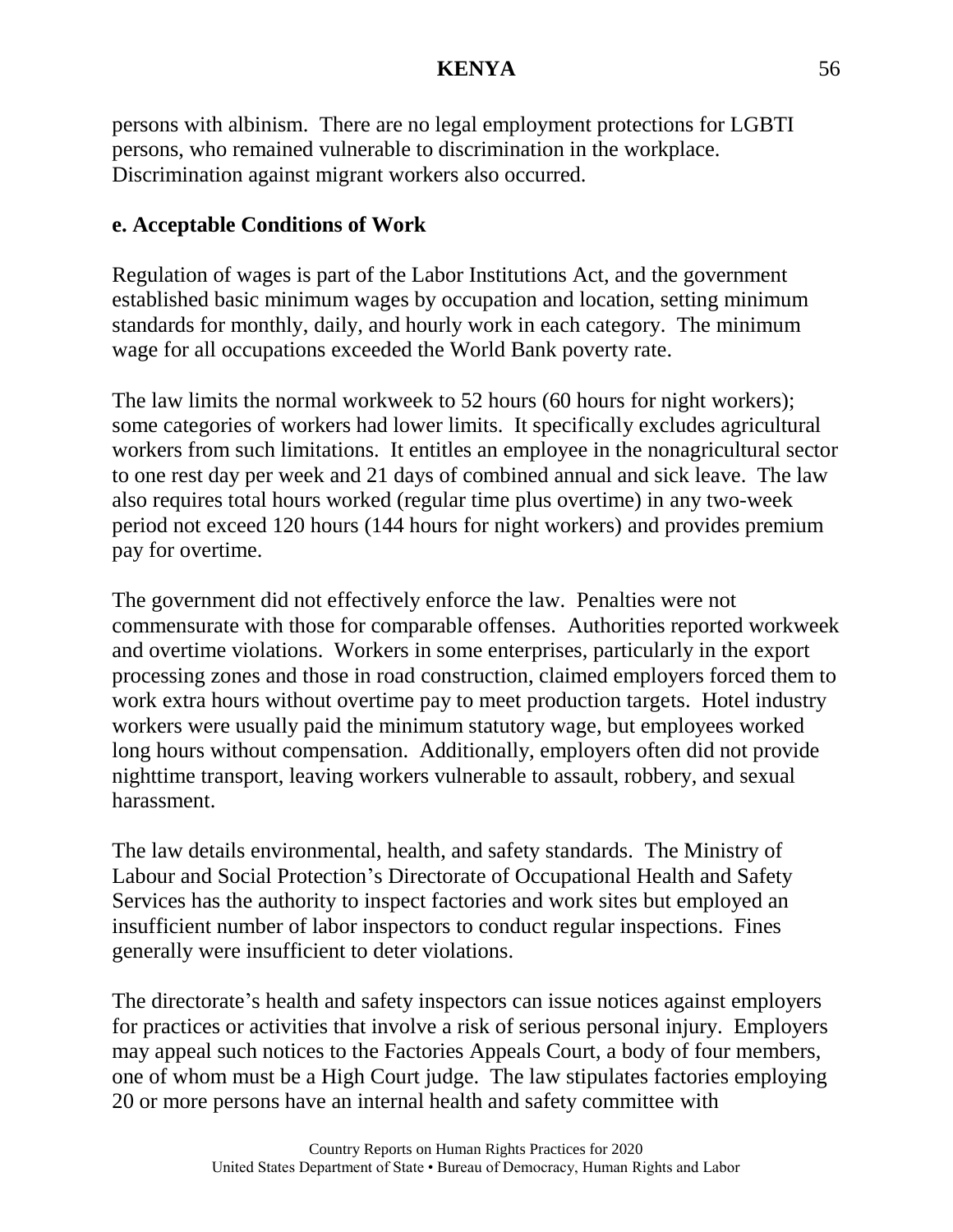persons with albinism. There are no legal employment protections for LGBTI persons, who remained vulnerable to discrimination in the workplace. Discrimination against migrant workers also occurred.

**e. Acceptable Conditions of Work**

Regulation of wages is part of the Labor Institutions Act, and the government established basic minimum wages by occupation and location, setting minimum standards for monthly, daily, and hourly work in each category. The minimum wage for all occupations exceeded the World Bank poverty rate.

The law limits the normal workweek to 52 hours (60 hours for night workers); some categories of workers had lower limits. It specifically excludes agricultural workers from such limitations. It entitles an employee in the nonagricultural sector to one rest day per week and 21 days of combined annual and sick leave. The law also requires total hours worked (regular time plus overtime) in any two-week period not exceed 120 hours (144 hours for night workers) and provides premium pay for overtime.

The government did not effectively enforce the law. Penalties were not commensurate with those for comparable offenses. Authorities reported workweek and overtime violations. Workers in some enterprises, particularly in the export processing zones and those in road construction, claimed employers forced them to work extra hours without overtime pay to meet production targets. Hotel industry workers were usually paid the minimum statutory wage, but employees worked long hours without compensation. Additionally, employers often did not provide nighttime transport, leaving workers vulnerable to assault, robbery, and sexual harassment.

The law details environmental, health, and safety standards. The Ministry of Labour and Social Protection's Directorate of Occupational Health and Safety Services has the authority to inspect factories and work sites but employed an insufficient number of labor inspectors to conduct regular inspections. Fines generally were insufficient to deter violations.

The directorate's health and safety inspectors can issue notices against employers for practices or activities that involve a risk of serious personal injury. Employers may appeal such notices to the Factories Appeals Court, a body of four members, one of whom must be a High Court judge. The law stipulates factories employing 20 or more persons have an internal health and safety committee with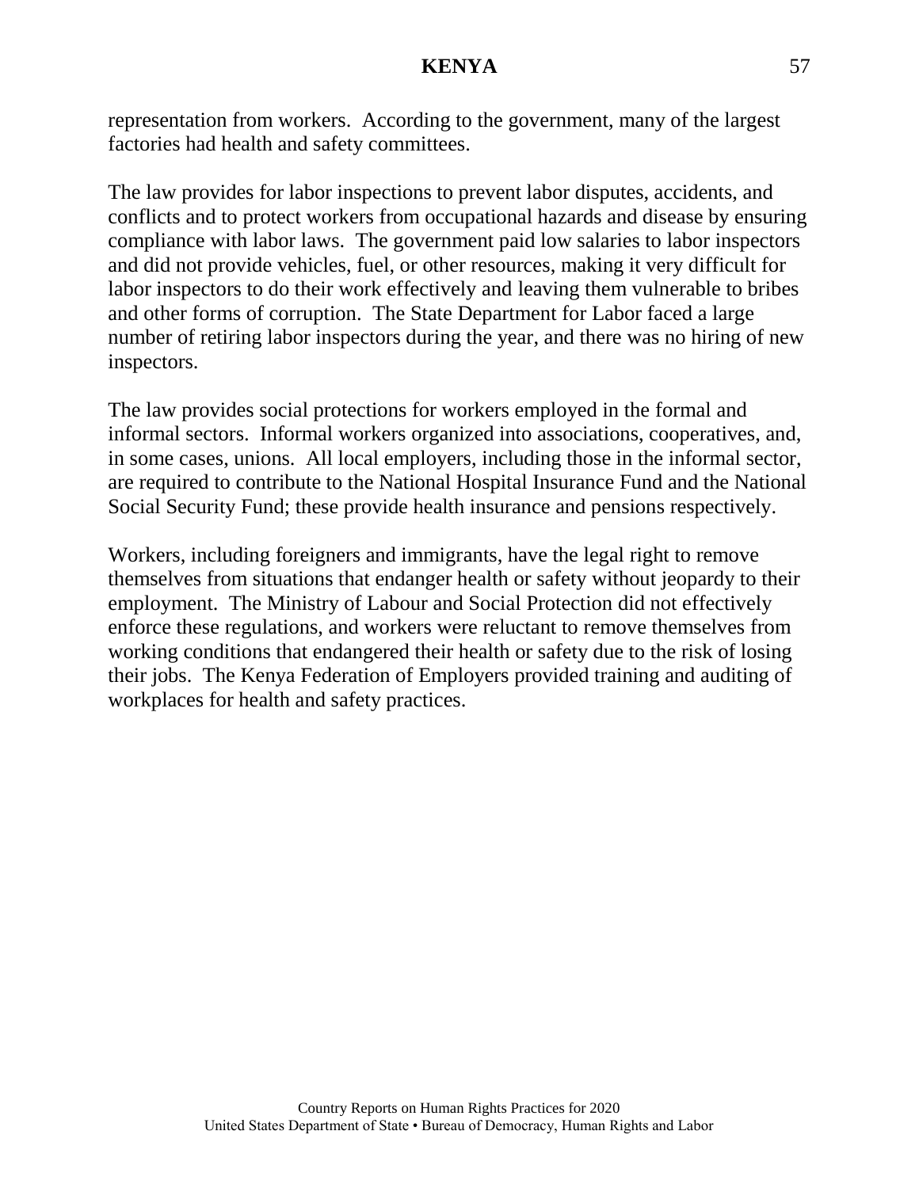representation from workers. According to the government, many of the largest factories had health and safety committees.

The law provides for labor inspections to prevent labor disputes, accidents, and conflicts and to protect workers from occupational hazards and disease by ensuring compliance with labor laws. The government paid low salaries to labor inspectors and did not provide vehicles, fuel, or other resources, making it very difficult for labor inspectors to do their work effectively and leaving them vulnerable to bribes and other forms of corruption. The State Department for Labor faced a large number of retiring labor inspectors during the year, and there was no hiring of new inspectors.

The law provides social protections for workers employed in the formal and informal sectors. Informal workers organized into associations, cooperatives, and, in some cases, unions. All local employers, including those in the informal sector, are required to contribute to the National Hospital Insurance Fund and the National Social Security Fund; these provide health insurance and pensions respectively.

Workers, including foreigners and immigrants, have the legal right to remove themselves from situations that endanger health or safety without jeopardy to their employment. The Ministry of Labour and Social Protection did not effectively enforce these regulations, and workers were reluctant to remove themselves from working conditions that endangered their health or safety due to the risk of losing their jobs. The Kenya Federation of Employers provided training and auditing of workplaces for health and safety practices.